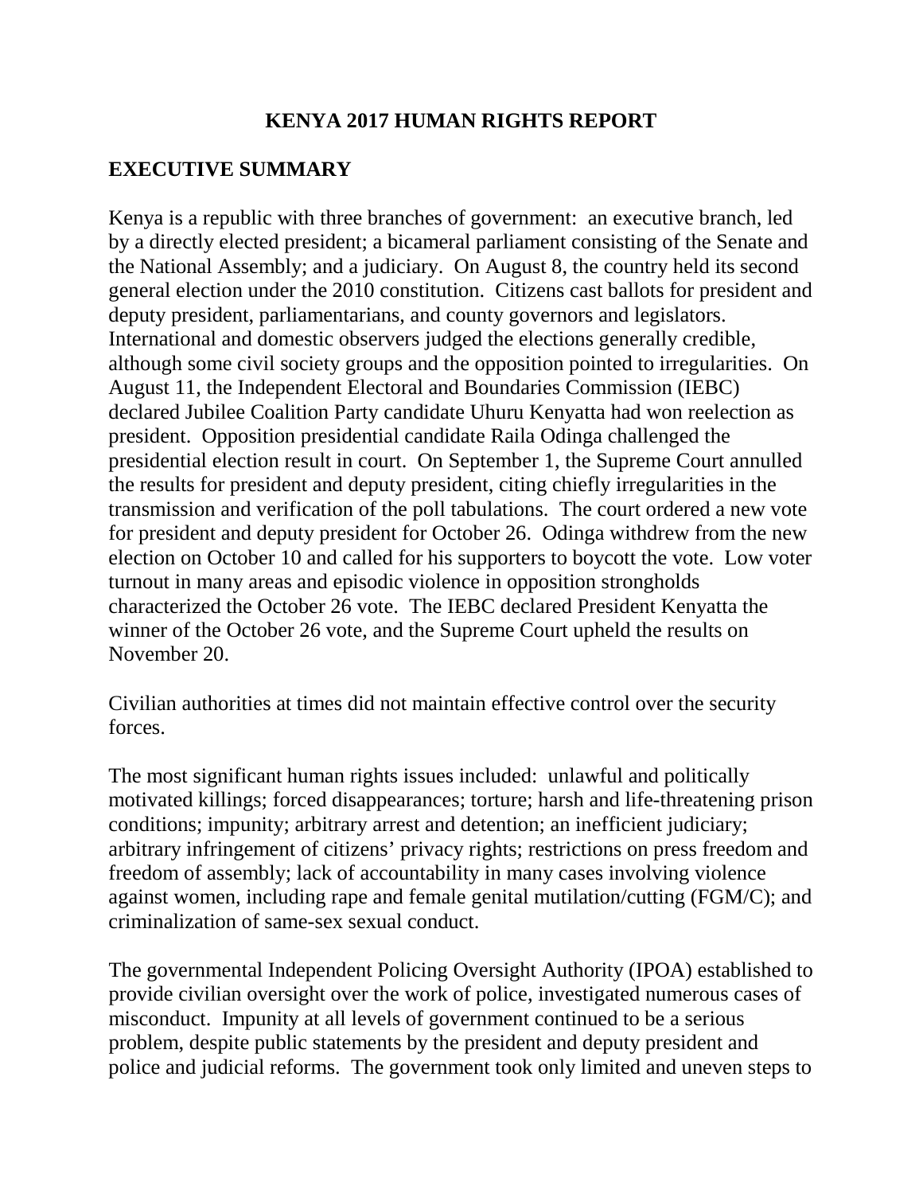# KENYA 2017 HUMAN RIGHTS REPORT

## EXECUTIVE SUMMARY

Kenya is a republic with three branches of government: an executive branch, led by a directly elected president; a bicameral parliament consisting of the Senate and the National Assembly; and a judiciary. On August 8, the country held its second general election under the 2010 constitution. Citizens cast ballots for president and deputy president, parliamentarians, and county governors and legislators. International and domestic observers judged the elections generally credible, although some civil society groups and the opposition pointed to irregularities. On August 11, the Independent Electoral and Boundaries Commission (IEBC) declared Jubilee Coalition Party candidate Uhuru Kenyatta had won reelection as president. Opposition presidential candidate Raila Odinga challenged the presidential election result in court. On September 1, the Supreme Court annulled the results for president and deputy president, citing chiefly irregularities in the transmission and verification of the poll tabulations. The court ordered a new vote for president and deputy president for October 26. Odinga withdrew from the new election on October 10 and called for his supporters to boycott the vote. Low voter turnout in many areas and episodic violence in opposition strongholds characterized the October 26 vote. The IEBC declared President Kenyatta the winner of the October 26 vote, and the Supreme Court upheld the results on November 20.

Civilian authorities at times did not maintain effective control over the security forces.

The most significant human rights issues included: unlawful and politically motivated killings; forced disappearances; torture; harsh and life-threatening prison conditions; impunity; arbitrary arrest and detention; an inefficient judiciary; arbitrary infringement of citizens' privacy rights; restrictions on press freedom and freedom of assembly; lack of accountability in many cases involving violence against women, including rape and female genital mutilation/cutting (FGM/C); and criminalization of same-sex sexual conduct.

The governmental Independent Policing Oversight Authority (IPOA) established to provide civilian oversight over the work of police, investigated numerous cases of misconduct. Impunity at all levels of government continued to be a serious problem, despite public statements by the president and deputy president and police and judicial reforms. The government took only limited and uneven steps to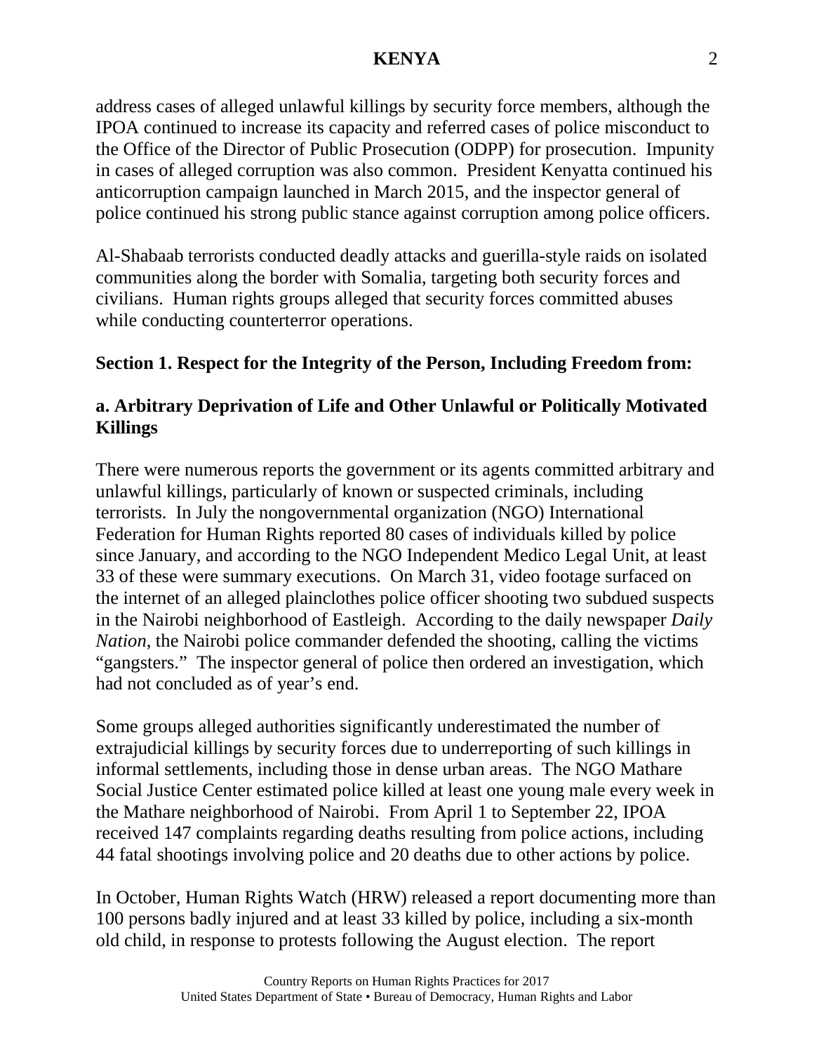address cases of alleged unlawful killings by security force members, although the IPOA continued to increase its capacity and referred cases of police misconduct to the Office of the Director of Public Prosecution (ODPP) for prosecution. Impunity in cases of alleged corruption was also common. President Kenyatta continued his anticorruption campaign launched in March 2015, and the inspector general of police continued his strong public stance against corruption among police officers.

Al-Shabaab terrorists conducted deadly attacks and guerilla-style raids on isolated communities along the border with Somalia, targeting both security forces and civilians. Human rights groups alleged that security forces committed abuses while conducting counterterror operations.

## Section 1. Respect for the Integrity of the Person, Including Freedom from:

### a. Arbitrary Deprivation of Life and Other Unlawful or Politically Motivated Killings

There were numerous reports the government or its agents committed arbitrary and unlawful killings, particularly of known or suspected criminals, including terrorists. In July the nongovernmental organization (NGO) International Federation for Human Rights reported 80 cases of individuals killed by police since January, and according to the NGO Independent Medico Legal Unit, at least 33 of these were summary executions. On March 31, video footage surfaced on the internet of an alleged plainclothes police officer shooting two subdued suspects in the Nairobi neighborhood of Eastleigh. According to the daily newspaper *Daily Nation*, the Nairobi police commander defended the shooting, calling the victims "gangsters." The inspector general of police then ordered an investigation, which had not concluded as of year's end.

Some groups alleged authorities significantly underestimated the number of extrajudicial killings by security forces due to underreporting of such killings in informal settlements, including those in dense urban areas. The NGO Mathare Social Justice Center estimated police killed at least one young male every week in the Mathare neighborhood of Nairobi. From April 1 to September 22, IPOA received 147 complaints regarding deaths resulting from police actions, including 44 fatal shootings involving police and 20 deaths due to other actions by police.

In October, Human Rights Watch (HRW) released a report documenting more than 100 persons badly injured and at least 33 killed by police, including a six-month old child, in response to protests following the August election. The report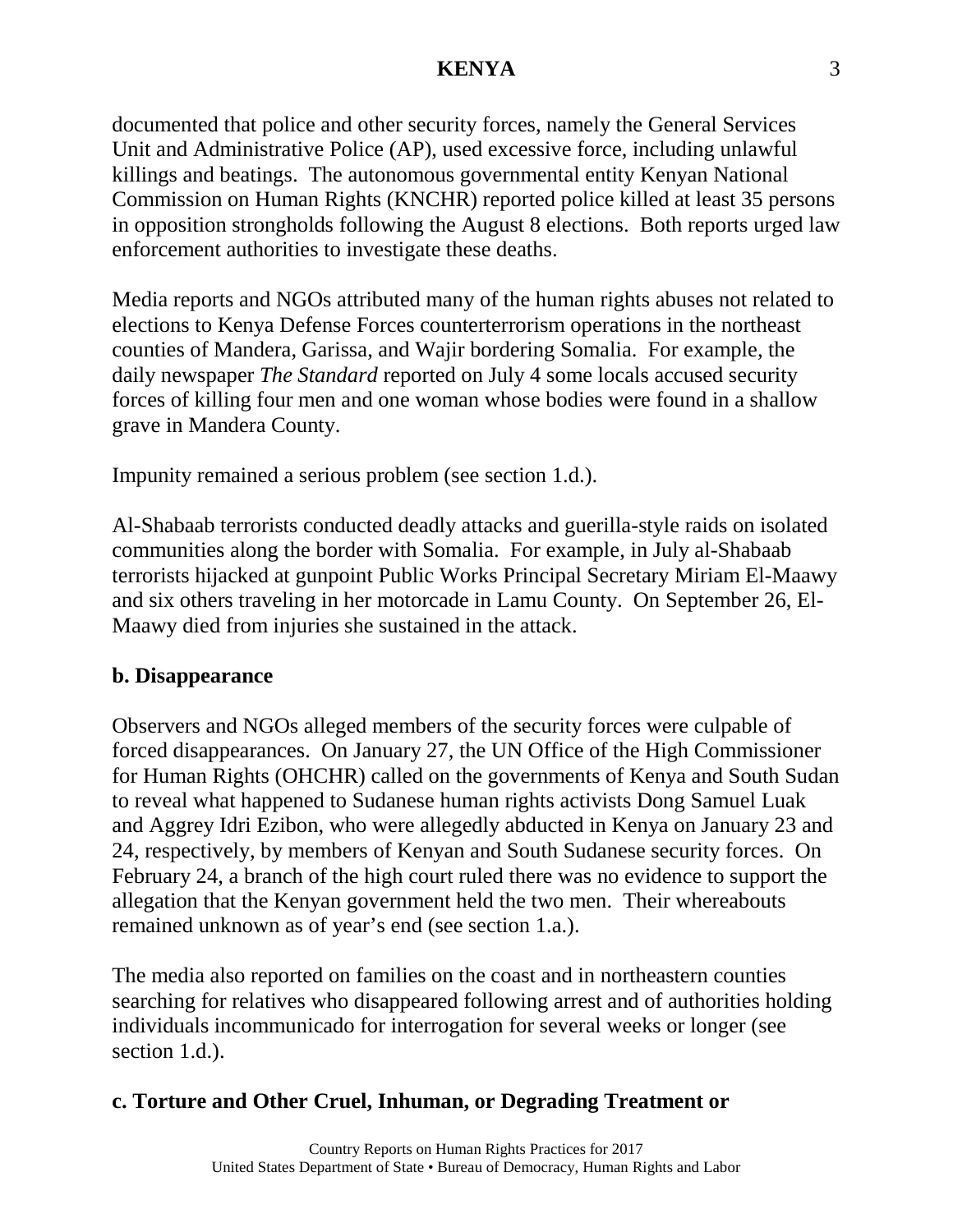documented that police and other security forces, namely the General Services Unit and Administrative Police (AP), used excessive force, including unlawful killings and beatings. The autonomous governmental entity Kenyan National Commission on Human Rights (KNCHR) reported police killed at least 35 persons in opposition strongholds following the August 8 elections. Both reports urged law enforcement authorities to investigate these deaths.

Media reports and NGOs attributed many of the human rights abuses not related to elections to Kenya Defense Forces counterterrorism operations in the northeast counties of Mandera, Garissa, and Wajir bordering Somalia. For example, the daily newspaper *The Standard* reported on July 4 some locals accused security forces of killing four men and one woman whose bodies were found in a shallow grave in Mandera County.

Impunity remained a serious problem (see section 1.d.).

Al-Shabaab terrorists conducted deadly attacks and guerilla-style raids on isolated communities along the border with Somalia. For example, in July al-Shabaab terrorists hijacked at gunpoint Public Works Principal Secretary Miriam El-Maawy and six others traveling in her motorcade in Lamu County. On September 26, El-Maawy died from injuries she sustained in the attack.

### b. Disappearance

Observers and NGOs alleged members of the security forces were culpable of forced disappearances. On January 27, the UN Office of the High Commissioner for Human Rights (OHCHR) called on the governments of Kenya and South Sudan to reveal what happened to Sudanese human rights activists Dong Samuel Luak and Aggrey Idri Ezibon, who were allegedly abducted in Kenya on January 23 and 24, respectively, by members of Kenyan and South Sudanese security forces. On February 24, a branch of the high court ruled there was no evidence to support the allegation that the Kenyan government held the two men. Their whereabouts remained unknown as of year's end (see section 1.a.).

The media also reported on families on the coast and in northeastern counties searching for relatives who disappeared following arrest and of authorities holding individuals incommunicado for interrogation for several weeks or longer (see section 1.d.).

### c. Torture and Other Cruel, Inhuman, or Degrading Treatment or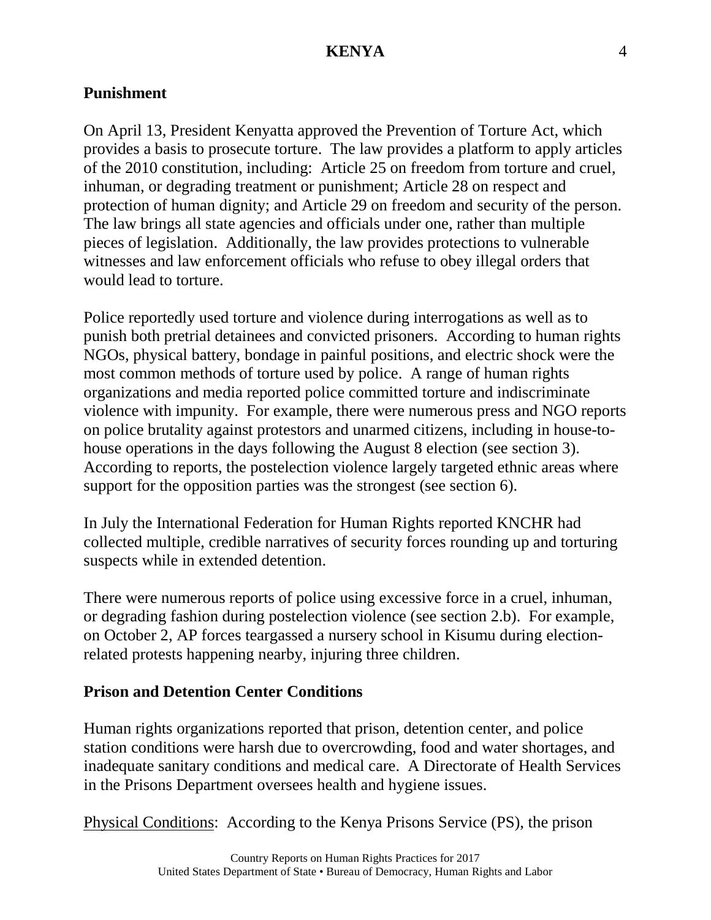**Punishment**

On April 13, President Kenyatta approved the Prevention of Torture Act, which provides a basis to prosecute torture. The law provides a platform to apply articles of the 2010 constitution, including: Article 25 on freedom from torture and cruel, inhuman, or degrading treatment or punishment; Article 28 on respect and protection of human dignity; and Article 29 on freedom and security of the person. The law brings all state agencies and officials under one, rather than multiple pieces of legislation. Additionally, the law provides protections to vulnerable witnesses and law enforcement officials who refuse to obey illegal orders that would lead to torture.

Police reportedly used torture and violence during interrogations as well as to punish both pretrial detainees and convicted prisoners. According to human rights NGOs, physical battery, bondage in painful positions, and electric shock were the most common methods of torture used by police. A range of human rights organizations and media reported police committed torture and indiscriminate violence with impunity. For example, there were numerous press and NGO reports on police brutality against protestors and unarmed citizens, including in house-to-house operations in the days following the August 8 election (see section 3). According to reports, the postelection violence largely targeted ethnic areas where support for the opposition parties was the strongest (see section 6).

In July the International Federation for Human Rights reported KNCHR had collected multiple, credible narratives of security forces rounding up and torturing suspects while in extended detention.

There were numerous reports of police using excessive force in a cruel, inhuman, or degrading fashion during postelection violence (see section 2.b). For example, on October 2, AP forces teargassed a nursery school in Kisumu during election-related protests happening nearby, injuring three children.

**Prison and Detention Center Conditions**

Human rights organizations reported that prison, detention center, and police station conditions were harsh due to overcrowding, food and water shortages, and inadequate sanitary conditions and medical care. A Directorate of Health Services in the Prisons Department oversees health and hygiene issues.

Physical Conditions: According to the Kenya Prisons Service (PS), the prison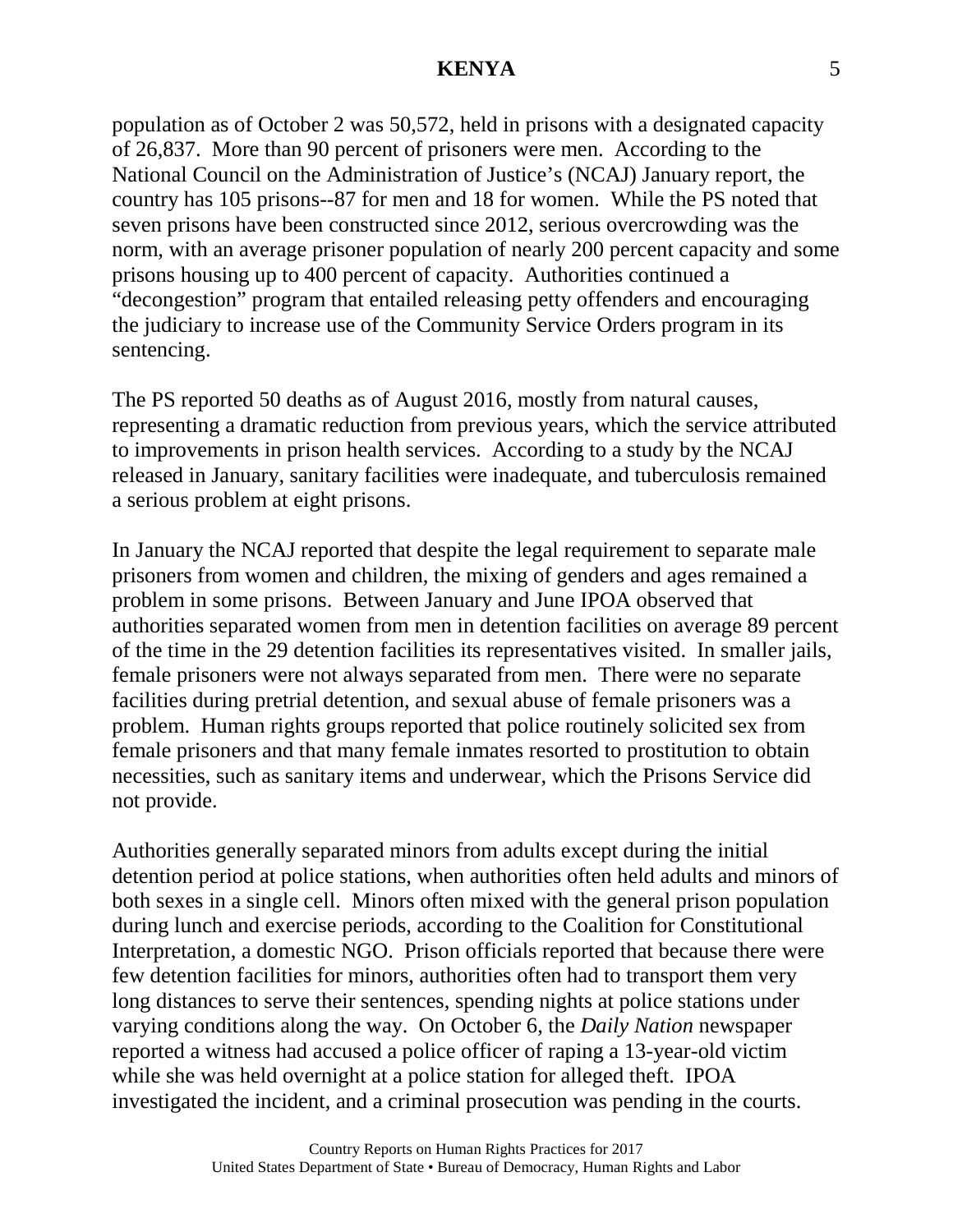population as of October 2 was 50,572, held in prisons with a designated capacity of 26,837. More than 90 percent of prisoners were men. According to the National Council on the Administration of Justice's (NCAJ) January report, the country has 105 prisons--87 for men and 18 for women. While the PS noted that seven prisons have been constructed since 2012, serious overcrowding was the norm, with an average prisoner population of nearly 200 percent capacity and some prisons housing up to 400 percent of capacity. Authorities continued a "decongestion" program that entailed releasing petty offenders and encouraging the judiciary to increase use of the Community Service Orders program in its sentencing.

The PS reported 50 deaths as of August 2016, mostly from natural causes, representing a dramatic reduction from previous years, which the service attributed to improvements in prison health services. According to a study by the NCAJ released in January, sanitary facilities were inadequate, and tuberculosis remained a serious problem at eight prisons.

In January the NCAJ reported that despite the legal requirement to separate male prisoners from women and children, the mixing of genders and ages remained a problem in some prisons. Between January and June IPOA observed that authorities separated women from men in detention facilities on average 89 percent of the time in the 29 detention facilities its representatives visited. In smaller jails, female prisoners were not always separated from men. There were no separate facilities during pretrial detention, and sexual abuse of female prisoners was a problem. Human rights groups reported that police routinely solicited sex from female prisoners and that many female inmates resorted to prostitution to obtain necessities, such as sanitary items and underwear, which the Prisons Service did not provide.

Authorities generally separated minors from adults except during the initial detention period at police stations, when authorities often held adults and minors of both sexes in a single cell. Minors often mixed with the general prison population during lunch and exercise periods, according to the Coalition for Constitutional Interpretation, a domestic NGO. Prison officials reported that because there were few detention facilities for minors, authorities often had to transport them very long distances to serve their sentences, spending nights at police stations under varying conditions along the way. On October 6, the *Daily Nation* newspaper reported a witness had accused a police officer of raping a 13-year-old victim while she was held overnight at a police station for alleged theft. IPOA investigated the incident, and a criminal prosecution was pending in the courts.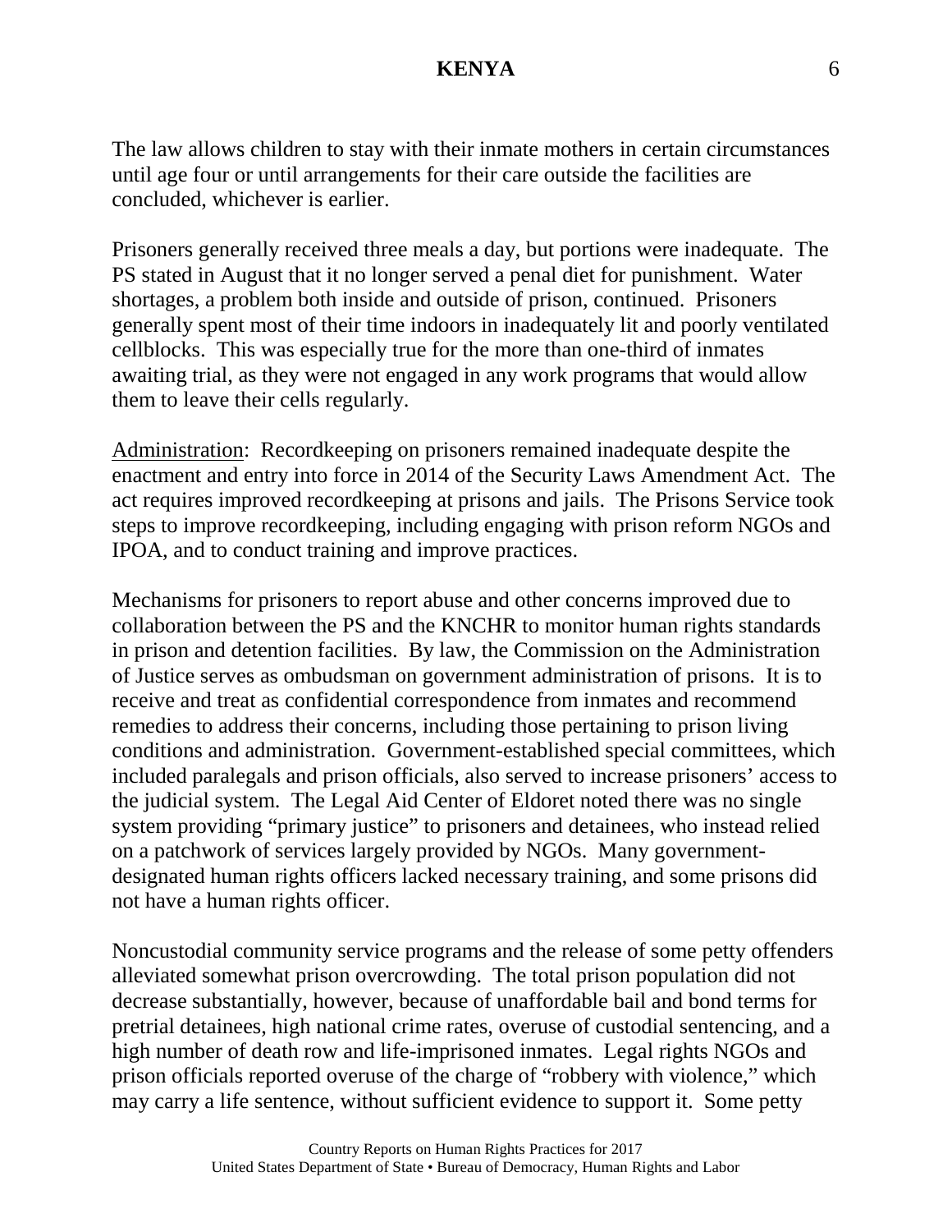The law allows children to stay with their inmate mothers in certain circumstances until age four or until arrangements for their care outside the facilities are concluded, whichever is earlier.

Prisoners generally received three meals a day, but portions were inadequate. The PS stated in August that it no longer served a penal diet for punishment. Water shortages, a problem both inside and outside of prison, continued. Prisoners generally spent most of their time indoors in inadequately lit and poorly ventilated cellblocks. This was especially true for the more than one-third of inmates awaiting trial, as they were not engaged in any work programs that would allow them to leave their cells regularly.

Administration: Recordkeeping on prisoners remained inadequate despite the enactment and entry into force in 2014 of the Security Laws Amendment Act. The act requires improved recordkeeping at prisons and jails. The Prisons Service took steps to improve recordkeeping, including engaging with prison reform NGOs and IPOA, and to conduct training and improve practices.

Mechanisms for prisoners to report abuse and other concerns improved due to collaboration between the PS and the KNCHR to monitor human rights standards in prison and detention facilities. By law, the Commission on the Administration of Justice serves as ombudsman on government administration of prisons. It is to receive and treat as confidential correspondence from inmates and recommend remedies to address their concerns, including those pertaining to prison living conditions and administration. Government-established special committees, which included paralegals and prison officials, also served to increase prisoners' access to the judicial system. The Legal Aid Center of Eldoret noted there was no single system providing "primary justice" to prisoners and detainees, who instead relied on a patchwork of services largely provided by NGOs. Many government-designated human rights officers lacked necessary training, and some prisons did not have a human rights officer.

Noncustodial community service programs and the release of some petty offenders alleviated somewhat prison overcrowding. The total prison population did not decrease substantially, however, because of unaffordable bail and bond terms for pretrial detainees, high national crime rates, overuse of custodial sentencing, and a high number of death row and life-imprisoned inmates. Legal rights NGOs and prison officials reported overuse of the charge of "robbery with violence," which may carry a life sentence, without sufficient evidence to support it. Some petty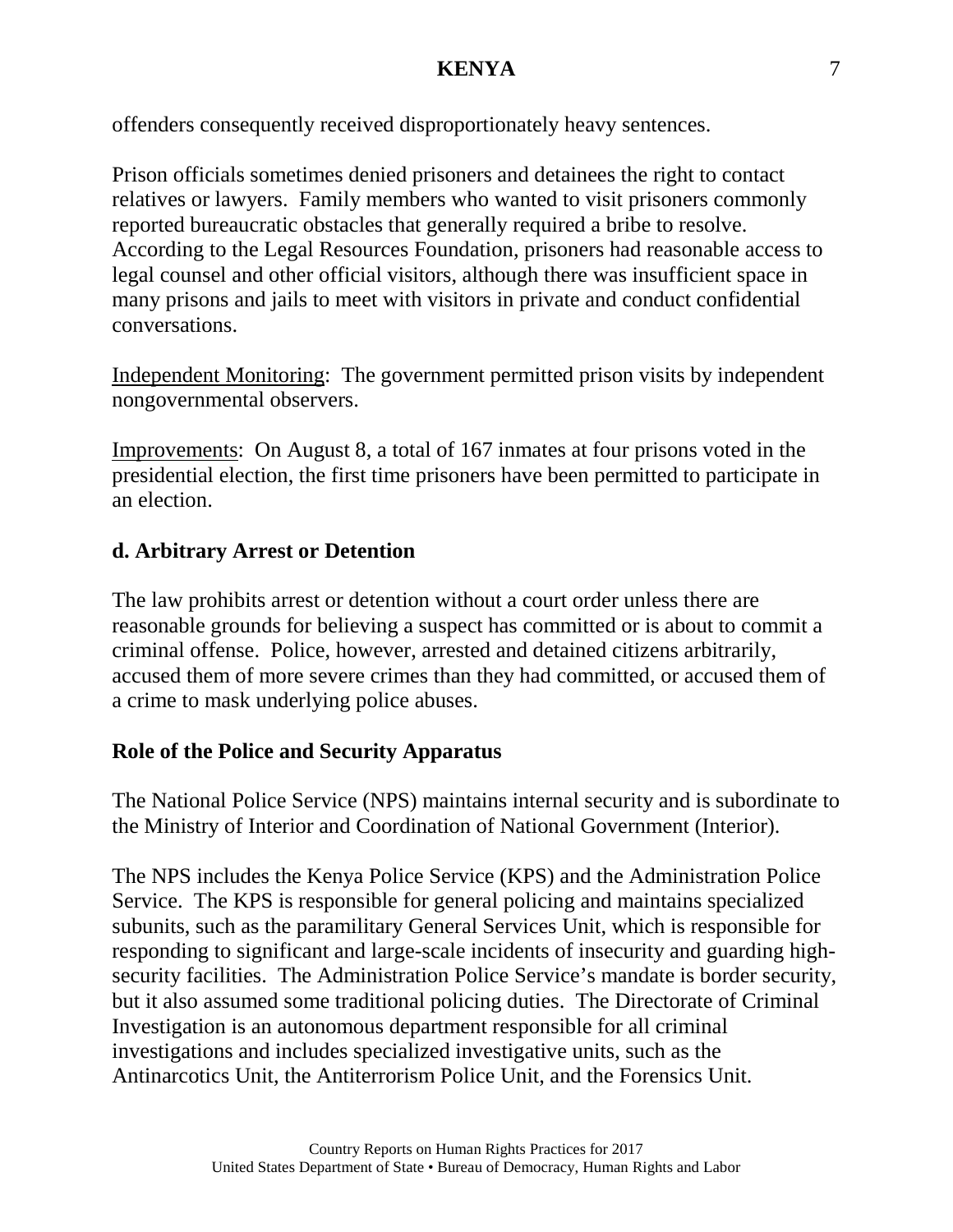offenders consequently received disproportionately heavy sentences.

Prison officials sometimes denied prisoners and detainees the right to contact relatives or lawyers. Family members who wanted to visit prisoners commonly reported bureaucratic obstacles that generally required a bribe to resolve. According to the Legal Resources Foundation, prisoners had reasonable access to legal counsel and other official visitors, although there was insufficient space in many prisons and jails to meet with visitors in private and conduct confidential conversations.

<u>Independent Monitoring</u>: The government permitted prison visits by independent nongovernmental observers.

<u>Improvements</u>: On August 8, a total of 167 inmates at four prisons voted in the presidential election, the first time prisoners have been permitted to participate in an election.

## d. Arbitrary Arrest or Detention

The law prohibits arrest or detention without a court order unless there are reasonable grounds for believing a suspect has committed or is about to commit a criminal offense. Police, however, arrested and detained citizens arbitrarily, accused them of more severe crimes than they had committed, or accused them of a crime to mask underlying police abuses.

### Role of the Police and Security Apparatus

The National Police Service (NPS) maintains internal security and is subordinate to the Ministry of Interior and Coordination of National Government (Interior).

The NPS includes the Kenya Police Service (KPS) and the Administration Police Service. The KPS is responsible for general policing and maintains specialized subunits, such as the paramilitary General Services Unit, which is responsible for responding to significant and large-scale incidents of insecurity and guarding high-security facilities. The Administration Police Service's mandate is border security, but it also assumed some traditional policing duties. The Directorate of Criminal Investigation is an autonomous department responsible for all criminal investigations and includes specialized investigative units, such as the Antinarcotics Unit, the Antiterrorism Police Unit, and the Forensics Unit.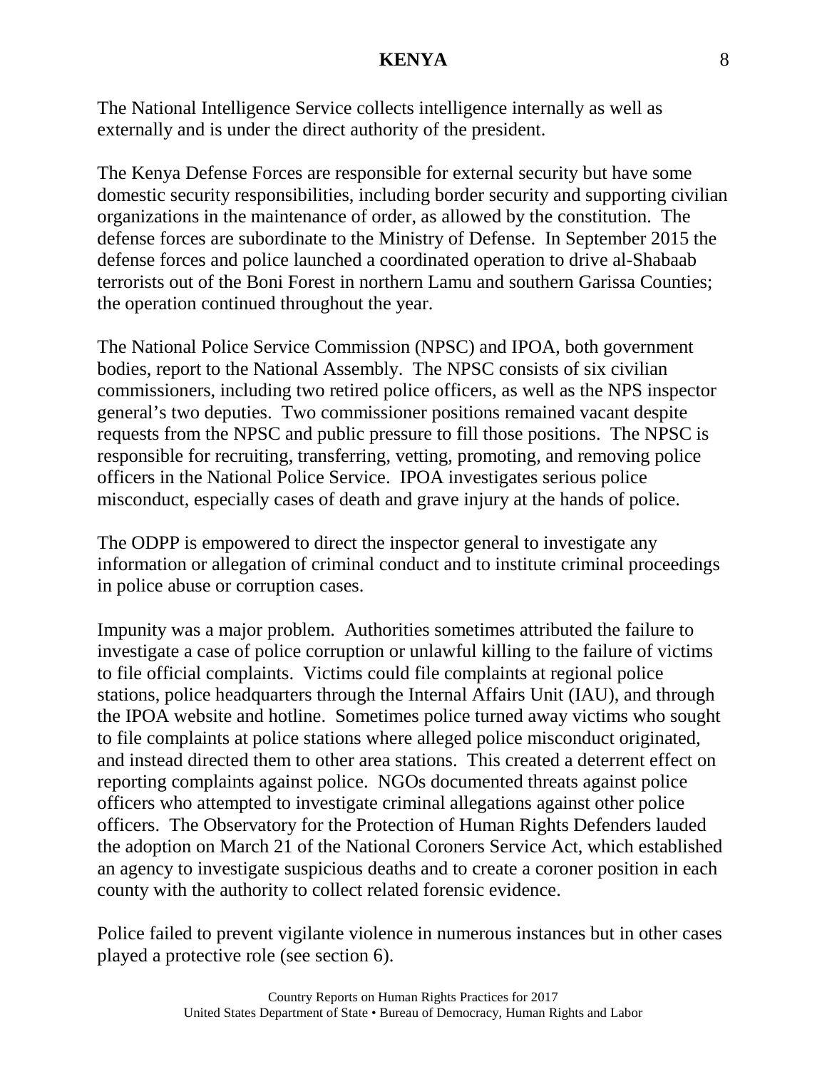The National Intelligence Service collects intelligence internally as well as externally and is under the direct authority of the president.

The Kenya Defense Forces are responsible for external security but have some domestic security responsibilities, including border security and supporting civilian organizations in the maintenance of order, as allowed by the constitution.  The defense forces are subordinate to the Ministry of Defense.  In September 2015 the defense forces and police launched a coordinated operation to drive al-Shabaab terrorists out of the Boni Forest in northern Lamu and southern Garissa Counties; the operation continued throughout the year.

The National Police Service Commission (NPSC) and IPOA, both government bodies, report to the National Assembly.  The NPSC consists of six civilian commissioners, including two retired police officers, as well as the NPS inspector general’s two deputies.  Two commissioner positions remained vacant despite requests from the NPSC and public pressure to fill those positions.  The NPSC is responsible for recruiting, transferring, vetting, promoting, and removing police officers in the National Police Service.  IPOA investigates serious police misconduct, especially cases of death and grave injury at the hands of police.

The ODPP is empowered to direct the inspector general to investigate any information or allegation of criminal conduct and to institute criminal proceedings in police abuse or corruption cases.

Impunity was a major problem.  Authorities sometimes attributed the failure to investigate a case of police corruption or unlawful killing to the failure of victims to file official complaints.  Victims could file complaints at regional police stations, police headquarters through the Internal Affairs Unit (IAU), and through the IPOA website and hotline.  Sometimes police turned away victims who sought to file complaints at police stations where alleged police misconduct originated, and instead directed them to other area stations.  This created a deterrent effect on reporting complaints against police.  NGOs documented threats against police officers who attempted to investigate criminal allegations against other police officers.  The Observatory for the Protection of Human Rights Defenders lauded the adoption on March 21 of the National Coroners Service Act, which established an agency to investigate suspicious deaths and to create a coroner position in each county with the authority to collect related forensic evidence.

Police failed to prevent vigilante violence in numerous instances but in other cases played a protective role (see section 6).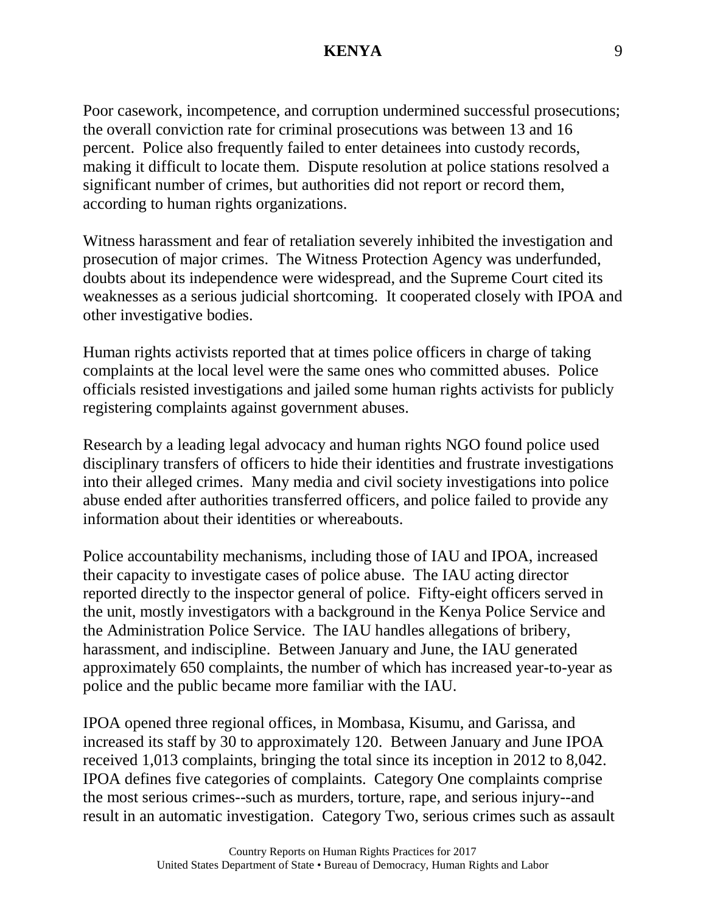Poor casework, incompetence, and corruption undermined successful prosecutions; the overall conviction rate for criminal prosecutions was between 13 and 16 percent. Police also frequently failed to enter detainees into custody records, making it difficult to locate them. Dispute resolution at police stations resolved a significant number of crimes, but authorities did not report or record them, according to human rights organizations.

Witness harassment and fear of retaliation severely inhibited the investigation and prosecution of major crimes. The Witness Protection Agency was underfunded, doubts about its independence were widespread, and the Supreme Court cited its weaknesses as a serious judicial shortcoming. It cooperated closely with IPOA and other investigative bodies.

Human rights activists reported that at times police officers in charge of taking complaints at the local level were the same ones who committed abuses. Police officials resisted investigations and jailed some human rights activists for publicly registering complaints against government abuses.

Research by a leading legal advocacy and human rights NGO found police used disciplinary transfers of officers to hide their identities and frustrate investigations into their alleged crimes. Many media and civil society investigations into police abuse ended after authorities transferred officers, and police failed to provide any information about their identities or whereabouts.

Police accountability mechanisms, including those of IAU and IPOA, increased their capacity to investigate cases of police abuse. The IAU acting director reported directly to the inspector general of police. Fifty-eight officers served in the unit, mostly investigators with a background in the Kenya Police Service and the Administration Police Service. The IAU handles allegations of bribery, harassment, and indiscipline. Between January and June, the IAU generated approximately 650 complaints, the number of which has increased year-to-year as police and the public became more familiar with the IAU.

IPOA opened three regional offices, in Mombasa, Kisumu, and Garissa, and increased its staff by 30 to approximately 120. Between January and June IPOA received 1,013 complaints, bringing the total since its inception in 2012 to 8,042. IPOA defines five categories of complaints. Category One complaints comprise the most serious crimes--such as murders, torture, rape, and serious injury--and result in an automatic investigation. Category Two, serious crimes such as assault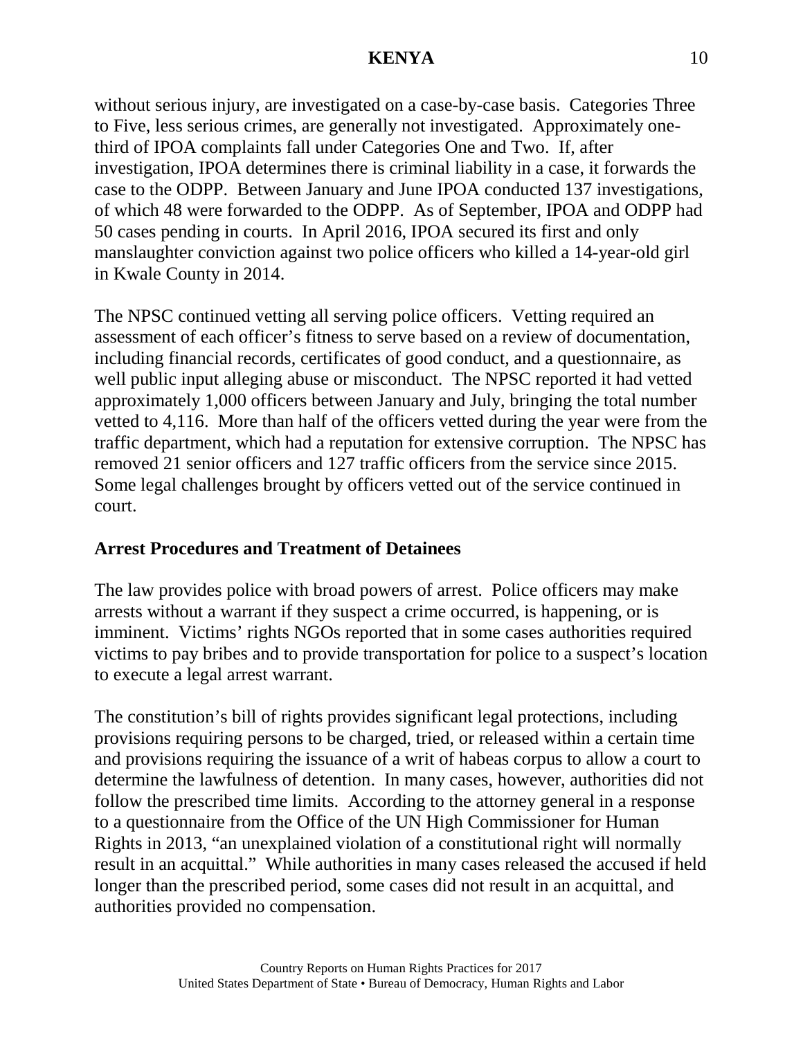without serious injury, are investigated on a case-by-case basis. Categories Three to Five, less serious crimes, are generally not investigated. Approximately one-third of IPOA complaints fall under Categories One and Two. If, after investigation, IPOA determines there is criminal liability in a case, it forwards the case to the ODPP. Between January and June IPOA conducted 137 investigations, of which 48 were forwarded to the ODPP. As of September, IPOA and ODPP had 50 cases pending in courts. In April 2016, IPOA secured its first and only manslaughter conviction against two police officers who killed a 14-year-old girl in Kwale County in 2014.

The NPSC continued vetting all serving police officers. Vetting required an assessment of each officer's fitness to serve based on a review of documentation, including financial records, certificates of good conduct, and a questionnaire, as well public input alleging abuse or misconduct. The NPSC reported it had vetted approximately 1,000 officers between January and July, bringing the total number vetted to 4,116. More than half of the officers vetted during the year were from the traffic department, which had a reputation for extensive corruption. The NPSC has removed 21 senior officers and 127 traffic officers from the service since 2015. Some legal challenges brought by officers vetted out of the service continued in court.

**Arrest Procedures and Treatment of Detainees**

The law provides police with broad powers of arrest. Police officers may make arrests without a warrant if they suspect a crime occurred, is happening, or is imminent. Victims' rights NGOs reported that in some cases authorities required victims to pay bribes and to provide transportation for police to a suspect's location to execute a legal arrest warrant.

The constitution's bill of rights provides significant legal protections, including provisions requiring persons to be charged, tried, or released within a certain time and provisions requiring the issuance of a writ of habeas corpus to allow a court to determine the lawfulness of detention. In many cases, however, authorities did not follow the prescribed time limits. According to the attorney general in a response to a questionnaire from the Office of the UN High Commissioner for Human Rights in 2013, "an unexplained violation of a constitutional right will normally result in an acquittal." While authorities in many cases released the accused if held longer than the prescribed period, some cases did not result in an acquittal, and authorities provided no compensation.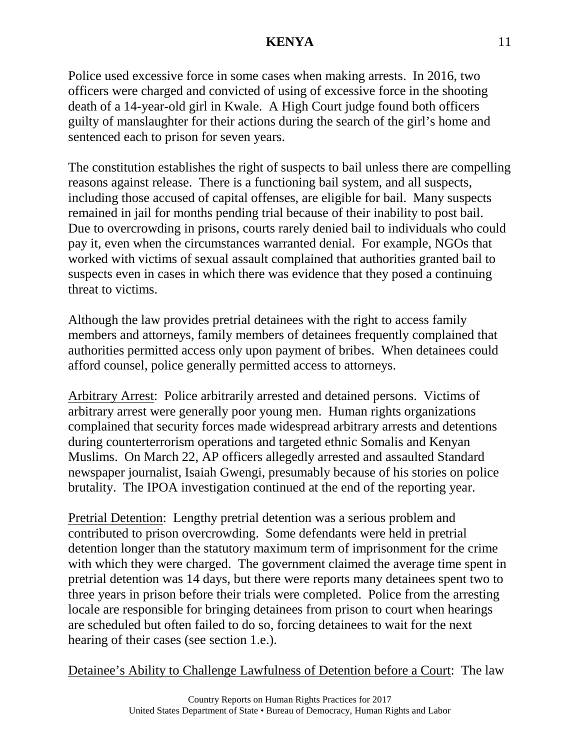Police used excessive force in some cases when making arrests. In 2016, two officers were charged and convicted of using of excessive force in the shooting death of a 14-year-old girl in Kwale. A High Court judge found both officers guilty of manslaughter for their actions during the search of the girl's home and sentenced each to prison for seven years.

The constitution establishes the right of suspects to bail unless there are compelling reasons against release. There is a functioning bail system, and all suspects, including those accused of capital offenses, are eligible for bail. Many suspects remained in jail for months pending trial because of their inability to post bail. Due to overcrowding in prisons, courts rarely denied bail to individuals who could pay it, even when the circumstances warranted denial. For example, NGOs that worked with victims of sexual assault complained that authorities granted bail to suspects even in cases in which there was evidence that they posed a continuing threat to victims.

Although the law provides pretrial detainees with the right to access family members and attorneys, family members of detainees frequently complained that authorities permitted access only upon payment of bribes. When detainees could afford counsel, police generally permitted access to attorneys.

Arbitrary Arrest: Police arbitrarily arrested and detained persons. Victims of arbitrary arrest were generally poor young men. Human rights organizations complained that security forces made widespread arbitrary arrests and detentions during counterterrorism operations and targeted ethnic Somalis and Kenyan Muslims. On March 22, AP officers allegedly arrested and assaulted Standard newspaper journalist, Isaiah Gwengi, presumably because of his stories on police brutality. The IPOA investigation continued at the end of the reporting year.

Pretrial Detention: Lengthy pretrial detention was a serious problem and contributed to prison overcrowding. Some defendants were held in pretrial detention longer than the statutory maximum term of imprisonment for the crime with which they were charged. The government claimed the average time spent in pretrial detention was 14 days, but there were reports many detainees spent two to three years in prison before their trials were completed. Police from the arresting locale are responsible for bringing detainees from prison to court when hearings are scheduled but often failed to do so, forcing detainees to wait for the next hearing of their cases (see section 1.e.).

Detainee's Ability to Challenge Lawfulness of Detention before a Court: The law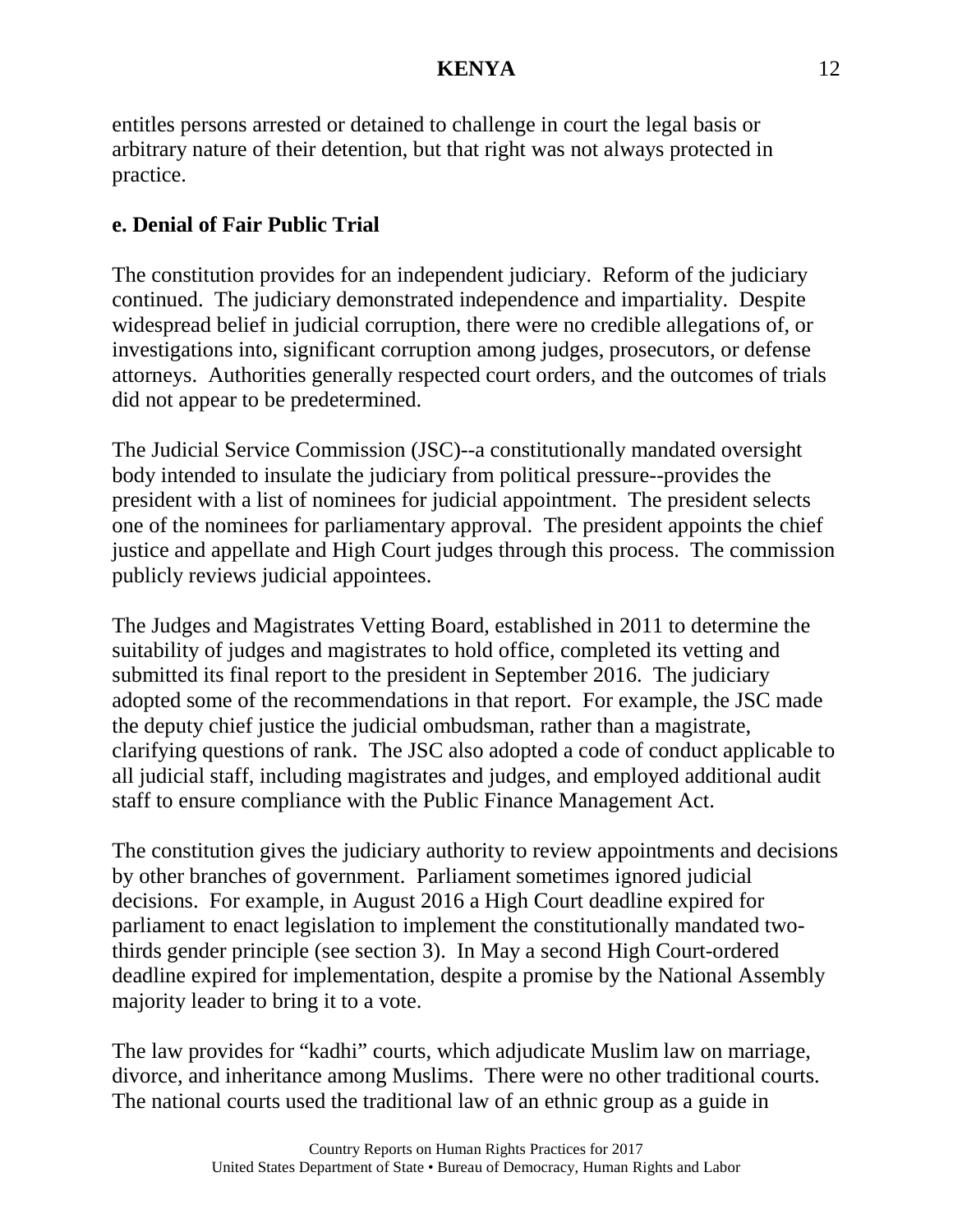entitles persons arrested or detained to challenge in court the legal basis or arbitrary nature of their detention, but that right was not always protected in practice.

**e. Denial of Fair Public Trial**

The constitution provides for an independent judiciary. Reform of the judiciary continued. The judiciary demonstrated independence and impartiality. Despite widespread belief in judicial corruption, there were no credible allegations of, or investigations into, significant corruption among judges, prosecutors, or defense attorneys. Authorities generally respected court orders, and the outcomes of trials did not appear to be predetermined.

The Judicial Service Commission (JSC)--a constitutionally mandated oversight body intended to insulate the judiciary from political pressure--provides the president with a list of nominees for judicial appointment. The president selects one of the nominees for parliamentary approval. The president appoints the chief justice and appellate and High Court judges through this process. The commission publicly reviews judicial appointees.

The Judges and Magistrates Vetting Board, established in 2011 to determine the suitability of judges and magistrates to hold office, completed its vetting and submitted its final report to the president in September 2016. The judiciary adopted some of the recommendations in that report. For example, the JSC made the deputy chief justice the judicial ombudsman, rather than a magistrate, clarifying questions of rank. The JSC also adopted a code of conduct applicable to all judicial staff, including magistrates and judges, and employed additional audit staff to ensure compliance with the Public Finance Management Act.

The constitution gives the judiciary authority to review appointments and decisions by other branches of government. Parliament sometimes ignored judicial decisions. For example, in August 2016 a High Court deadline expired for parliament to enact legislation to implement the constitutionally mandated two-thirds gender principle (see section 3). In May a second High Court-ordered deadline expired for implementation, despite a promise by the National Assembly majority leader to bring it to a vote.

The law provides for "kadhi" courts, which adjudicate Muslim law on marriage, divorce, and inheritance among Muslims. There were no other traditional courts. The national courts used the traditional law of an ethnic group as a guide in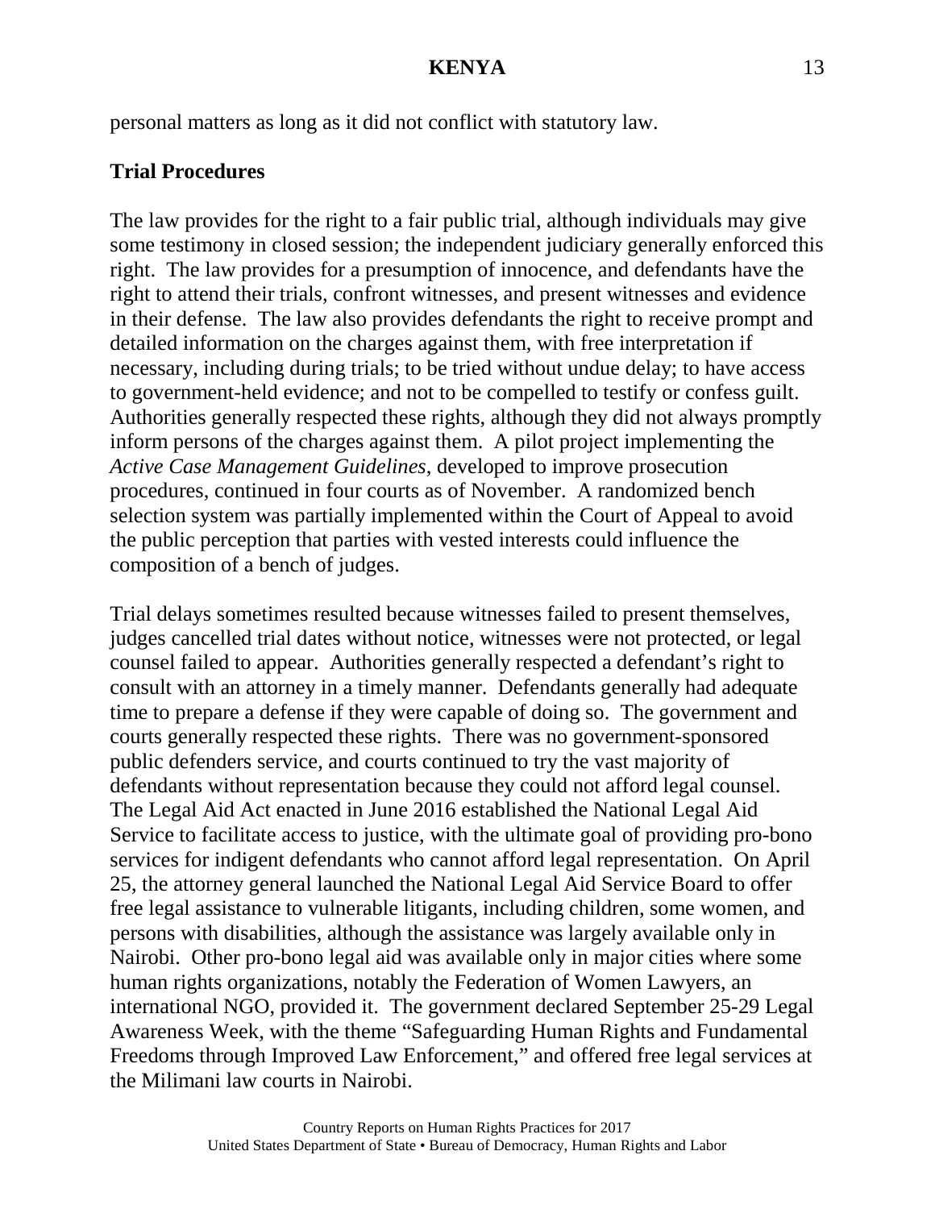personal matters as long as it did not conflict with statutory law.

**Trial Procedures**

The law provides for the right to a fair public trial, although individuals may give some testimony in closed session; the independent judiciary generally enforced this right. The law provides for a presumption of innocence, and defendants have the right to attend their trials, confront witnesses, and present witnesses and evidence in their defense. The law also provides defendants the right to receive prompt and detailed information on the charges against them, with free interpretation if necessary, including during trials; to be tried without undue delay; to have access to government-held evidence; and not to be compelled to testify or confess guilt. Authorities generally respected these rights, although they did not always promptly inform persons of the charges against them. A pilot project implementing the *Active Case Management Guidelines*, developed to improve prosecution procedures, continued in four courts as of November. A randomized bench selection system was partially implemented within the Court of Appeal to avoid the public perception that parties with vested interests could influence the composition of a bench of judges.

Trial delays sometimes resulted because witnesses failed to present themselves, judges cancelled trial dates without notice, witnesses were not protected, or legal counsel failed to appear. Authorities generally respected a defendant's right to consult with an attorney in a timely manner. Defendants generally had adequate time to prepare a defense if they were capable of doing so. The government and courts generally respected these rights. There was no government-sponsored public defenders service, and courts continued to try the vast majority of defendants without representation because they could not afford legal counsel. The Legal Aid Act enacted in June 2016 established the National Legal Aid Service to facilitate access to justice, with the ultimate goal of providing pro-bono services for indigent defendants who cannot afford legal representation. On April 25, the attorney general launched the National Legal Aid Service Board to offer free legal assistance to vulnerable litigants, including children, some women, and persons with disabilities, although the assistance was largely available only in Nairobi. Other pro-bono legal aid was available only in major cities where some human rights organizations, notably the Federation of Women Lawyers, an international NGO, provided it. The government declared September 25-29 Legal Awareness Week, with the theme "Safeguarding Human Rights and Fundamental Freedoms through Improved Law Enforcement," and offered free legal services at the Milimani law courts in Nairobi.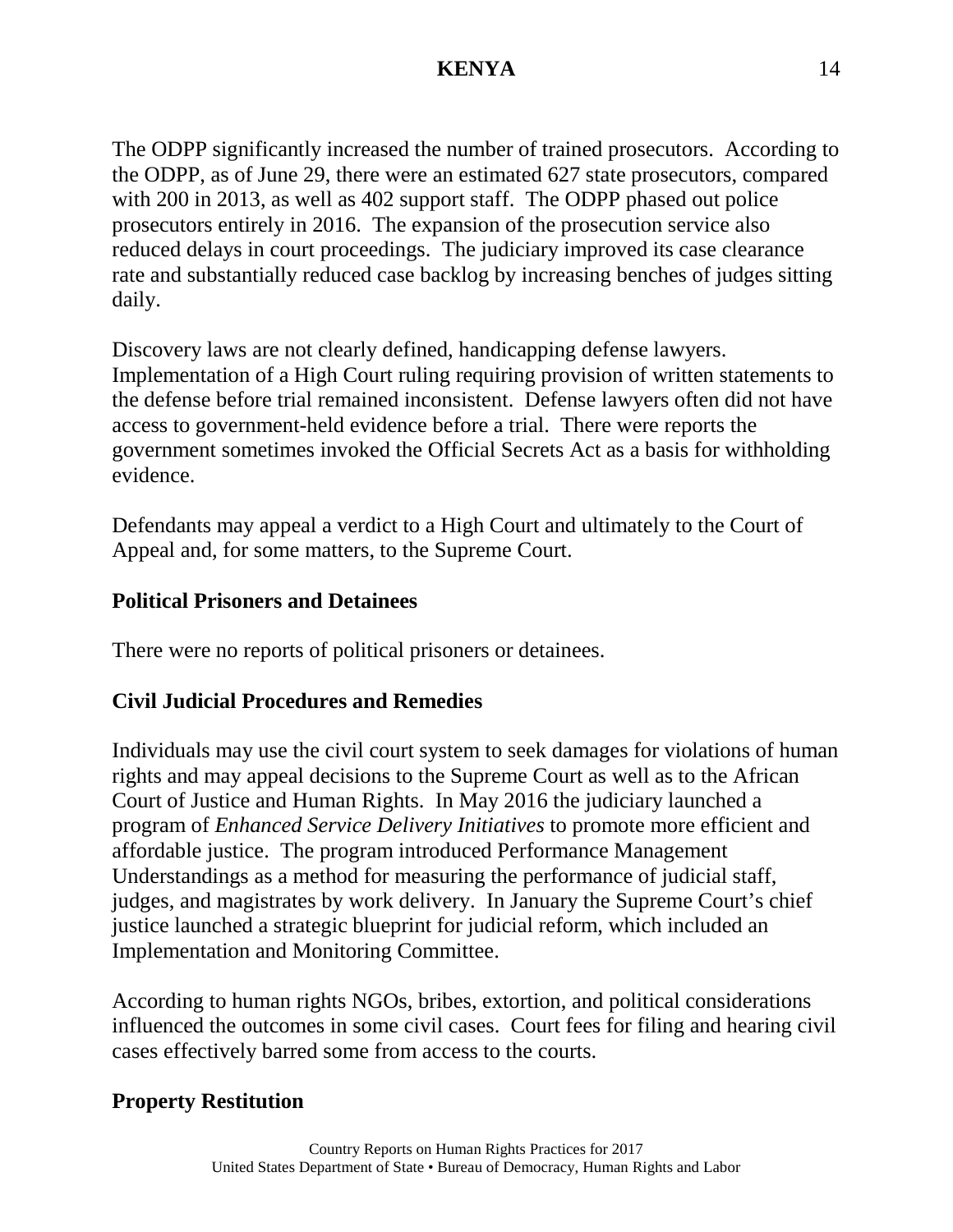The ODPP significantly increased the number of trained prosecutors. According to the ODPP, as of June 29, there were an estimated 627 state prosecutors, compared with 200 in 2013, as well as 402 support staff. The ODPP phased out police prosecutors entirely in 2016. The expansion of the prosecution service also reduced delays in court proceedings. The judiciary improved its case clearance rate and substantially reduced case backlog by increasing benches of judges sitting daily.

Discovery laws are not clearly defined, handicapping defense lawyers. Implementation of a High Court ruling requiring provision of written statements to the defense before trial remained inconsistent. Defense lawyers often did not have access to government-held evidence before a trial. There were reports the government sometimes invoked the Official Secrets Act as a basis for withholding evidence.

Defendants may appeal a verdict to a High Court and ultimately to the Court of Appeal and, for some matters, to the Supreme Court.

## Political Prisoners and Detainees

There were no reports of political prisoners or detainees.

## Civil Judicial Procedures and Remedies

Individuals may use the civil court system to seek damages for violations of human rights and may appeal decisions to the Supreme Court as well as to the African Court of Justice and Human Rights. In May 2016 the judiciary launched a program of *Enhanced Service Delivery Initiatives* to promote more efficient and affordable justice. The program introduced Performance Management Understandings as a method for measuring the performance of judicial staff, judges, and magistrates by work delivery. In January the Supreme Court's chief justice launched a strategic blueprint for judicial reform, which included an Implementation and Monitoring Committee.

According to human rights NGOs, bribes, extortion, and political considerations influenced the outcomes in some civil cases. Court fees for filing and hearing civil cases effectively barred some from access to the courts.

## Property Restitution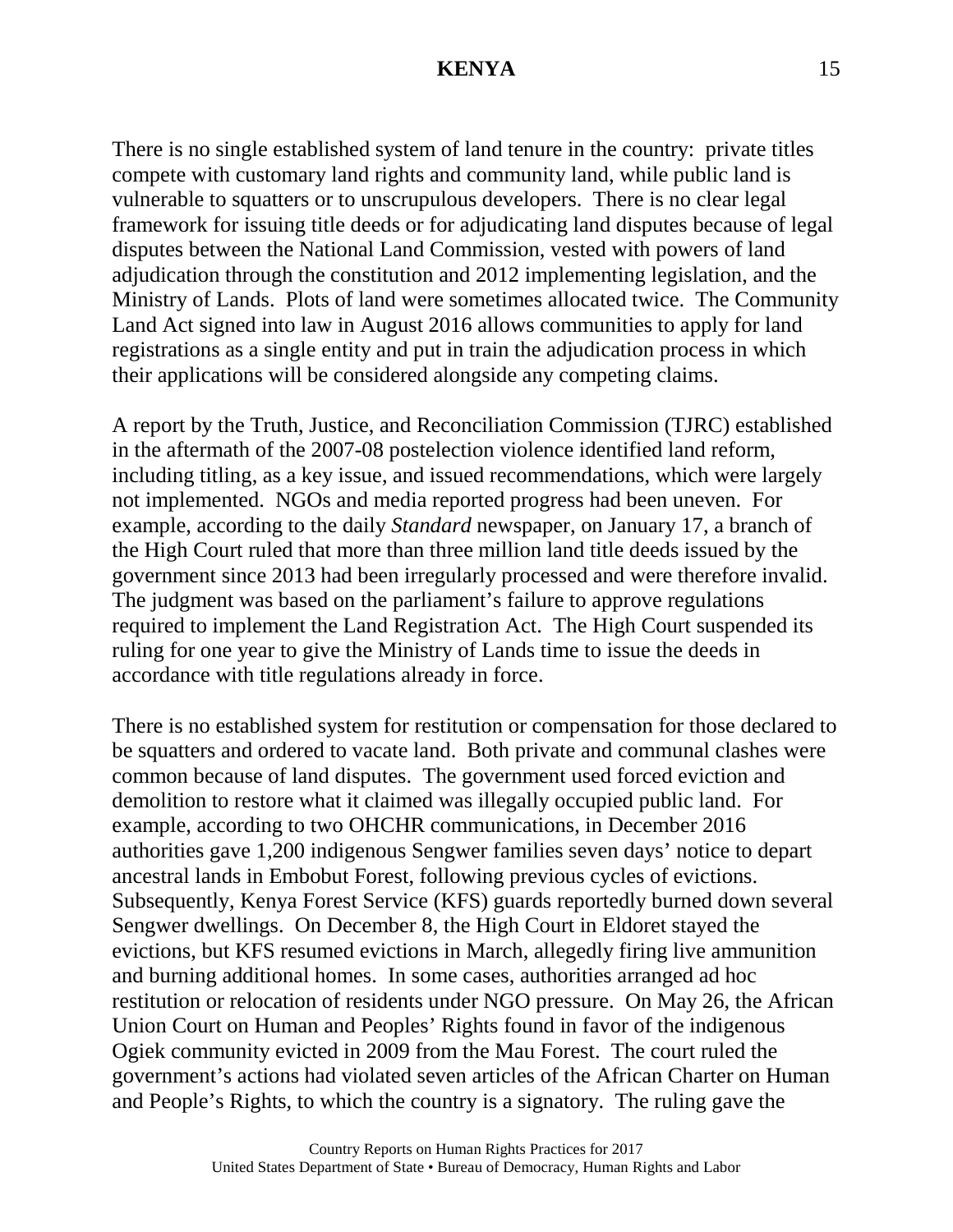There is no single established system of land tenure in the country: private titles compete with customary land rights and community land, while public land is vulnerable to squatters or to unscrupulous developers. There is no clear legal framework for issuing title deeds or for adjudicating land disputes because of legal disputes between the National Land Commission, vested with powers of land adjudication through the constitution and 2012 implementing legislation, and the Ministry of Lands. Plots of land were sometimes allocated twice. The Community Land Act signed into law in August 2016 allows communities to apply for land registrations as a single entity and put in train the adjudication process in which their applications will be considered alongside any competing claims.

A report by the Truth, Justice, and Reconciliation Commission (TJRC) established in the aftermath of the 2007-08 postelection violence identified land reform, including titling, as a key issue, and issued recommendations, which were largely not implemented. NGOs and media reported progress had been uneven. For example, according to the daily *Standard* newspaper, on January 17, a branch of the High Court ruled that more than three million land title deeds issued by the government since 2013 had been irregularly processed and were therefore invalid. The judgment was based on the parliament's failure to approve regulations required to implement the Land Registration Act. The High Court suspended its ruling for one year to give the Ministry of Lands time to issue the deeds in accordance with title regulations already in force.

There is no established system for restitution or compensation for those declared to be squatters and ordered to vacate land. Both private and communal clashes were common because of land disputes. The government used forced eviction and demolition to restore what it claimed was illegally occupied public land. For example, according to two OHCHR communications, in December 2016 authorities gave 1,200 indigenous Sengwer families seven days' notice to depart ancestral lands in Embobut Forest, following previous cycles of evictions. Subsequently, Kenya Forest Service (KFS) guards reportedly burned down several Sengwer dwellings. On December 8, the High Court in Eldoret stayed the evictions, but KFS resumed evictions in March, allegedly firing live ammunition and burning additional homes. In some cases, authorities arranged ad hoc restitution or relocation of residents under NGO pressure. On May 26, the African Union Court on Human and Peoples' Rights found in favor of the indigenous Ogiek community evicted in 2009 from the Mau Forest. The court ruled the government's actions had violated seven articles of the African Charter on Human and People's Rights, to which the country is a signatory. The ruling gave the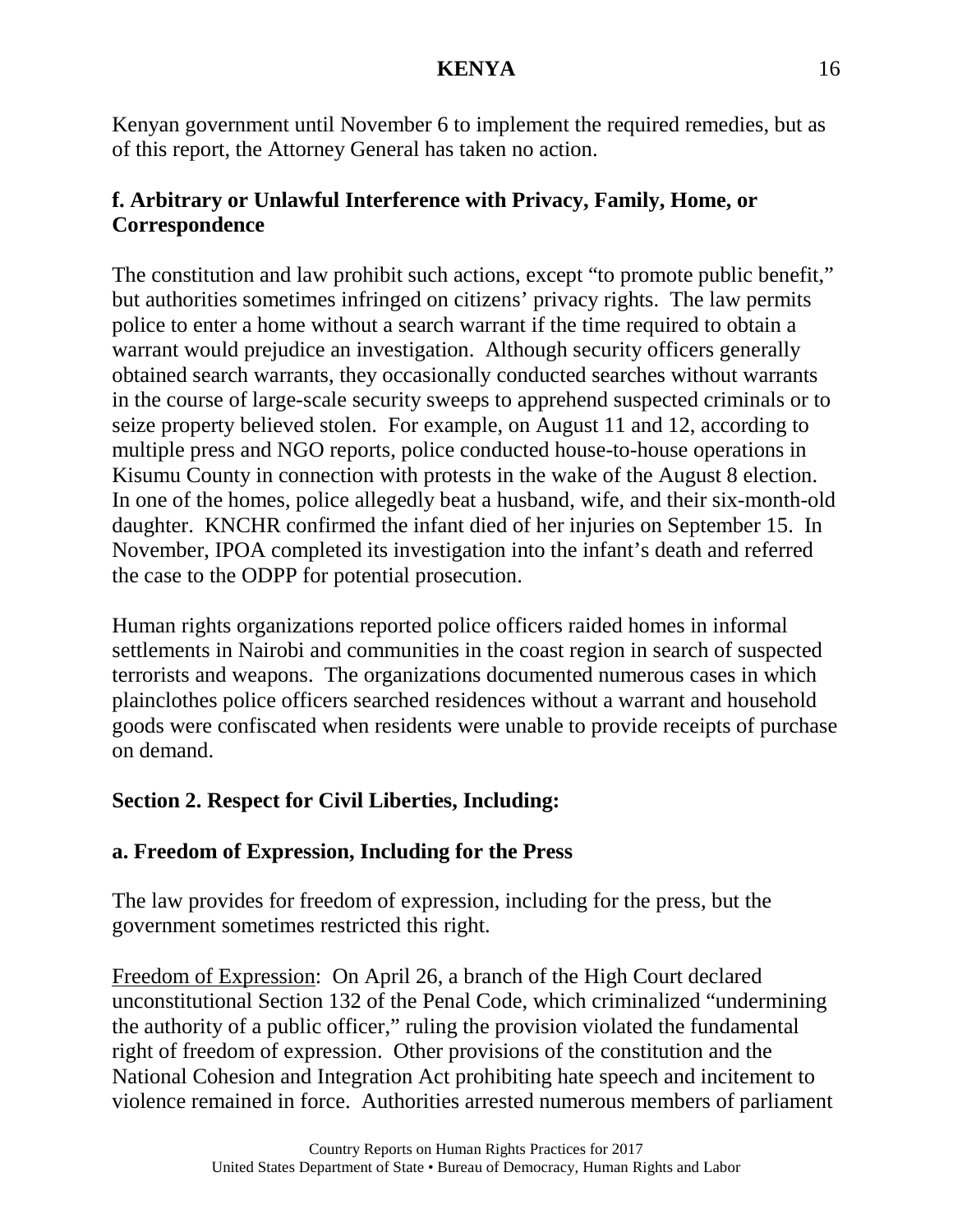Kenyan government until November 6 to implement the required remedies, but as of this report, the Attorney General has taken no action.

**f. Arbitrary or Unlawful Interference with Privacy, Family, Home, or Correspondence**

The constitution and law prohibit such actions, except "to promote public benefit," but authorities sometimes infringed on citizens' privacy rights. The law permits police to enter a home without a search warrant if the time required to obtain a warrant would prejudice an investigation. Although security officers generally obtained search warrants, they occasionally conducted searches without warrants in the course of large-scale security sweeps to apprehend suspected criminals or to seize property believed stolen. For example, on August 11 and 12, according to multiple press and NGO reports, police conducted house-to-house operations in Kisumu County in connection with protests in the wake of the August 8 election. In one of the homes, police allegedly beat a husband, wife, and their six-month-old daughter. KNCHR confirmed the infant died of her injuries on September 15. In November, IPOA completed its investigation into the infant's death and referred the case to the ODPP for potential prosecution.

Human rights organizations reported police officers raided homes in informal settlements in Nairobi and communities in the coast region in search of suspected terrorists and weapons. The organizations documented numerous cases in which plainclothes police officers searched residences without a warrant and household goods were confiscated when residents were unable to provide receipts of purchase on demand.

## Section 2. Respect for Civil Liberties, Including:

**a. Freedom of Expression, Including for the Press**

The law provides for freedom of expression, including for the press, but the government sometimes restricted this right.

Freedom of Expression: On April 26, a branch of the High Court declared unconstitutional Section 132 of the Penal Code, which criminalized "undermining the authority of a public officer," ruling the provision violated the fundamental right of freedom of expression. Other provisions of the constitution and the National Cohesion and Integration Act prohibiting hate speech and incitement to violence remained in force. Authorities arrested numerous members of parliament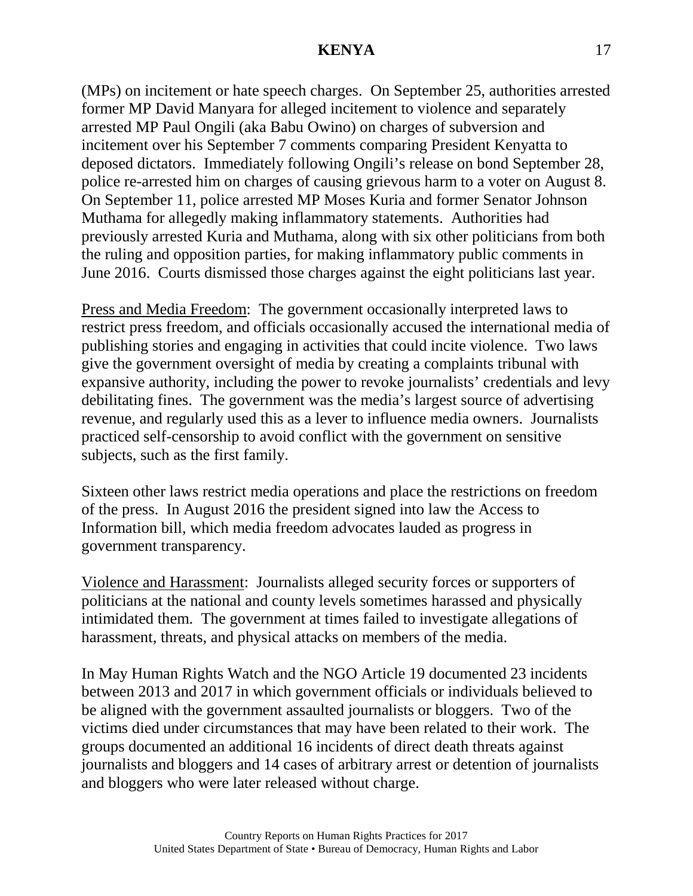(MPs) on incitement or hate speech charges. On September 25, authorities arrested former MP David Manyara for alleged incitement to violence and separately arrested MP Paul Ongili (aka Babu Owino) on charges of subversion and incitement over his September 7 comments comparing President Kenyatta to deposed dictators. Immediately following Ongili's release on bond September 28, police re-arrested him on charges of causing grievous harm to a voter on August 8. On September 11, police arrested MP Moses Kuria and former Senator Johnson Muthama for allegedly making inflammatory statements. Authorities had previously arrested Kuria and Muthama, along with six other politicians from both the ruling and opposition parties, for making inflammatory public comments in June 2016. Courts dismissed those charges against the eight politicians last year.

Press and Media Freedom: The government occasionally interpreted laws to restrict press freedom, and officials occasionally accused the international media of publishing stories and engaging in activities that could incite violence. Two laws give the government oversight of media by creating a complaints tribunal with expansive authority, including the power to revoke journalists' credentials and levy debilitating fines. The government was the media's largest source of advertising revenue, and regularly used this as a lever to influence media owners. Journalists practiced self-censorship to avoid conflict with the government on sensitive subjects, such as the first family.

Sixteen other laws restrict media operations and place the restrictions on freedom of the press. In August 2016 the president signed into law the Access to Information bill, which media freedom advocates lauded as progress in government transparency.

Violence and Harassment: Journalists alleged security forces or supporters of politicians at the national and county levels sometimes harassed and physically intimidated them. The government at times failed to investigate allegations of harassment, threats, and physical attacks on members of the media.

In May Human Rights Watch and the NGO Article 19 documented 23 incidents between 2013 and 2017 in which government officials or individuals believed to be aligned with the government assaulted journalists or bloggers. Two of the victims died under circumstances that may have been related to their work. The groups documented an additional 16 incidents of direct death threats against journalists and bloggers and 14 cases of arbitrary arrest or detention of journalists and bloggers who were later released without charge.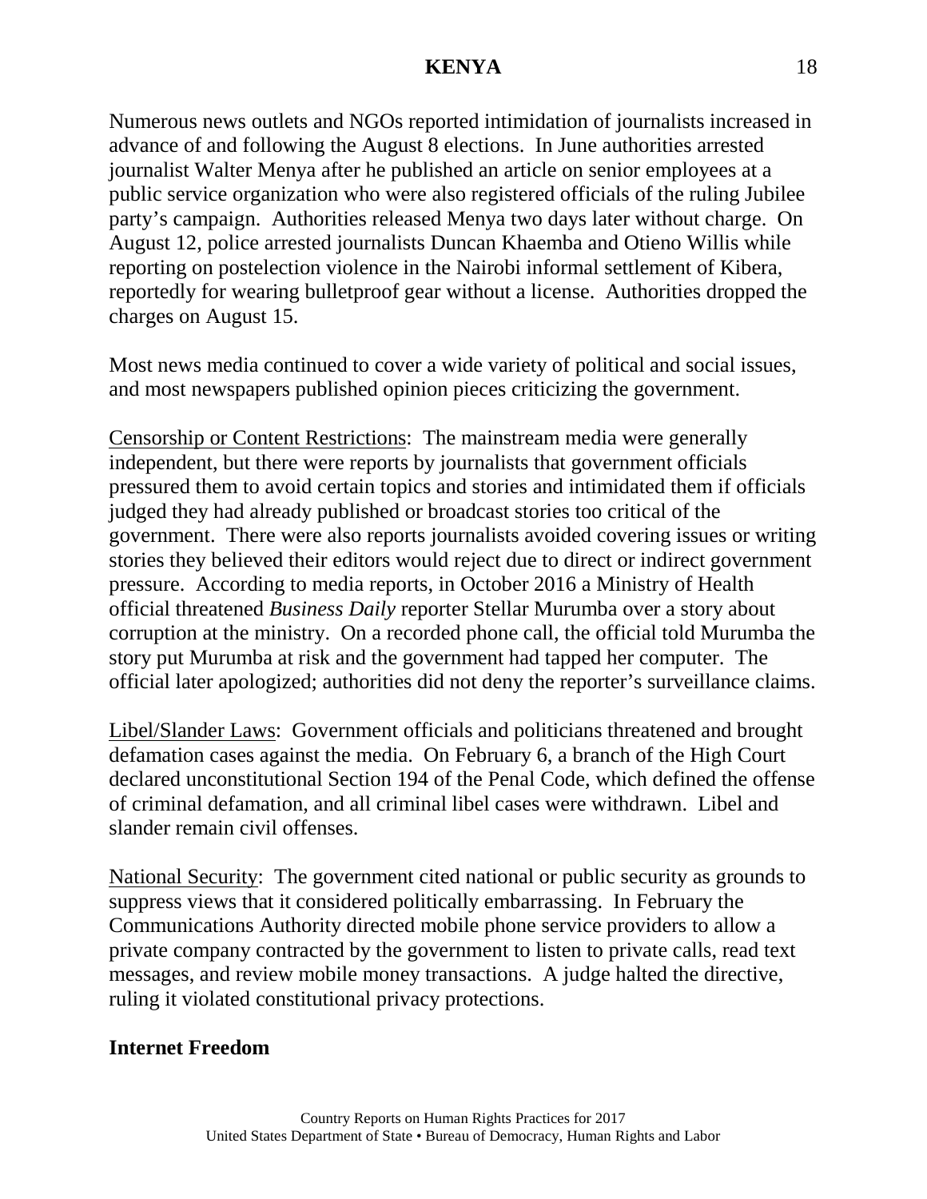Numerous news outlets and NGOs reported intimidation of journalists increased in advance of and following the August 8 elections. In June authorities arrested journalist Walter Menya after he published an article on senior employees at a public service organization who were also registered officials of the ruling Jubilee party's campaign. Authorities released Menya two days later without charge. On August 12, police arrested journalists Duncan Khaemba and Otieno Willis while reporting on postelection violence in the Nairobi informal settlement of Kibera, reportedly for wearing bulletproof gear without a license. Authorities dropped the charges on August 15.

Most news media continued to cover a wide variety of political and social issues, and most newspapers published opinion pieces criticizing the government.

Censorship or Content Restrictions: The mainstream media were generally independent, but there were reports by journalists that government officials pressured them to avoid certain topics and stories and intimidated them if officials judged they had already published or broadcast stories too critical of the government. There were also reports journalists avoided covering issues or writing stories they believed their editors would reject due to direct or indirect government pressure. According to media reports, in October 2016 a Ministry of Health official threatened *Business Daily* reporter Stellar Murumba over a story about corruption at the ministry. On a recorded phone call, the official told Murumba the story put Murumba at risk and the government had tapped her computer. The official later apologized; authorities did not deny the reporter's surveillance claims.

Libel/Slander Laws: Government officials and politicians threatened and brought defamation cases against the media. On February 6, a branch of the High Court declared unconstitutional Section 194 of the Penal Code, which defined the offense of criminal defamation, and all criminal libel cases were withdrawn. Libel and slander remain civil offenses.

National Security: The government cited national or public security as grounds to suppress views that it considered politically embarrassing. In February the Communications Authority directed mobile phone service providers to allow a private company contracted by the government to listen to private calls, read text messages, and review mobile money transactions. A judge halted the directive, ruling it violated constitutional privacy protections.

**Internet Freedom**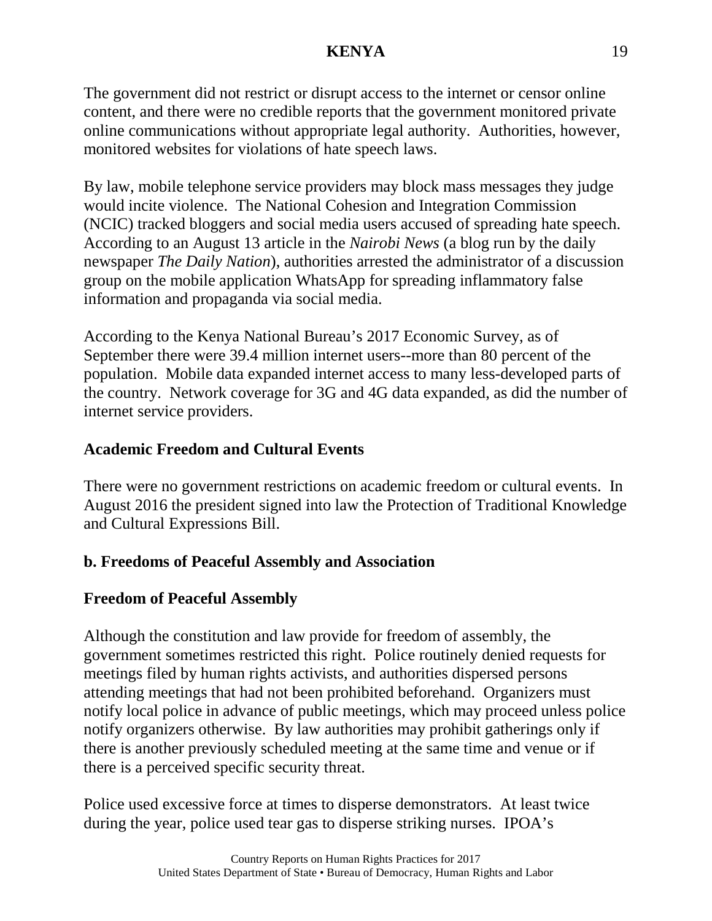The government did not restrict or disrupt access to the internet or censor online content, and there were no credible reports that the government monitored private online communications without appropriate legal authority. Authorities, however, monitored websites for violations of hate speech laws.

By law, mobile telephone service providers may block mass messages they judge would incite violence. The National Cohesion and Integration Commission (NCIC) tracked bloggers and social media users accused of spreading hate speech. According to an August 13 article in the *Nairobi News* (a blog run by the daily newspaper *The Daily Nation*), authorities arrested the administrator of a discussion group on the mobile application WhatsApp for spreading inflammatory false information and propaganda via social media.

According to the Kenya National Bureau's 2017 Economic Survey, as of September there were 39.4 million internet users--more than 80 percent of the population. Mobile data expanded internet access to many less-developed parts of the country. Network coverage for 3G and 4G data expanded, as did the number of internet service providers.

**Academic Freedom and Cultural Events**

There were no government restrictions on academic freedom or cultural events. In August 2016 the president signed into law the Protection of Traditional Knowledge and Cultural Expressions Bill.

**b. Freedoms of Peaceful Assembly and Association**

**Freedom of Peaceful Assembly**

Although the constitution and law provide for freedom of assembly, the government sometimes restricted this right. Police routinely denied requests for meetings filed by human rights activists, and authorities dispersed persons attending meetings that had not been prohibited beforehand. Organizers must notify local police in advance of public meetings, which may proceed unless police notify organizers otherwise. By law authorities may prohibit gatherings only if there is another previously scheduled meeting at the same time and venue or if there is a perceived specific security threat.

Police used excessive force at times to disperse demonstrators. At least twice during the year, police used tear gas to disperse striking nurses. IPOA's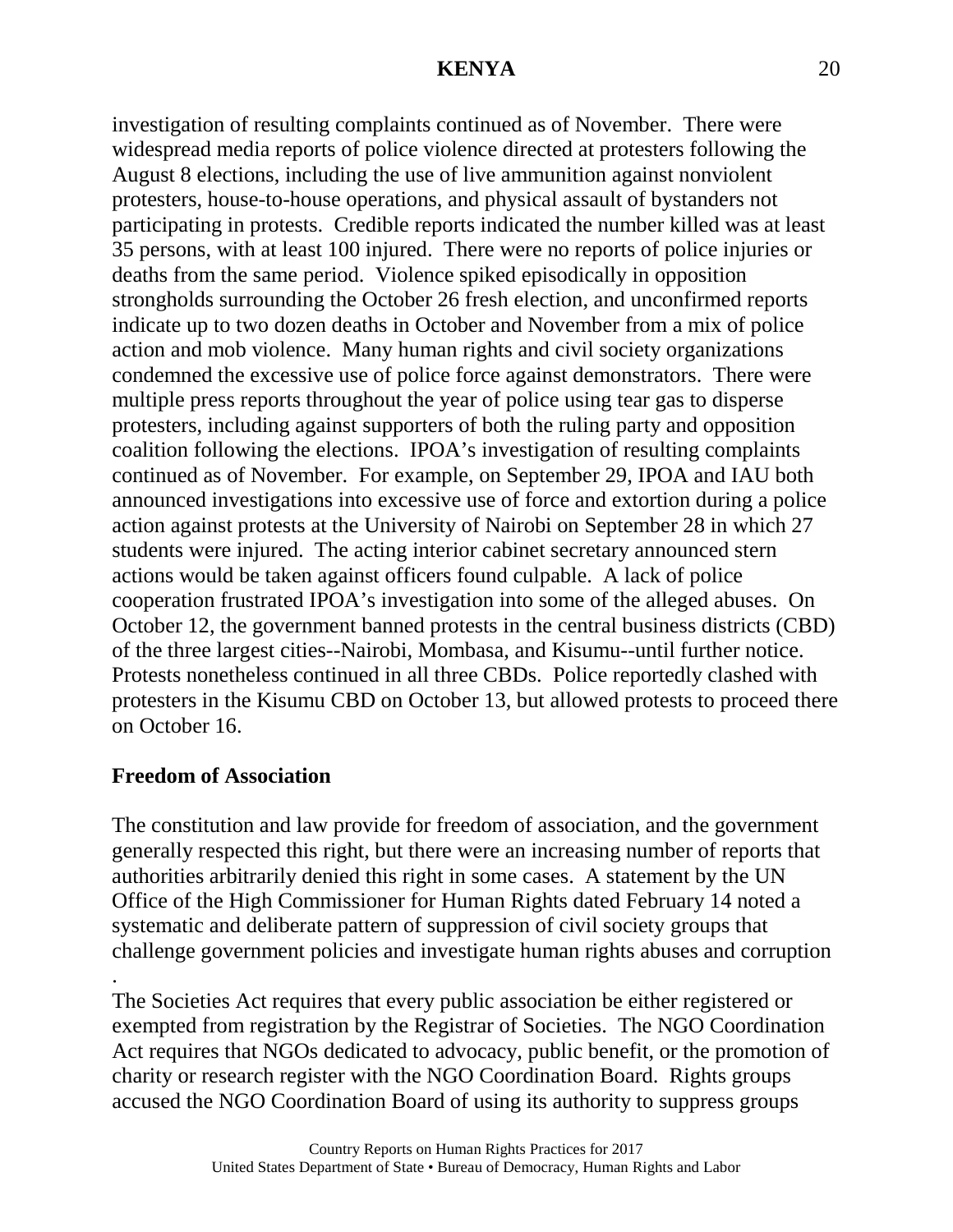investigation of resulting complaints continued as of November. There were widespread media reports of police violence directed at protesters following the August 8 elections, including the use of live ammunition against nonviolent protesters, house-to-house operations, and physical assault of bystanders not participating in protests. Credible reports indicated the number killed was at least 35 persons, with at least 100 injured. There were no reports of police injuries or deaths from the same period. Violence spiked episodically in opposition strongholds surrounding the October 26 fresh election, and unconfirmed reports indicate up to two dozen deaths in October and November from a mix of police action and mob violence. Many human rights and civil society organizations condemned the excessive use of police force against demonstrators. There were multiple press reports throughout the year of police using tear gas to disperse protesters, including against supporters of both the ruling party and opposition coalition following the elections. IPOA's investigation of resulting complaints continued as of November. For example, on September 29, IPOA and IAU both announced investigations into excessive use of force and extortion during a police action against protests at the University of Nairobi on September 28 in which 27 students were injured. The acting interior cabinet secretary announced stern actions would be taken against officers found culpable. A lack of police cooperation frustrated IPOA's investigation into some of the alleged abuses. On October 12, the government banned protests in the central business districts (CBD) of the three largest cities--Nairobi, Mombasa, and Kisumu--until further notice. Protests nonetheless continued in all three CBDs. Police reportedly clashed with protesters in the Kisumu CBD on October 13, but allowed protests to proceed there on October 16.

**Freedom of Association**

The constitution and law provide for freedom of association, and the government generally respected this right, but there were an increasing number of reports that authorities arbitrarily denied this right in some cases. A statement by the UN Office of the High Commissioner for Human Rights dated February 14 noted a systematic and deliberate pattern of suppression of civil society groups that challenge government policies and investigate human rights abuses and corruption.

The Societies Act requires that every public association be either registered or exempted from registration by the Registrar of Societies. The NGO Coordination Act requires that NGOs dedicated to advocacy, public benefit, or the promotion of charity or research register with the NGO Coordination Board. Rights groups accused the NGO Coordination Board of using its authority to suppress groups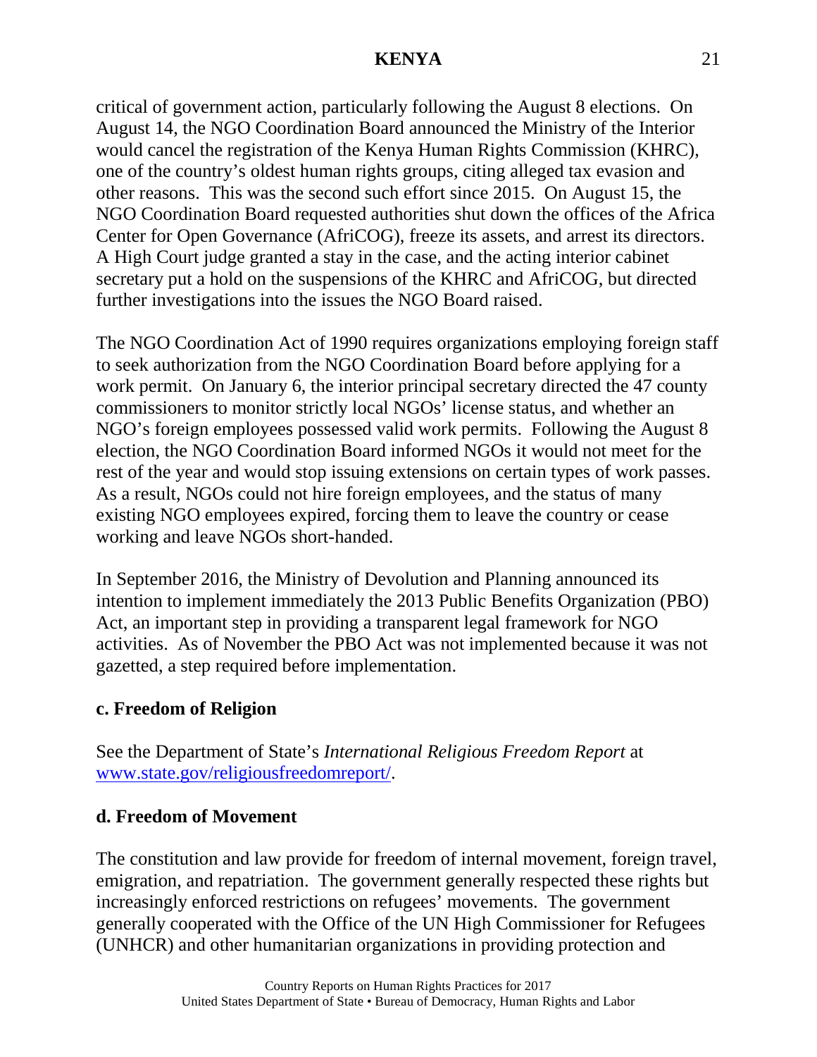critical of government action, particularly following the August 8 elections. On August 14, the NGO Coordination Board announced the Ministry of the Interior would cancel the registration of the Kenya Human Rights Commission (KHRC), one of the country's oldest human rights groups, citing alleged tax evasion and other reasons. This was the second such effort since 2015. On August 15, the NGO Coordination Board requested authorities shut down the offices of the Africa Center for Open Governance (AfriCOG), freeze its assets, and arrest its directors. A High Court judge granted a stay in the case, and the acting interior cabinet secretary put a hold on the suspensions of the KHRC and AfriCOG, but directed further investigations into the issues the NGO Board raised.

The NGO Coordination Act of 1990 requires organizations employing foreign staff to seek authorization from the NGO Coordination Board before applying for a work permit. On January 6, the interior principal secretary directed the 47 county commissioners to monitor strictly local NGOs' license status, and whether an NGO's foreign employees possessed valid work permits. Following the August 8 election, the NGO Coordination Board informed NGOs it would not meet for the rest of the year and would stop issuing extensions on certain types of work passes. As a result, NGOs could not hire foreign employees, and the status of many existing NGO employees expired, forcing them to leave the country or cease working and leave NGOs short-handed.

In September 2016, the Ministry of Devolution and Planning announced its intention to implement immediately the 2013 Public Benefits Organization (PBO) Act, an important step in providing a transparent legal framework for NGO activities. As of November the PBO Act was not implemented because it was not gazetted, a step required before implementation.

## c. Freedom of Religion

See the Department of State's *International Religious Freedom Report* at www.state.gov/religiousfreedomreport/.

## d. Freedom of Movement

The constitution and law provide for freedom of internal movement, foreign travel, emigration, and repatriation. The government generally respected these rights but increasingly enforced restrictions on refugees' movements. The government generally cooperated with the Office of the UN High Commissioner for Refugees (UNHCR) and other humanitarian organizations in providing protection and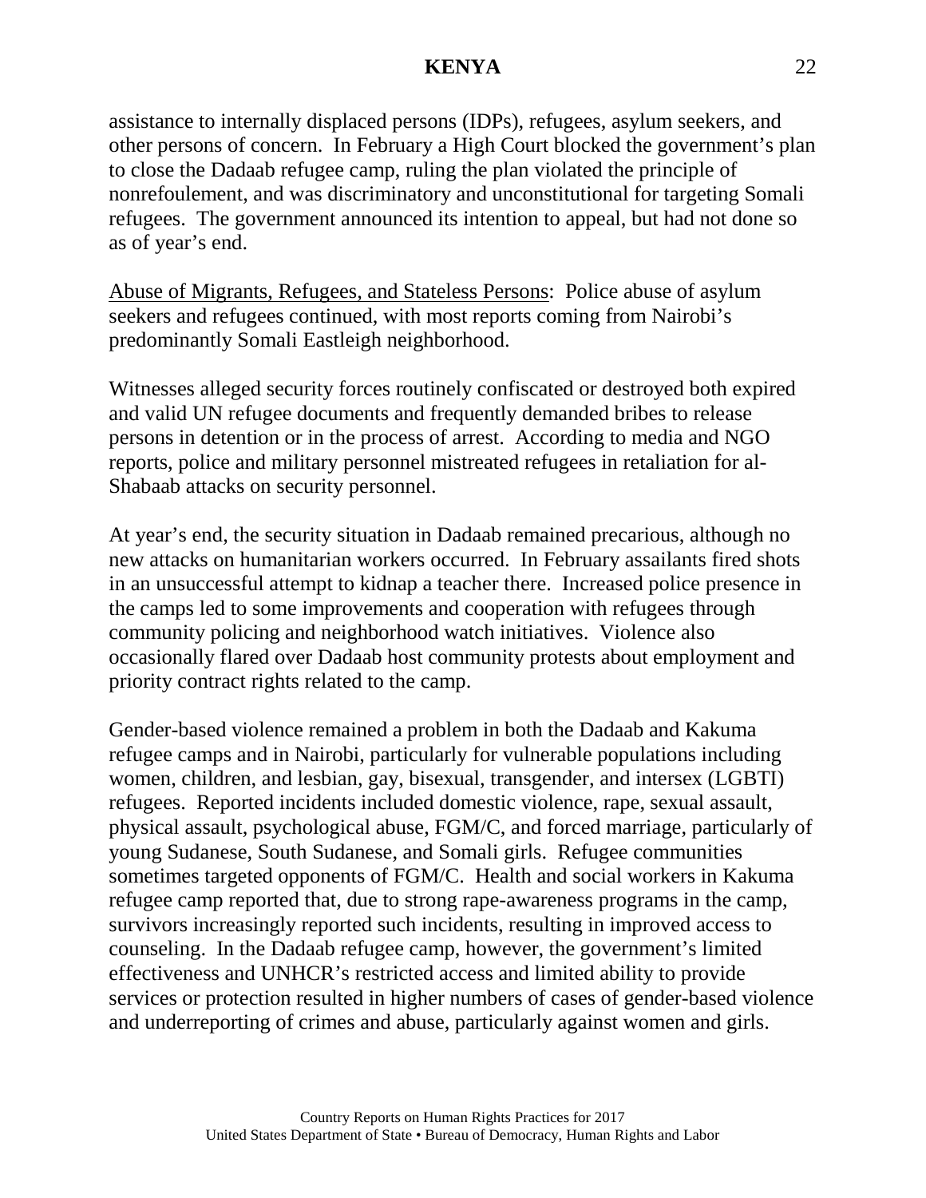assistance to internally displaced persons (IDPs), refugees, asylum seekers, and other persons of concern. In February a High Court blocked the government's plan to close the Dadaab refugee camp, ruling the plan violated the principle of nonrefoulement, and was discriminatory and unconstitutional for targeting Somali refugees. The government announced its intention to appeal, but had not done so as of year's end.

Abuse of Migrants, Refugees, and Stateless Persons: Police abuse of asylum seekers and refugees continued, with most reports coming from Nairobi's predominantly Somali Eastleigh neighborhood.

Witnesses alleged security forces routinely confiscated or destroyed both expired and valid UN refugee documents and frequently demanded bribes to release persons in detention or in the process of arrest. According to media and NGO reports, police and military personnel mistreated refugees in retaliation for al-Shabaab attacks on security personnel.

At year's end, the security situation in Dadaab remained precarious, although no new attacks on humanitarian workers occurred. In February assailants fired shots in an unsuccessful attempt to kidnap a teacher there. Increased police presence in the camps led to some improvements and cooperation with refugees through community policing and neighborhood watch initiatives. Violence also occasionally flared over Dadaab host community protests about employment and priority contract rights related to the camp.

Gender-based violence remained a problem in both the Dadaab and Kakuma refugee camps and in Nairobi, particularly for vulnerable populations including women, children, and lesbian, gay, bisexual, transgender, and intersex (LGBTI) refugees. Reported incidents included domestic violence, rape, sexual assault, physical assault, psychological abuse, FGM/C, and forced marriage, particularly of young Sudanese, South Sudanese, and Somali girls. Refugee communities sometimes targeted opponents of FGM/C. Health and social workers in Kakuma refugee camp reported that, due to strong rape-awareness programs in the camp, survivors increasingly reported such incidents, resulting in improved access to counseling. In the Dadaab refugee camp, however, the government's limited effectiveness and UNHCR's restricted access and limited ability to provide services or protection resulted in higher numbers of cases of gender-based violence and underreporting of crimes and abuse, particularly against women and girls.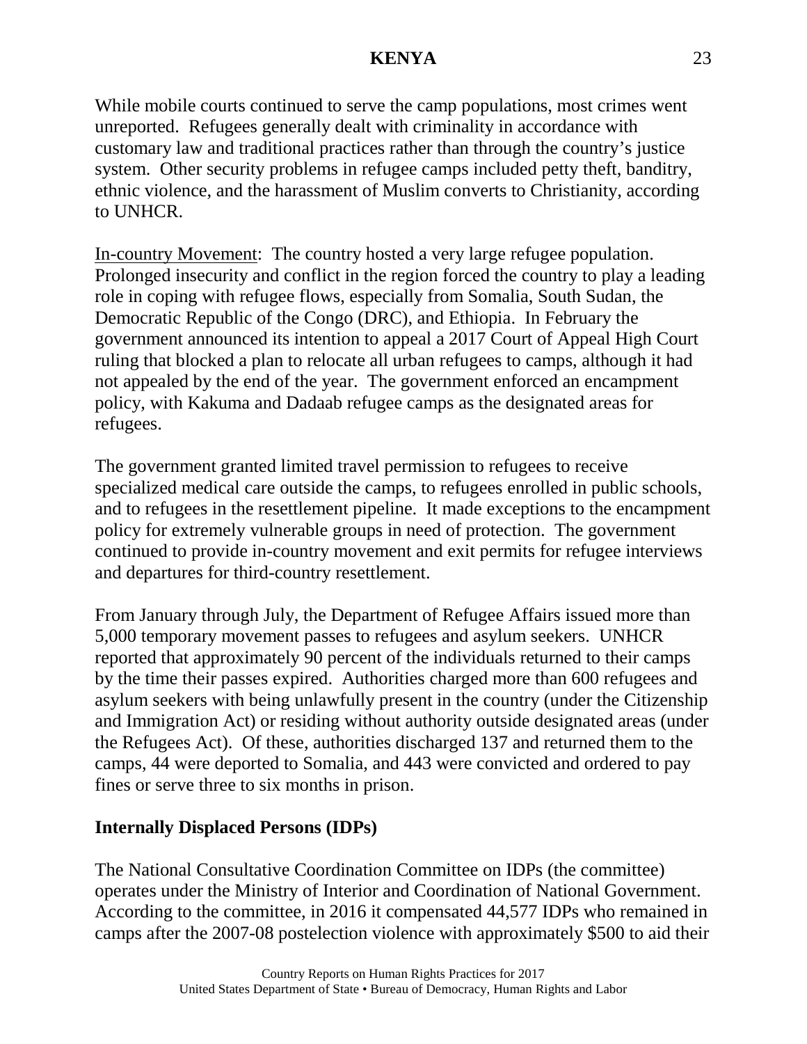While mobile courts continued to serve the camp populations, most crimes went unreported. Refugees generally dealt with criminality in accordance with customary law and traditional practices rather than through the country's justice system. Other security problems in refugee camps included petty theft, banditry, ethnic violence, and the harassment of Muslim converts to Christianity, according to UNHCR.

In-country Movement: The country hosted a very large refugee population. Prolonged insecurity and conflict in the region forced the country to play a leading role in coping with refugee flows, especially from Somalia, South Sudan, the Democratic Republic of the Congo (DRC), and Ethiopia. In February the government announced its intention to appeal a 2017 Court of Appeal High Court ruling that blocked a plan to relocate all urban refugees to camps, although it had not appealed by the end of the year. The government enforced an encampment policy, with Kakuma and Dadaab refugee camps as the designated areas for refugees.

The government granted limited travel permission to refugees to receive specialized medical care outside the camps, to refugees enrolled in public schools, and to refugees in the resettlement pipeline. It made exceptions to the encampment policy for extremely vulnerable groups in need of protection. The government continued to provide in-country movement and exit permits for refugee interviews and departures for third-country resettlement.

From January through July, the Department of Refugee Affairs issued more than 5,000 temporary movement passes to refugees and asylum seekers. UNHCR reported that approximately 90 percent of the individuals returned to their camps by the time their passes expired. Authorities charged more than 600 refugees and asylum seekers with being unlawfully present in the country (under the Citizenship and Immigration Act) or residing without authority outside designated areas (under the Refugees Act). Of these, authorities discharged 137 and returned them to the camps, 44 were deported to Somalia, and 443 were convicted and ordered to pay fines or serve three to six months in prison.

**Internally Displaced Persons (IDPs)**

The National Consultative Coordination Committee on IDPs (the committee) operates under the Ministry of Interior and Coordination of National Government. According to the committee, in 2016 it compensated 44,577 IDPs who remained in camps after the 2007-08 postelection violence with approximately $500 to aid their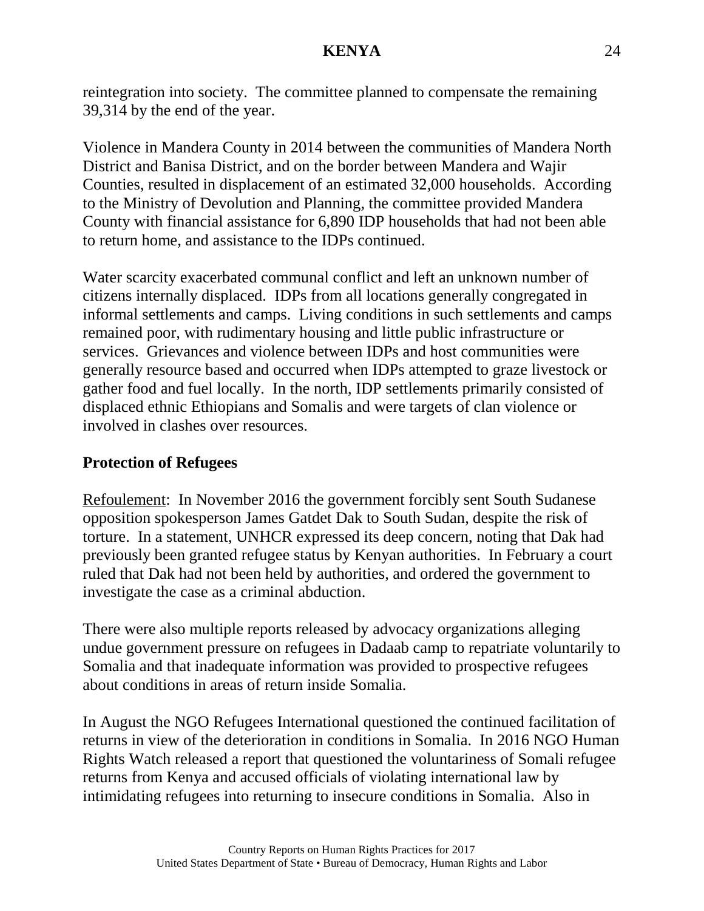reintegration into society. The committee planned to compensate the remaining 39,314 by the end of the year.

Violence in Mandera County in 2014 between the communities of Mandera North District and Banisa District, and on the border between Mandera and Wajir Counties, resulted in displacement of an estimated 32,000 households. According to the Ministry of Devolution and Planning, the committee provided Mandera County with financial assistance for 6,890 IDP households that had not been able to return home, and assistance to the IDPs continued.

Water scarcity exacerbated communal conflict and left an unknown number of citizens internally displaced. IDPs from all locations generally congregated in informal settlements and camps. Living conditions in such settlements and camps remained poor, with rudimentary housing and little public infrastructure or services. Grievances and violence between IDPs and host communities were generally resource based and occurred when IDPs attempted to graze livestock or gather food and fuel locally. In the north, IDP settlements primarily consisted of displaced ethnic Ethiopians and Somalis and were targets of clan violence or involved in clashes over resources.

**Protection of Refugees**

Refoulement: In November 2016 the government forcibly sent South Sudanese opposition spokesperson James Gatdet Dak to South Sudan, despite the risk of torture. In a statement, UNHCR expressed its deep concern, noting that Dak had previously been granted refugee status by Kenyan authorities. In February a court ruled that Dak had not been held by authorities, and ordered the government to investigate the case as a criminal abduction.

There were also multiple reports released by advocacy organizations alleging undue government pressure on refugees in Dadaab camp to repatriate voluntarily to Somalia and that inadequate information was provided to prospective refugees about conditions in areas of return inside Somalia.

In August the NGO Refugees International questioned the continued facilitation of returns in view of the deterioration in conditions in Somalia. In 2016 NGO Human Rights Watch released a report that questioned the voluntariness of Somali refugee returns from Kenya and accused officials of violating international law by intimidating refugees into returning to insecure conditions in Somalia. Also in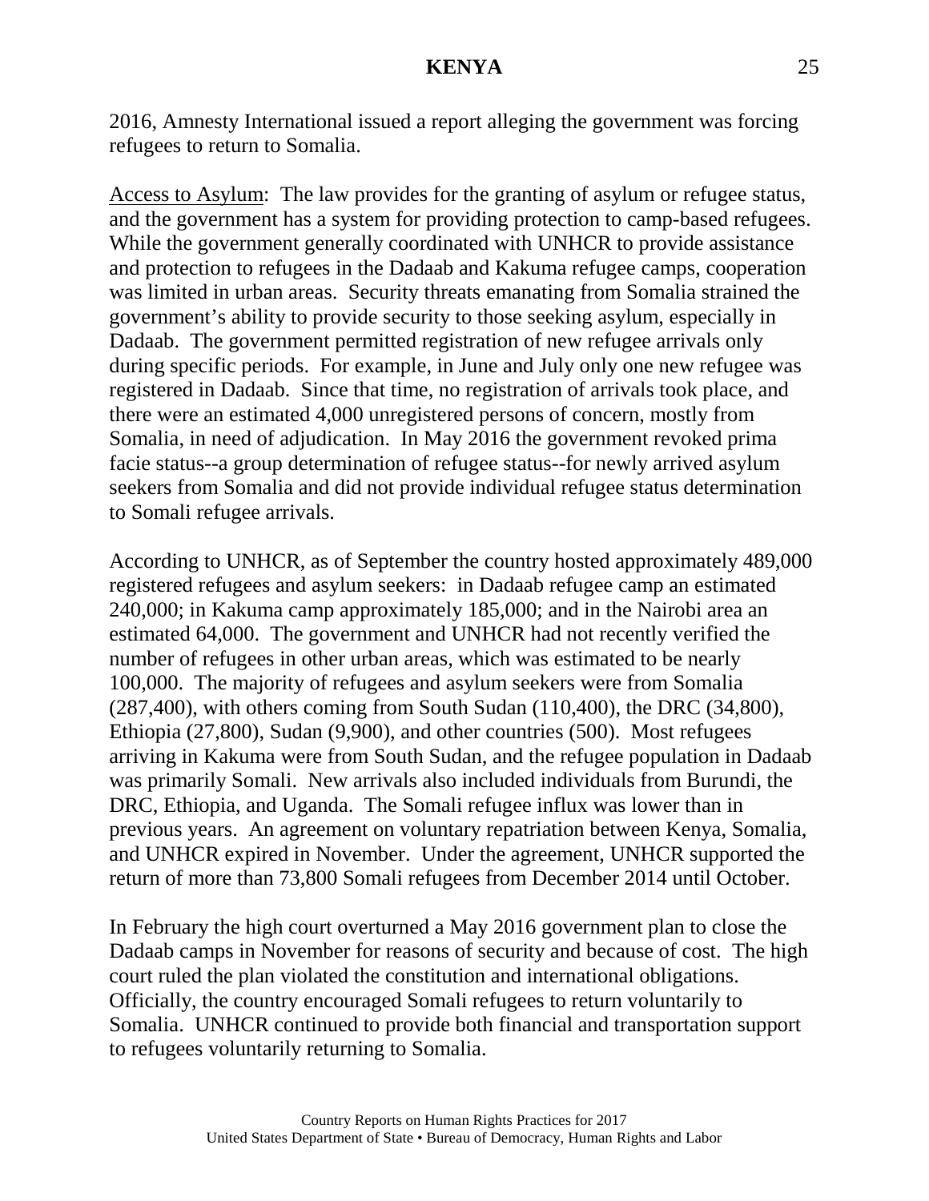2016, Amnesty International issued a report alleging the government was forcing refugees to return to Somalia.

Access to Asylum: The law provides for the granting of asylum or refugee status, and the government has a system for providing protection to camp-based refugees. While the government generally coordinated with UNHCR to provide assistance and protection to refugees in the Dadaab and Kakuma refugee camps, cooperation was limited in urban areas. Security threats emanating from Somalia strained the government's ability to provide security to those seeking asylum, especially in Dadaab. The government permitted registration of new refugee arrivals only during specific periods. For example, in June and July only one new refugee was registered in Dadaab. Since that time, no registration of arrivals took place, and there were an estimated 4,000 unregistered persons of concern, mostly from Somalia, in need of adjudication. In May 2016 the government revoked prima facie status--a group determination of refugee status--for newly arrived asylum seekers from Somalia and did not provide individual refugee status determination to Somali refugee arrivals.

According to UNHCR, as of September the country hosted approximately 489,000 registered refugees and asylum seekers: in Dadaab refugee camp an estimated 240,000; in Kakuma camp approximately 185,000; and in the Nairobi area an estimated 64,000. The government and UNHCR had not recently verified the number of refugees in other urban areas, which was estimated to be nearly 100,000. The majority of refugees and asylum seekers were from Somalia (287,400), with others coming from South Sudan (110,400), the DRC (34,800), Ethiopia (27,800), Sudan (9,900), and other countries (500). Most refugees arriving in Kakuma were from South Sudan, and the refugee population in Dadaab was primarily Somali. New arrivals also included individuals from Burundi, the DRC, Ethiopia, and Uganda. The Somali refugee influx was lower than in previous years. An agreement on voluntary repatriation between Kenya, Somalia, and UNHCR expired in November. Under the agreement, UNHCR supported the return of more than 73,800 Somali refugees from December 2014 until October.

In February the high court overturned a May 2016 government plan to close the Dadaab camps in November for reasons of security and because of cost. The high court ruled the plan violated the constitution and international obligations. Officially, the country encouraged Somali refugees to return voluntarily to Somalia. UNHCR continued to provide both financial and transportation support to refugees voluntarily returning to Somalia.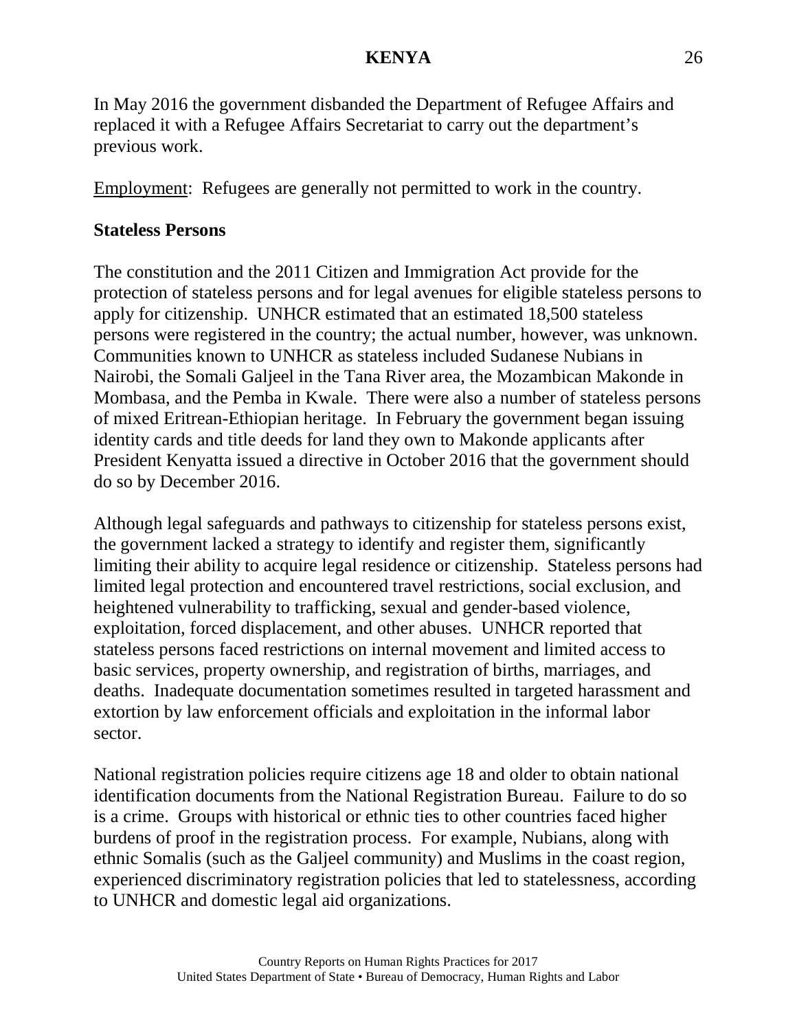In May 2016 the government disbanded the Department of Refugee Affairs and replaced it with a Refugee Affairs Secretariat to carry out the department's previous work.

Employment: Refugees are generally not permitted to work in the country.

**Stateless Persons**

The constitution and the 2011 Citizen and Immigration Act provide for the protection of stateless persons and for legal avenues for eligible stateless persons to apply for citizenship. UNHCR estimated that an estimated 18,500 stateless persons were registered in the country; the actual number, however, was unknown. Communities known to UNHCR as stateless included Sudanese Nubians in Nairobi, the Somali Galjeel in the Tana River area, the Mozambican Makonde in Mombasa, and the Pemba in Kwale. There were also a number of stateless persons of mixed Eritrean-Ethiopian heritage. In February the government began issuing identity cards and title deeds for land they own to Makonde applicants after President Kenyatta issued a directive in October 2016 that the government should do so by December 2016.

Although legal safeguards and pathways to citizenship for stateless persons exist, the government lacked a strategy to identify and register them, significantly limiting their ability to acquire legal residence or citizenship. Stateless persons had limited legal protection and encountered travel restrictions, social exclusion, and heightened vulnerability to trafficking, sexual and gender-based violence, exploitation, forced displacement, and other abuses. UNHCR reported that stateless persons faced restrictions on internal movement and limited access to basic services, property ownership, and registration of births, marriages, and deaths. Inadequate documentation sometimes resulted in targeted harassment and extortion by law enforcement officials and exploitation in the informal labor sector.

National registration policies require citizens age 18 and older to obtain national identification documents from the National Registration Bureau. Failure to do so is a crime. Groups with historical or ethnic ties to other countries faced higher burdens of proof in the registration process. For example, Nubians, along with ethnic Somalis (such as the Galjeel community) and Muslims in the coast region, experienced discriminatory registration policies that led to statelessness, according to UNHCR and domestic legal aid organizations.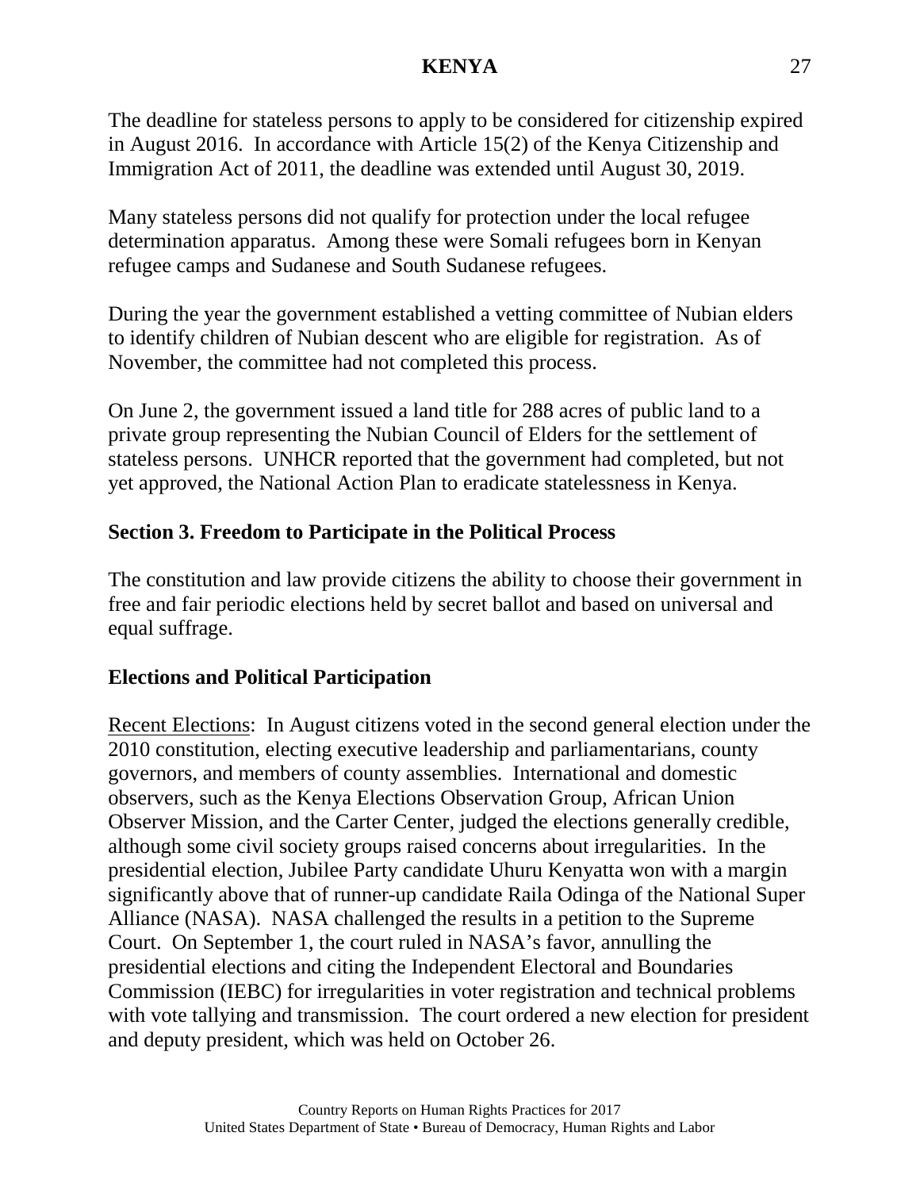The deadline for stateless persons to apply to be considered for citizenship expired in August 2016. In accordance with Article 15(2) of the Kenya Citizenship and Immigration Act of 2011, the deadline was extended until August 30, 2019.

Many stateless persons did not qualify for protection under the local refugee determination apparatus. Among these were Somali refugees born in Kenyan refugee camps and Sudanese and South Sudanese refugees.

During the year the government established a vetting committee of Nubian elders to identify children of Nubian descent who are eligible for registration. As of November, the committee had not completed this process.

On June 2, the government issued a land title for 288 acres of public land to a private group representing the Nubian Council of Elders for the settlement of stateless persons. UNHCR reported that the government had completed, but not yet approved, the National Action Plan to eradicate statelessness in Kenya.

## Section 3. Freedom to Participate in the Political Process

The constitution and law provide citizens the ability to choose their government in free and fair periodic elections held by secret ballot and based on universal and equal suffrage.

### Elections and Political Participation

Recent Elections: In August citizens voted in the second general election under the 2010 constitution, electing executive leadership and parliamentarians, county governors, and members of county assemblies. International and domestic observers, such as the Kenya Elections Observation Group, African Union Observer Mission, and the Carter Center, judged the elections generally credible, although some civil society groups raised concerns about irregularities. In the presidential election, Jubilee Party candidate Uhuru Kenyatta won with a margin significantly above that of runner-up candidate Raila Odinga of the National Super Alliance (NASA). NASA challenged the results in a petition to the Supreme Court. On September 1, the court ruled in NASA's favor, annulling the presidential elections and citing the Independent Electoral and Boundaries Commission (IEBC) for irregularities in voter registration and technical problems with vote tallying and transmission. The court ordered a new election for president and deputy president, which was held on October 26.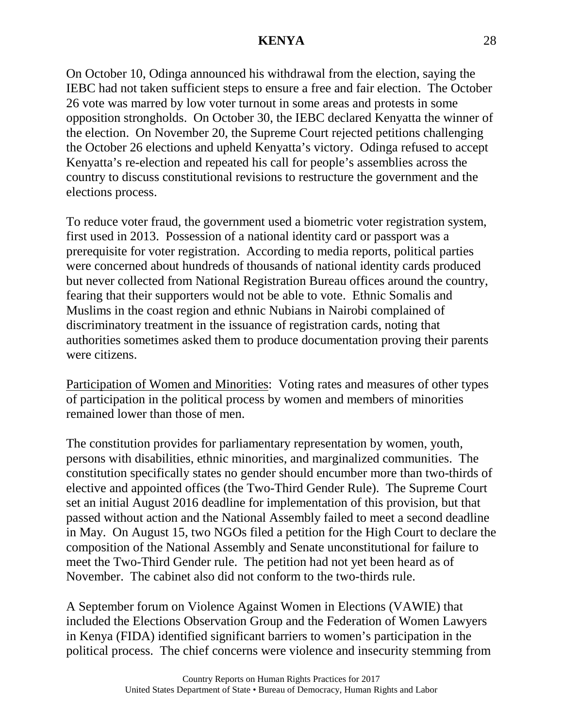On October 10, Odinga announced his withdrawal from the election, saying the IEBC had not taken sufficient steps to ensure a free and fair election. The October 26 vote was marred by low voter turnout in some areas and protests in some opposition strongholds. On October 30, the IEBC declared Kenyatta the winner of the election. On November 20, the Supreme Court rejected petitions challenging the October 26 elections and upheld Kenyatta's victory. Odinga refused to accept Kenyatta's re-election and repeated his call for people's assemblies across the country to discuss constitutional revisions to restructure the government and the elections process.

To reduce voter fraud, the government used a biometric voter registration system, first used in 2013. Possession of a national identity card or passport was a prerequisite for voter registration. According to media reports, political parties were concerned about hundreds of thousands of national identity cards produced but never collected from National Registration Bureau offices around the country, fearing that their supporters would not be able to vote. Ethnic Somalis and Muslims in the coast region and ethnic Nubians in Nairobi complained of discriminatory treatment in the issuance of registration cards, noting that authorities sometimes asked them to produce documentation proving their parents were citizens.

Participation of Women and Minorities: Voting rates and measures of other types of participation in the political process by women and members of minorities remained lower than those of men.

The constitution provides for parliamentary representation by women, youth, persons with disabilities, ethnic minorities, and marginalized communities. The constitution specifically states no gender should encumber more than two-thirds of elective and appointed offices (the Two-Third Gender Rule). The Supreme Court set an initial August 2016 deadline for implementation of this provision, but that passed without action and the National Assembly failed to meet a second deadline in May. On August 15, two NGOs filed a petition for the High Court to declare the composition of the National Assembly and Senate unconstitutional for failure to meet the Two-Third Gender rule. The petition had not yet been heard as of November. The cabinet also did not conform to the two-thirds rule.

A September forum on Violence Against Women in Elections (VAWIE) that included the Elections Observation Group and the Federation of Women Lawyers in Kenya (FIDA) identified significant barriers to women's participation in the political process. The chief concerns were violence and insecurity stemming from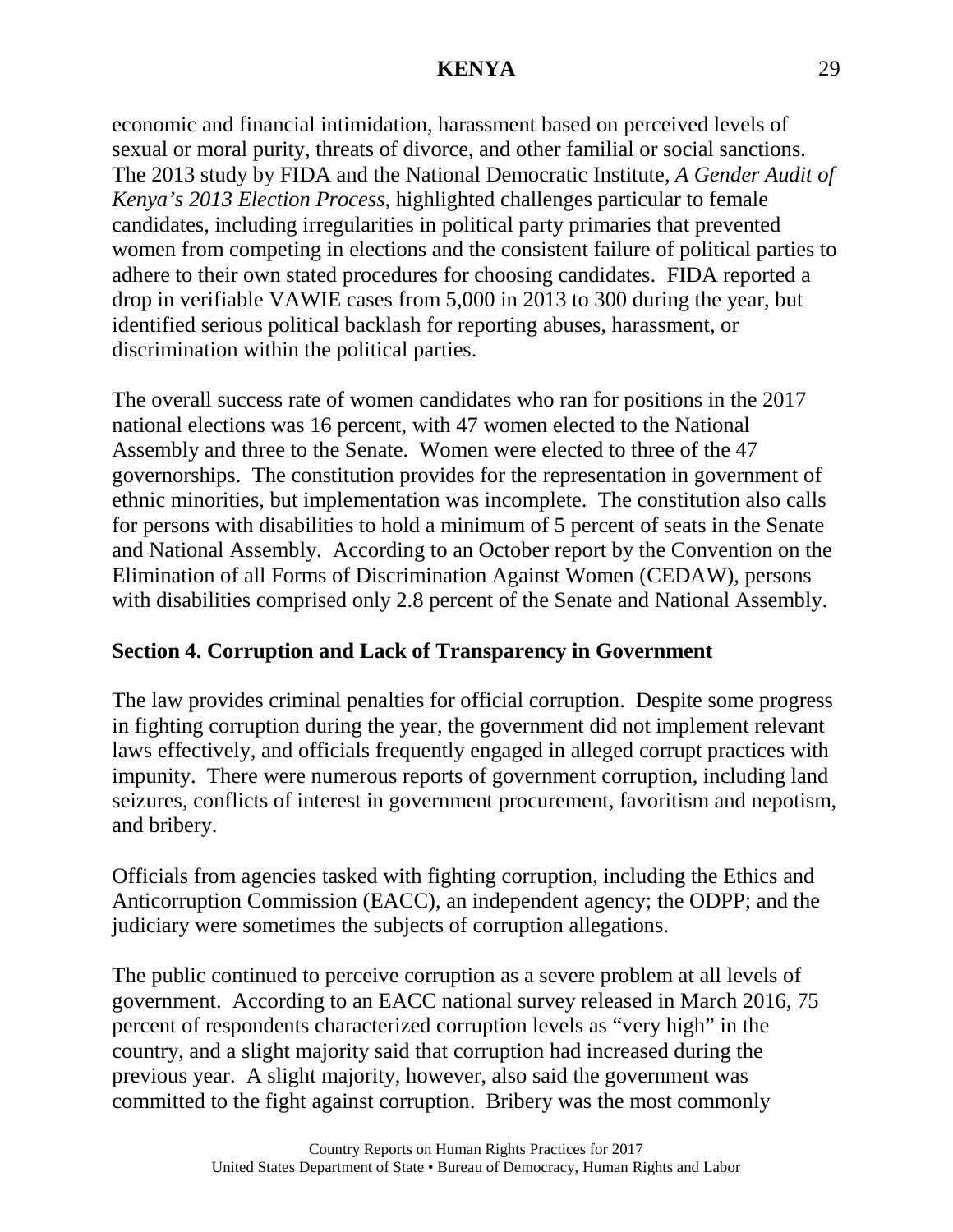economic and financial intimidation, harassment based on perceived levels of sexual or moral purity, threats of divorce, and other familial or social sanctions. The 2013 study by FIDA and the National Democratic Institute, *A Gender Audit of Kenya's 2013 Election Process*, highlighted challenges particular to female candidates, including irregularities in political party primaries that prevented women from competing in elections and the consistent failure of political parties to adhere to their own stated procedures for choosing candidates. FIDA reported a drop in verifiable VAWIE cases from 5,000 in 2013 to 300 during the year, but identified serious political backlash for reporting abuses, harassment, or discrimination within the political parties.

The overall success rate of women candidates who ran for positions in the 2017 national elections was 16 percent, with 47 women elected to the National Assembly and three to the Senate. Women were elected to three of the 47 governorships. The constitution provides for the representation in government of ethnic minorities, but implementation was incomplete. The constitution also calls for persons with disabilities to hold a minimum of 5 percent of seats in the Senate and National Assembly. According to an October report by the Convention on the Elimination of all Forms of Discrimination Against Women (CEDAW), persons with disabilities comprised only 2.8 percent of the Senate and National Assembly.

## Section 4. Corruption and Lack of Transparency in Government

The law provides criminal penalties for official corruption. Despite some progress in fighting corruption during the year, the government did not implement relevant laws effectively, and officials frequently engaged in alleged corrupt practices with impunity. There were numerous reports of government corruption, including land seizures, conflicts of interest in government procurement, favoritism and nepotism, and bribery.

Officials from agencies tasked with fighting corruption, including the Ethics and Anticorruption Commission (EACC), an independent agency; the ODPP; and the judiciary were sometimes the subjects of corruption allegations.

The public continued to perceive corruption as a severe problem at all levels of government. According to an EACC national survey released in March 2016, 75 percent of respondents characterized corruption levels as "very high" in the country, and a slight majority said that corruption had increased during the previous year. A slight majority, however, also said the government was committed to the fight against corruption. Bribery was the most commonly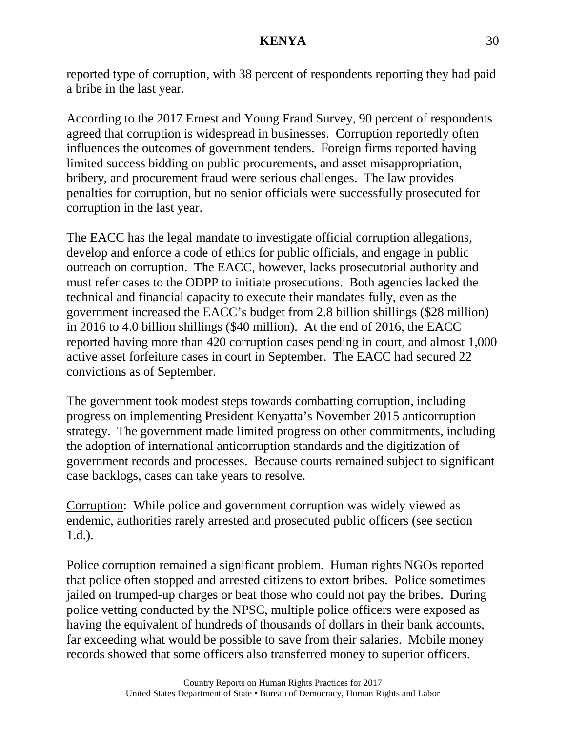reported type of corruption, with 38 percent of respondents reporting they had paid a bribe in the last year.

According to the 2017 Ernest and Young Fraud Survey, 90 percent of respondents agreed that corruption is widespread in businesses. Corruption reportedly often influences the outcomes of government tenders. Foreign firms reported having limited success bidding on public procurements, and asset misappropriation, bribery, and procurement fraud were serious challenges. The law provides penalties for corruption, but no senior officials were successfully prosecuted for corruption in the last year.

The EACC has the legal mandate to investigate official corruption allegations, develop and enforce a code of ethics for public officials, and engage in public outreach on corruption. The EACC, however, lacks prosecutorial authority and must refer cases to the ODPP to initiate prosecutions. Both agencies lacked the technical and financial capacity to execute their mandates fully, even as the government increased the EACC's budget from 2.8 billion shillings ($28 million) in 2016 to 4.0 billion shillings ($40 million). At the end of 2016, the EACC reported having more than 420 corruption cases pending in court, and almost 1,000 active asset forfeiture cases in court in September. The EACC had secured 22 convictions as of September.

The government took modest steps towards combatting corruption, including progress on implementing President Kenyatta's November 2015 anticorruption strategy. The government made limited progress on other commitments, including the adoption of international anticorruption standards and the digitization of government records and processes. Because courts remained subject to significant case backlogs, cases can take years to resolve.

<u>Corruption</u>: While police and government corruption was widely viewed as endemic, authorities rarely arrested and prosecuted public officers (see section 1.d.).

Police corruption remained a significant problem. Human rights NGOs reported that police often stopped and arrested citizens to extort bribes. Police sometimes jailed on trumped-up charges or beat those who could not pay the bribes. During police vetting conducted by the NPSC, multiple police officers were exposed as having the equivalent of hundreds of thousands of dollars in their bank accounts, far exceeding what would be possible to save from their salaries. Mobile money records showed that some officers also transferred money to superior officers.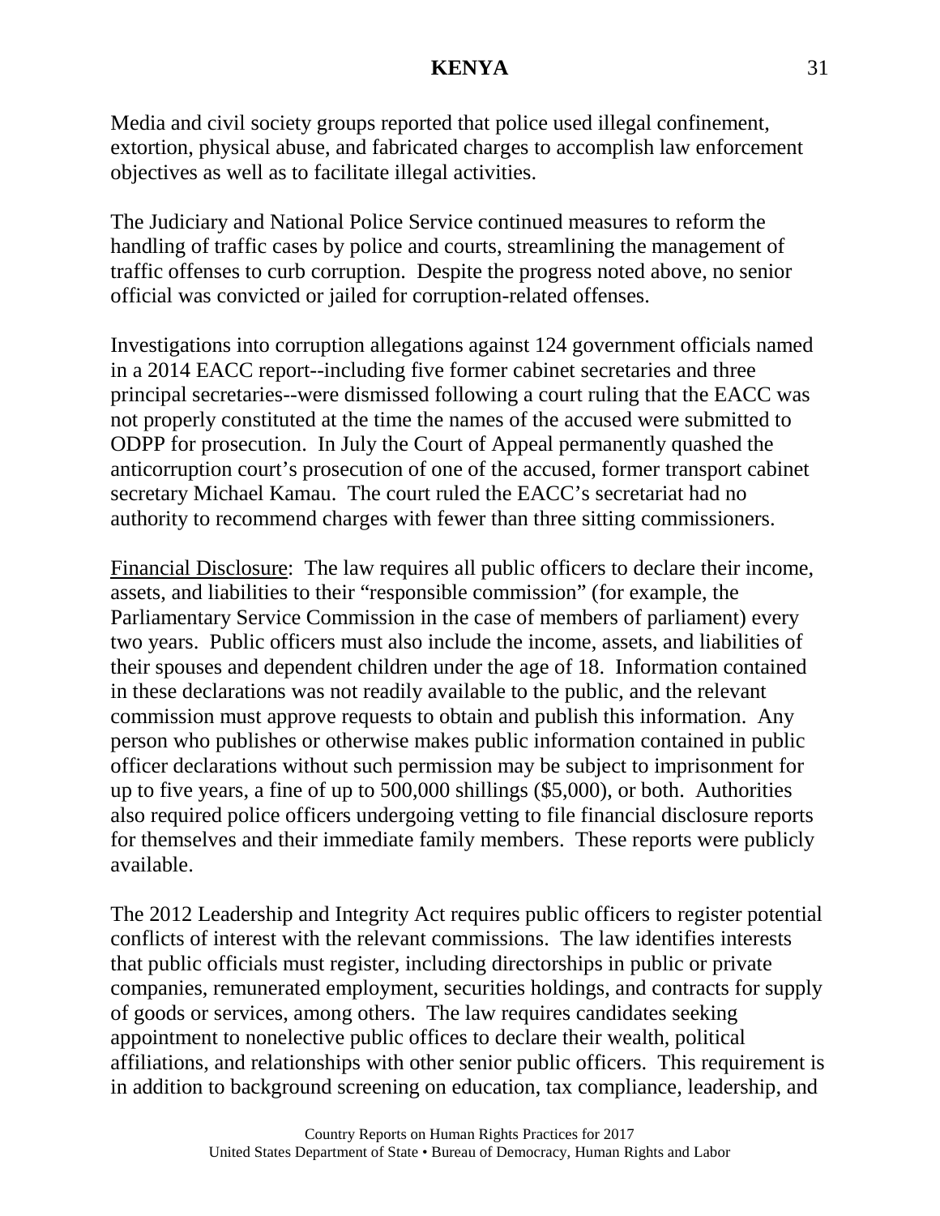Media and civil society groups reported that police used illegal confinement, extortion, physical abuse, and fabricated charges to accomplish law enforcement objectives as well as to facilitate illegal activities.

The Judiciary and National Police Service continued measures to reform the handling of traffic cases by police and courts, streamlining the management of traffic offenses to curb corruption. Despite the progress noted above, no senior official was convicted or jailed for corruption-related offenses.

Investigations into corruption allegations against 124 government officials named in a 2014 EACC report--including five former cabinet secretaries and three principal secretaries--were dismissed following a court ruling that the EACC was not properly constituted at the time the names of the accused were submitted to ODPP for prosecution. In July the Court of Appeal permanently quashed the anticorruption court's prosecution of one of the accused, former transport cabinet secretary Michael Kamau. The court ruled the EACC's secretariat had no authority to recommend charges with fewer than three sitting commissioners.

Financial Disclosure: The law requires all public officers to declare their income, assets, and liabilities to their "responsible commission" (for example, the Parliamentary Service Commission in the case of members of parliament) every two years. Public officers must also include the income, assets, and liabilities of their spouses and dependent children under the age of 18. Information contained in these declarations was not readily available to the public, and the relevant commission must approve requests to obtain and publish this information. Any person who publishes or otherwise makes public information contained in public officer declarations without such permission may be subject to imprisonment for up to five years, a fine of up to 500,000 shillings ($5,000), or both. Authorities also required police officers undergoing vetting to file financial disclosure reports for themselves and their immediate family members. These reports were publicly available.

The 2012 Leadership and Integrity Act requires public officers to register potential conflicts of interest with the relevant commissions. The law identifies interests that public officials must register, including directorships in public or private companies, remunerated employment, securities holdings, and contracts for supply of goods or services, among others. The law requires candidates seeking appointment to nonelective public offices to declare their wealth, political affiliations, and relationships with other senior public officers. This requirement is in addition to background screening on education, tax compliance, leadership, and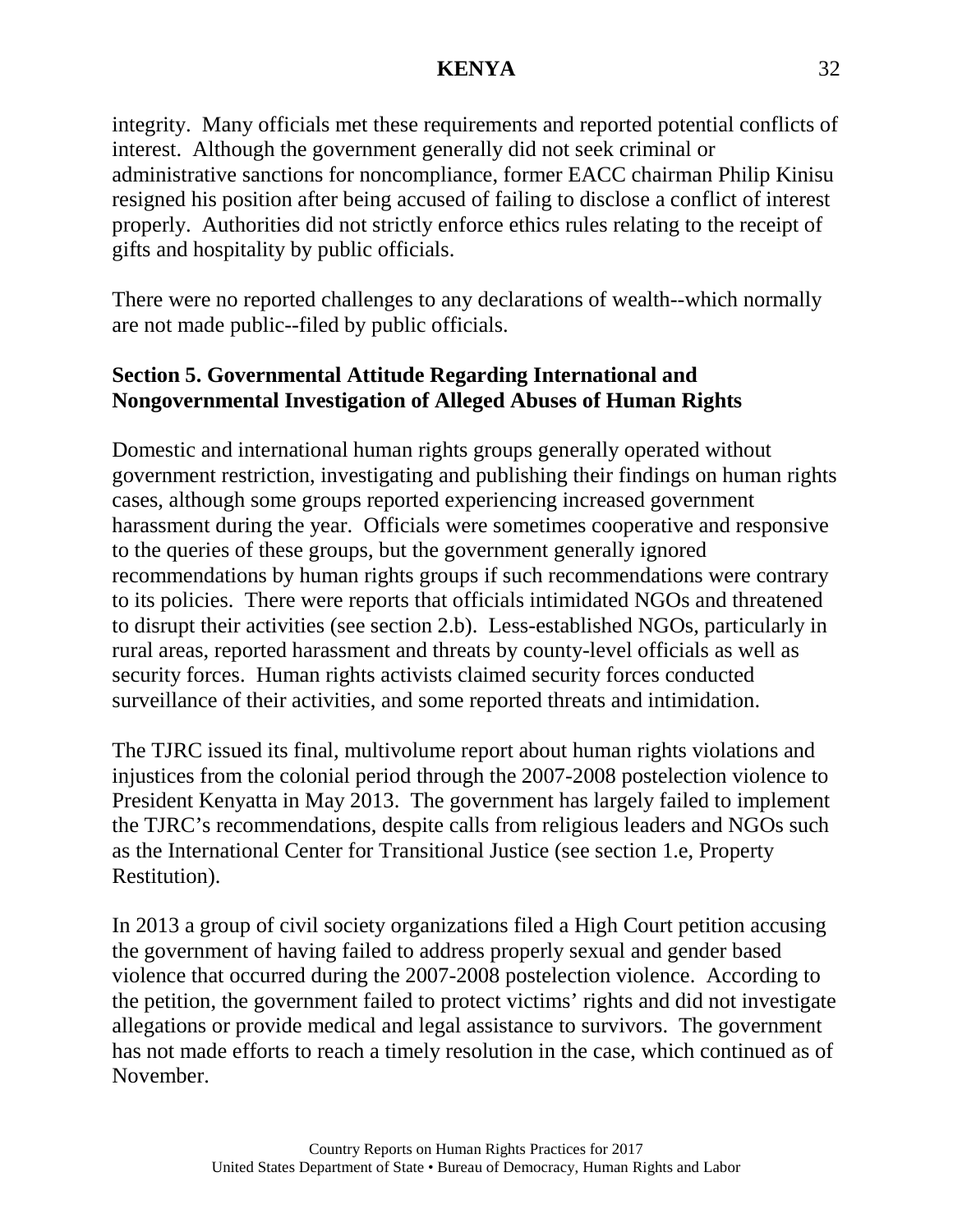integrity. Many officials met these requirements and reported potential conflicts of interest. Although the government generally did not seek criminal or administrative sanctions for noncompliance, former EACC chairman Philip Kinisu resigned his position after being accused of failing to disclose a conflict of interest properly. Authorities did not strictly enforce ethics rules relating to the receipt of gifts and hospitality by public officials.

There were no reported challenges to any declarations of wealth--which normally are not made public--filed by public officials.

## Section 5. Governmental Attitude Regarding International and Nongovernmental Investigation of Alleged Abuses of Human Rights

Domestic and international human rights groups generally operated without government restriction, investigating and publishing their findings on human rights cases, although some groups reported experiencing increased government harassment during the year. Officials were sometimes cooperative and responsive to the queries of these groups, but the government generally ignored recommendations by human rights groups if such recommendations were contrary to its policies. There were reports that officials intimidated NGOs and threatened to disrupt their activities (see section 2.b). Less-established NGOs, particularly in rural areas, reported harassment and threats by county-level officials as well as security forces. Human rights activists claimed security forces conducted surveillance of their activities, and some reported threats and intimidation.

The TJRC issued its final, multivolume report about human rights violations and injustices from the colonial period through the 2007-2008 postelection violence to President Kenyatta in May 2013. The government has largely failed to implement the TJRC's recommendations, despite calls from religious leaders and NGOs such as the International Center for Transitional Justice (see section 1.e, Property Restitution).

In 2013 a group of civil society organizations filed a High Court petition accusing the government of having failed to address properly sexual and gender based violence that occurred during the 2007-2008 postelection violence. According to the petition, the government failed to protect victims' rights and did not investigate allegations or provide medical and legal assistance to survivors. The government has not made efforts to reach a timely resolution in the case, which continued as of November.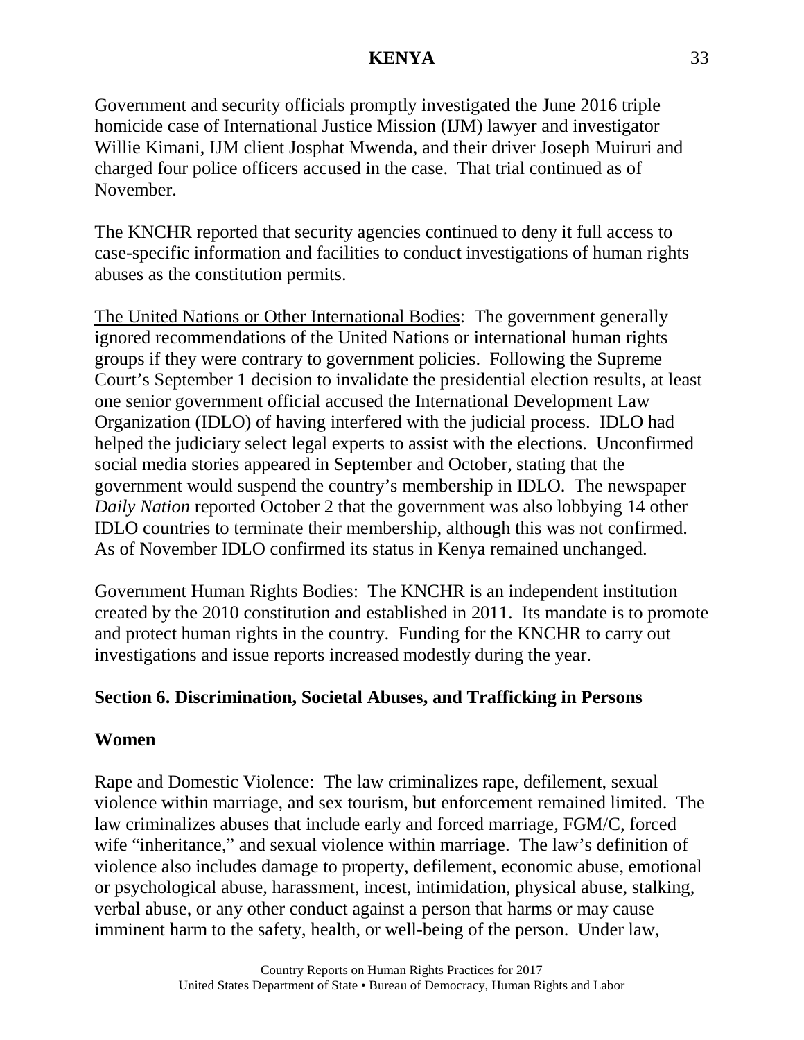Government and security officials promptly investigated the June 2016 triple homicide case of International Justice Mission (IJM) lawyer and investigator Willie Kimani, IJM client Josphat Mwenda, and their driver Joseph Muiruri and charged four police officers accused in the case. That trial continued as of November.

The KNCHR reported that security agencies continued to deny it full access to case-specific information and facilities to conduct investigations of human rights abuses as the constitution permits.

The United Nations or Other International Bodies: The government generally ignored recommendations of the United Nations or international human rights groups if they were contrary to government policies. Following the Supreme Court's September 1 decision to invalidate the presidential election results, at least one senior government official accused the International Development Law Organization (IDLO) of having interfered with the judicial process. IDLO had helped the judiciary select legal experts to assist with the elections. Unconfirmed social media stories appeared in September and October, stating that the government would suspend the country's membership in IDLO. The newspaper *Daily Nation* reported October 2 that the government was also lobbying 14 other IDLO countries to terminate their membership, although this was not confirmed. As of November IDLO confirmed its status in Kenya remained unchanged.

Government Human Rights Bodies: The KNCHR is an independent institution created by the 2010 constitution and established in 2011. Its mandate is to promote and protect human rights in the country. Funding for the KNCHR to carry out investigations and issue reports increased modestly during the year.

## Section 6. Discrimination, Societal Abuses, and Trafficking in Persons

### Women

Rape and Domestic Violence: The law criminalizes rape, defilement, sexual violence within marriage, and sex tourism, but enforcement remained limited. The law criminalizes abuses that include early and forced marriage, FGM/C, forced wife "inheritance," and sexual violence within marriage. The law's definition of violence also includes damage to property, defilement, economic abuse, emotional or psychological abuse, harassment, incest, intimidation, physical abuse, stalking, verbal abuse, or any other conduct against a person that harms or may cause imminent harm to the safety, health, or well-being of the person. Under law,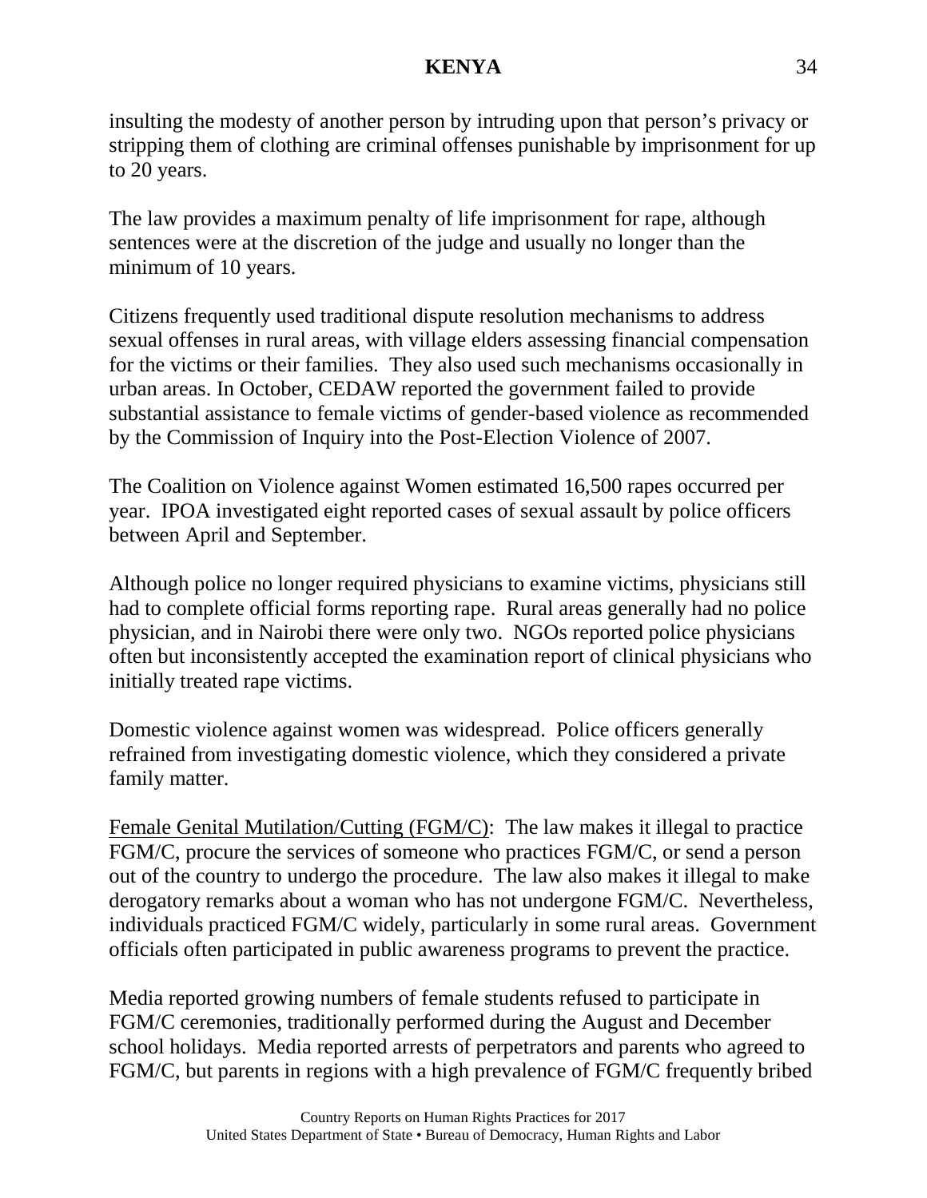insulting the modesty of another person by intruding upon that person's privacy or stripping them of clothing are criminal offenses punishable by imprisonment for up to 20 years.

The law provides a maximum penalty of life imprisonment for rape, although sentences were at the discretion of the judge and usually no longer than the minimum of 10 years.

Citizens frequently used traditional dispute resolution mechanisms to address sexual offenses in rural areas, with village elders assessing financial compensation for the victims or their families. They also used such mechanisms occasionally in urban areas. In October, CEDAW reported the government failed to provide substantial assistance to female victims of gender-based violence as recommended by the Commission of Inquiry into the Post-Election Violence of 2007.

The Coalition on Violence against Women estimated 16,500 rapes occurred per year. IPOA investigated eight reported cases of sexual assault by police officers between April and September.

Although police no longer required physicians to examine victims, physicians still had to complete official forms reporting rape. Rural areas generally had no police physician, and in Nairobi there were only two. NGOs reported police physicians often but inconsistently accepted the examination report of clinical physicians who initially treated rape victims.

Domestic violence against women was widespread. Police officers generally refrained from investigating domestic violence, which they considered a private family matter.

Female Genital Mutilation/Cutting (FGM/C): The law makes it illegal to practice FGM/C, procure the services of someone who practices FGM/C, or send a person out of the country to undergo the procedure. The law also makes it illegal to make derogatory remarks about a woman who has not undergone FGM/C. Nevertheless, individuals practiced FGM/C widely, particularly in some rural areas. Government officials often participated in public awareness programs to prevent the practice.

Media reported growing numbers of female students refused to participate in FGM/C ceremonies, traditionally performed during the August and December school holidays. Media reported arrests of perpetrators and parents who agreed to FGM/C, but parents in regions with a high prevalence of FGM/C frequently bribed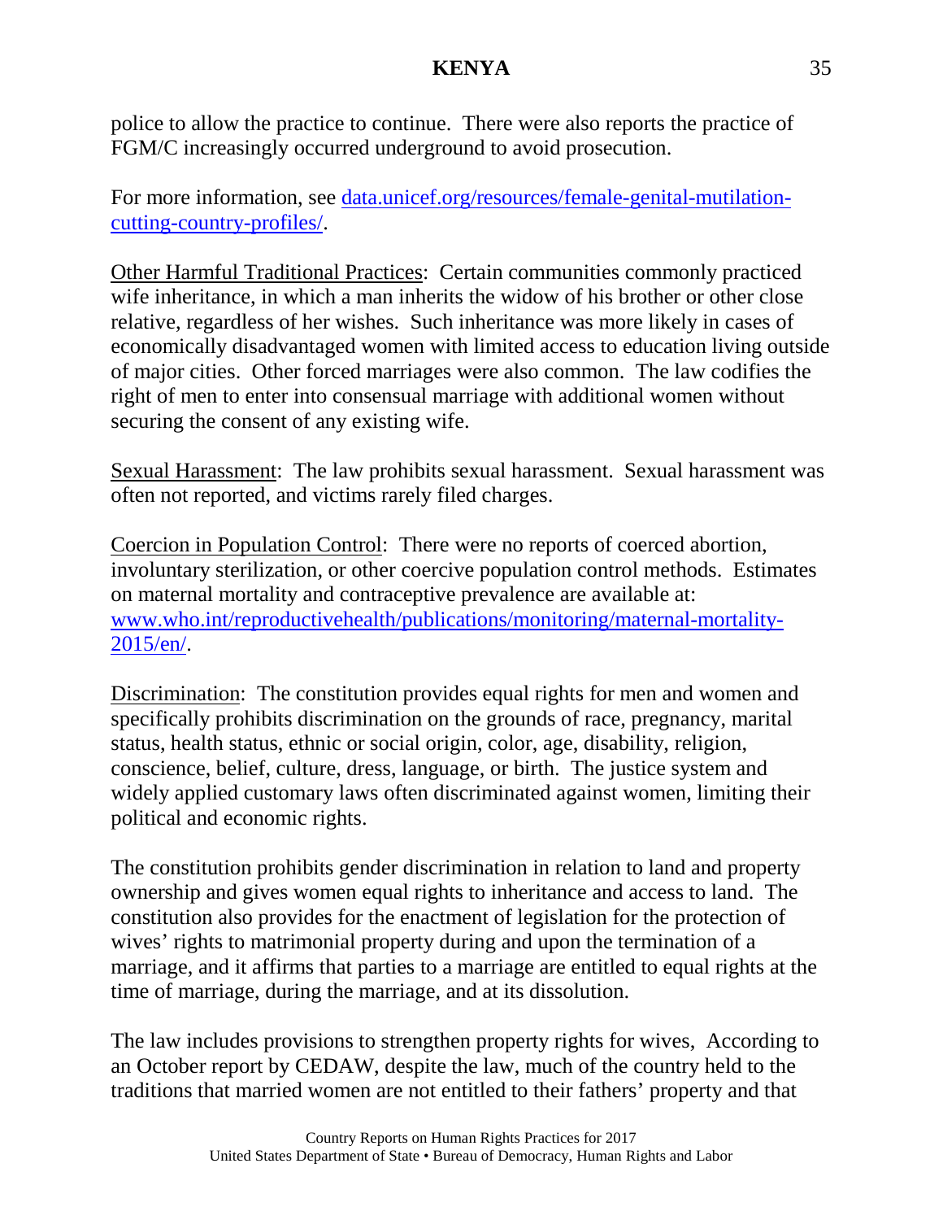police to allow the practice to continue. There were also reports the practice of FGM/C increasingly occurred underground to avoid prosecution.

For more information, see [data.unicef.org/resources/female-genital-mutilation-cutting-country-profiles/](data.unicef.org/resources/female-genital-mutilation-cutting-country-profiles/).

Other Harmful Traditional Practices: Certain communities commonly practiced wife inheritance, in which a man inherits the widow of his brother or other close relative, regardless of her wishes. Such inheritance was more likely in cases of economically disadvantaged women with limited access to education living outside of major cities. Other forced marriages were also common. The law codifies the right of men to enter into consensual marriage with additional women without securing the consent of any existing wife.

Sexual Harassment: The law prohibits sexual harassment. Sexual harassment was often not reported, and victims rarely filed charges.

Coercion in Population Control: There were no reports of coerced abortion, involuntary sterilization, or other coercive population control methods. Estimates on maternal mortality and contraceptive prevalence are available at: [www.who.int/reproductivehealth/publications/monitoring/maternal-mortality-2015/en/](www.who.int/reproductivehealth/publications/monitoring/maternal-mortality-2015/en/).

Discrimination: The constitution provides equal rights for men and women and specifically prohibits discrimination on the grounds of race, pregnancy, marital status, health status, ethnic or social origin, color, age, disability, religion, conscience, belief, culture, dress, language, or birth. The justice system and widely applied customary laws often discriminated against women, limiting their political and economic rights.

The constitution prohibits gender discrimination in relation to land and property ownership and gives women equal rights to inheritance and access to land. The constitution also provides for the enactment of legislation for the protection of wives' rights to matrimonial property during and upon the termination of a marriage, and it affirms that parties to a marriage are entitled to equal rights at the time of marriage, during the marriage, and at its dissolution.

The law includes provisions to strengthen property rights for wives, According to an October report by CEDAW, despite the law, much of the country held to the traditions that married women are not entitled to their fathers' property and that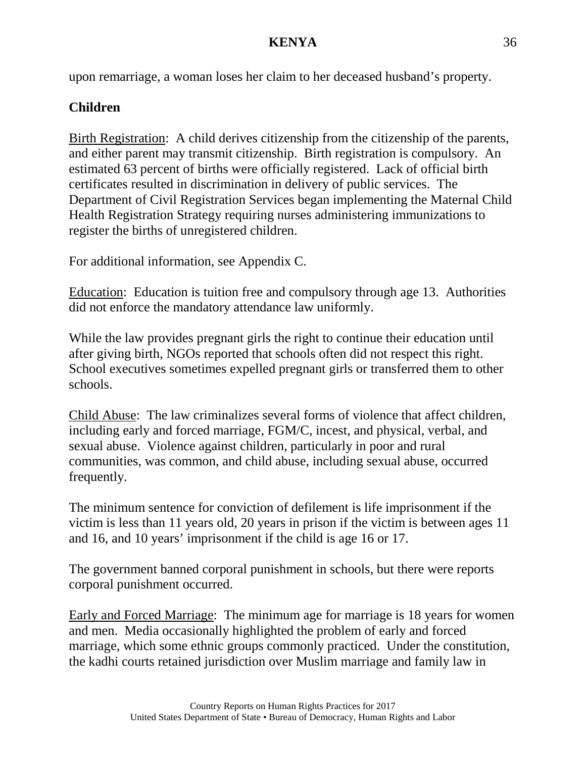upon remarriage, a woman loses her claim to her deceased husband's property.

**Children**

Birth Registration: A child derives citizenship from the citizenship of the parents, and either parent may transmit citizenship. Birth registration is compulsory. An estimated 63 percent of births were officially registered. Lack of official birth certificates resulted in discrimination in delivery of public services. The Department of Civil Registration Services began implementing the Maternal Child Health Registration Strategy requiring nurses administering immunizations to register the births of unregistered children.

For additional information, see Appendix C.

Education: Education is tuition free and compulsory through age 13. Authorities did not enforce the mandatory attendance law uniformly.

While the law provides pregnant girls the right to continue their education until after giving birth, NGOs reported that schools often did not respect this right. School executives sometimes expelled pregnant girls or transferred them to other schools.

Child Abuse: The law criminalizes several forms of violence that affect children, including early and forced marriage, FGM/C, incest, and physical, verbal, and sexual abuse. Violence against children, particularly in poor and rural communities, was common, and child abuse, including sexual abuse, occurred frequently.

The minimum sentence for conviction of defilement is life imprisonment if the victim is less than 11 years old, 20 years in prison if the victim is between ages 11 and 16, and 10 years' imprisonment if the child is age 16 or 17.

The government banned corporal punishment in schools, but there were reports corporal punishment occurred.

Early and Forced Marriage: The minimum age for marriage is 18 years for women and men. Media occasionally highlighted the problem of early and forced marriage, which some ethnic groups commonly practiced. Under the constitution, the kadhi courts retained jurisdiction over Muslim marriage and family law in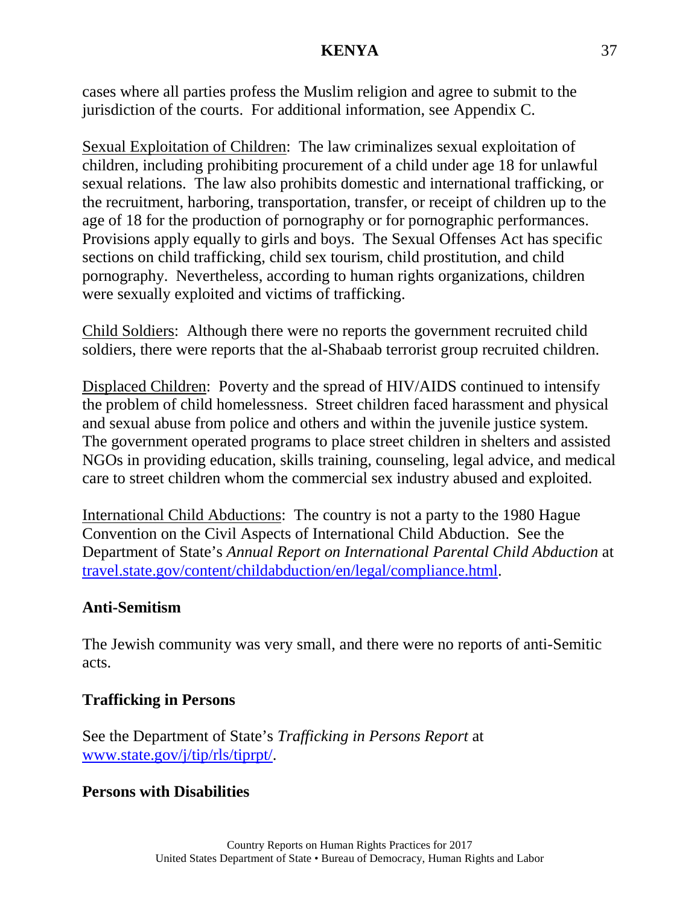cases where all parties profess the Muslim religion and agree to submit to the jurisdiction of the courts. For additional information, see Appendix C.

Sexual Exploitation of Children: The law criminalizes sexual exploitation of children, including prohibiting procurement of a child under age 18 for unlawful sexual relations. The law also prohibits domestic and international trafficking, or the recruitment, harboring, transportation, transfer, or receipt of children up to the age of 18 for the production of pornography or for pornographic performances. Provisions apply equally to girls and boys. The Sexual Offenses Act has specific sections on child trafficking, child sex tourism, child prostitution, and child pornography. Nevertheless, according to human rights organizations, children were sexually exploited and victims of trafficking.

Child Soldiers: Although there were no reports the government recruited child soldiers, there were reports that the al-Shabaab terrorist group recruited children.

Displaced Children: Poverty and the spread of HIV/AIDS continued to intensify the problem of child homelessness. Street children faced harassment and physical and sexual abuse from police and others and within the juvenile justice system. The government operated programs to place street children in shelters and assisted NGOs in providing education, skills training, counseling, legal advice, and medical care to street children whom the commercial sex industry abused and exploited.

International Child Abductions: The country is not a party to the 1980 Hague Convention on the Civil Aspects of International Child Abduction. See the Department of State's *Annual Report on International Parental Child Abduction* at travel.state.gov/content/childabduction/en/legal/compliance.html.

**Anti-Semitism**

The Jewish community was very small, and there were no reports of anti-Semitic acts.

**Trafficking in Persons**

See the Department of State's *Trafficking in Persons Report* at www.state.gov/j/tip/rls/tiprpt/.

**Persons with Disabilities**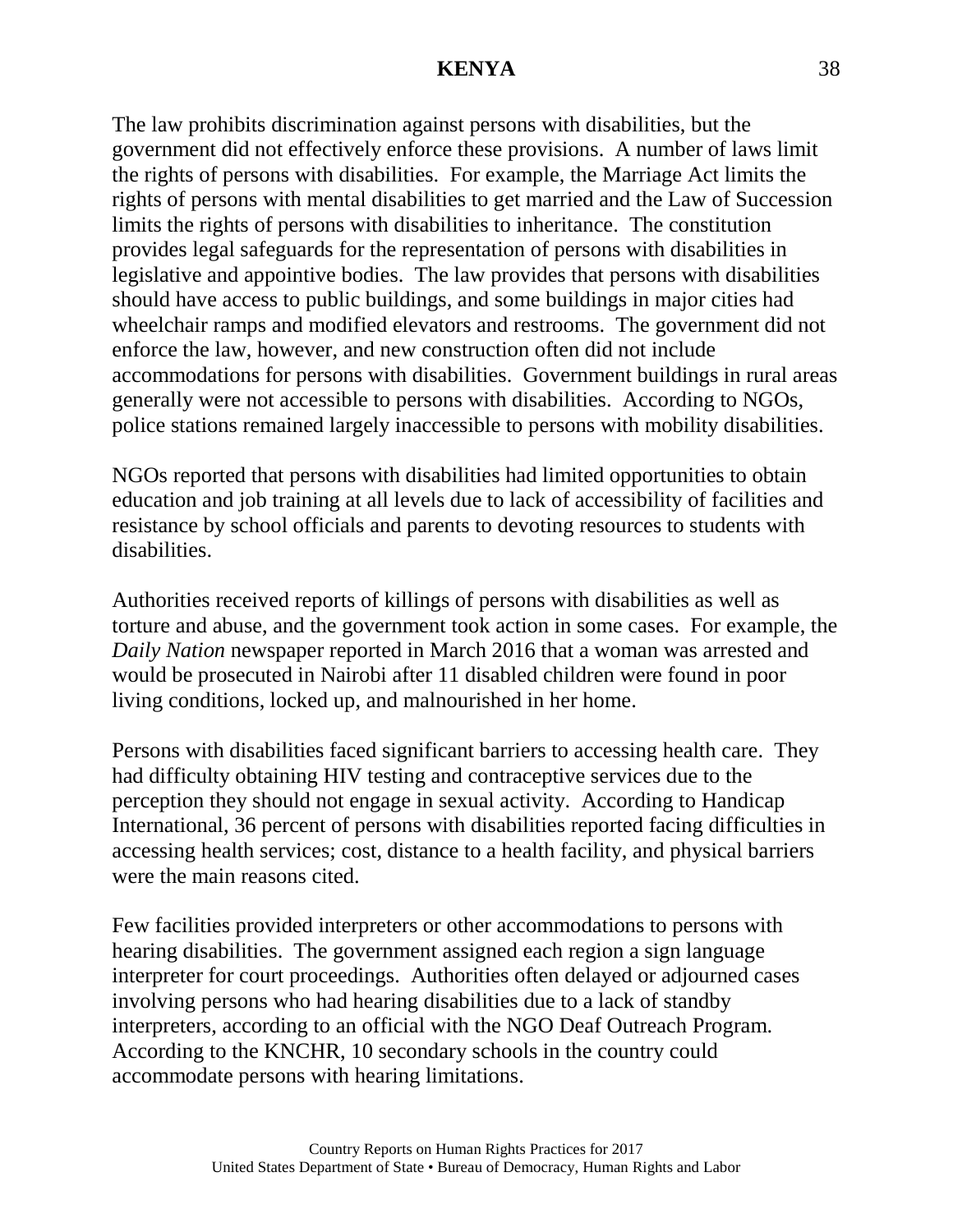The law prohibits discrimination against persons with disabilities, but the government did not effectively enforce these provisions. A number of laws limit the rights of persons with disabilities. For example, the Marriage Act limits the rights of persons with mental disabilities to get married and the Law of Succession limits the rights of persons with disabilities to inheritance. The constitution provides legal safeguards for the representation of persons with disabilities in legislative and appointive bodies. The law provides that persons with disabilities should have access to public buildings, and some buildings in major cities had wheelchair ramps and modified elevators and restrooms. The government did not enforce the law, however, and new construction often did not include accommodations for persons with disabilities. Government buildings in rural areas generally were not accessible to persons with disabilities. According to NGOs, police stations remained largely inaccessible to persons with mobility disabilities.

NGOs reported that persons with disabilities had limited opportunities to obtain education and job training at all levels due to lack of accessibility of facilities and resistance by school officials and parents to devoting resources to students with disabilities.

Authorities received reports of killings of persons with disabilities as well as torture and abuse, and the government took action in some cases. For example, the *Daily Nation* newspaper reported in March 2016 that a woman was arrested and would be prosecuted in Nairobi after 11 disabled children were found in poor living conditions, locked up, and malnourished in her home.

Persons with disabilities faced significant barriers to accessing health care. They had difficulty obtaining HIV testing and contraceptive services due to the perception they should not engage in sexual activity. According to Handicap International, 36 percent of persons with disabilities reported facing difficulties in accessing health services; cost, distance to a health facility, and physical barriers were the main reasons cited.

Few facilities provided interpreters or other accommodations to persons with hearing disabilities. The government assigned each region a sign language interpreter for court proceedings. Authorities often delayed or adjourned cases involving persons who had hearing disabilities due to a lack of standby interpreters, according to an official with the NGO Deaf Outreach Program. According to the KNCHR, 10 secondary schools in the country could accommodate persons with hearing limitations.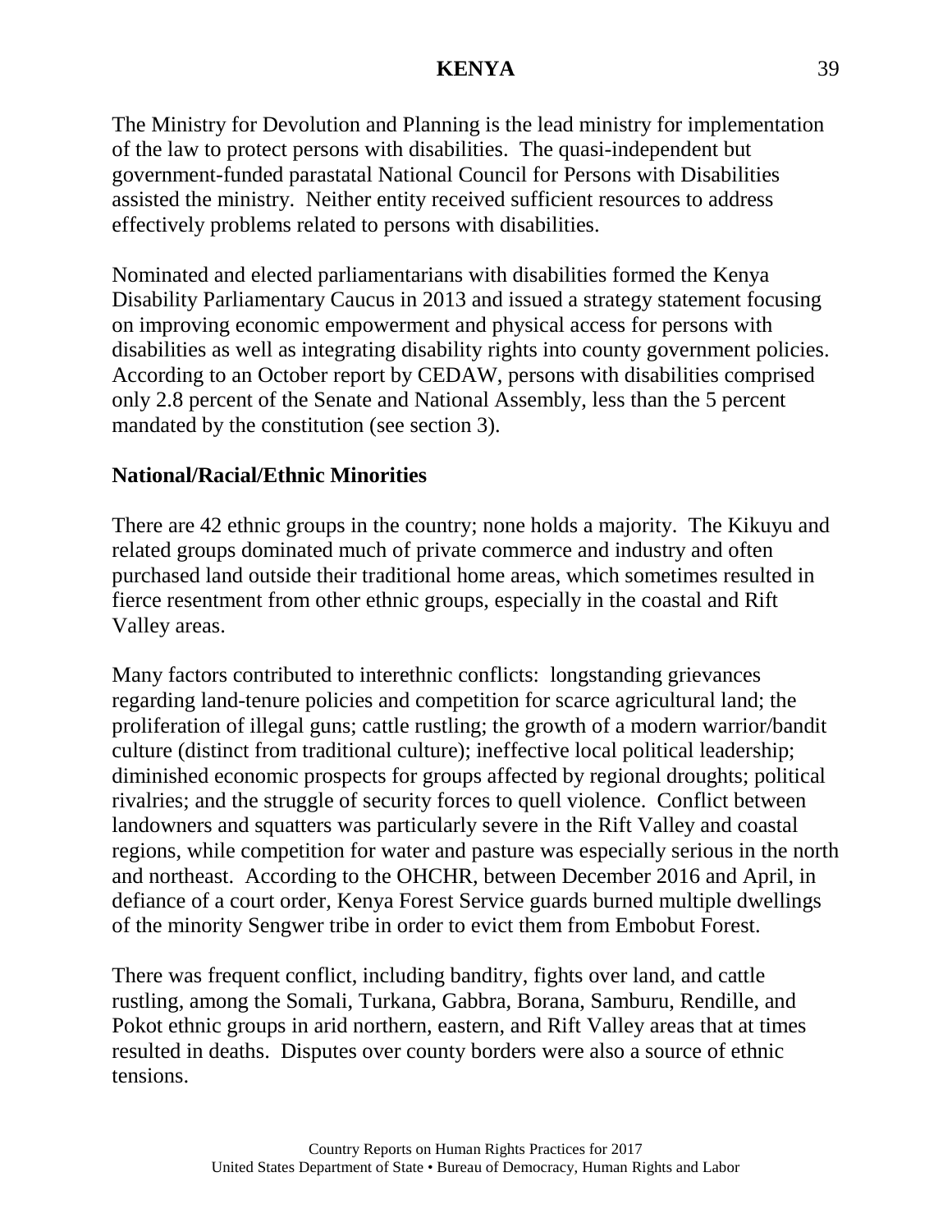The Ministry for Devolution and Planning is the lead ministry for implementation of the law to protect persons with disabilities. The quasi-independent but government-funded parastatal National Council for Persons with Disabilities assisted the ministry. Neither entity received sufficient resources to address effectively problems related to persons with disabilities.

Nominated and elected parliamentarians with disabilities formed the Kenya Disability Parliamentary Caucus in 2013 and issued a strategy statement focusing on improving economic empowerment and physical access for persons with disabilities as well as integrating disability rights into county government policies. According to an October report by CEDAW, persons with disabilities comprised only 2.8 percent of the Senate and National Assembly, less than the 5 percent mandated by the constitution (see section 3).

**National/Racial/Ethnic Minorities**

There are 42 ethnic groups in the country; none holds a majority. The Kikuyu and related groups dominated much of private commerce and industry and often purchased land outside their traditional home areas, which sometimes resulted in fierce resentment from other ethnic groups, especially in the coastal and Rift Valley areas.

Many factors contributed to interethnic conflicts: longstanding grievances regarding land-tenure policies and competition for scarce agricultural land; the proliferation of illegal guns; cattle rustling; the growth of a modern warrior/bandit culture (distinct from traditional culture); ineffective local political leadership; diminished economic prospects for groups affected by regional droughts; political rivalries; and the struggle of security forces to quell violence. Conflict between landowners and squatters was particularly severe in the Rift Valley and coastal regions, while competition for water and pasture was especially serious in the north and northeast. According to the OHCHR, between December 2016 and April, in defiance of a court order, Kenya Forest Service guards burned multiple dwellings of the minority Sengwer tribe in order to evict them from Embobut Forest.

There was frequent conflict, including banditry, fights over land, and cattle rustling, among the Somali, Turkana, Gabbra, Borana, Samburu, Rendille, and Pokot ethnic groups in arid northern, eastern, and Rift Valley areas that at times resulted in deaths. Disputes over county borders were also a source of ethnic tensions.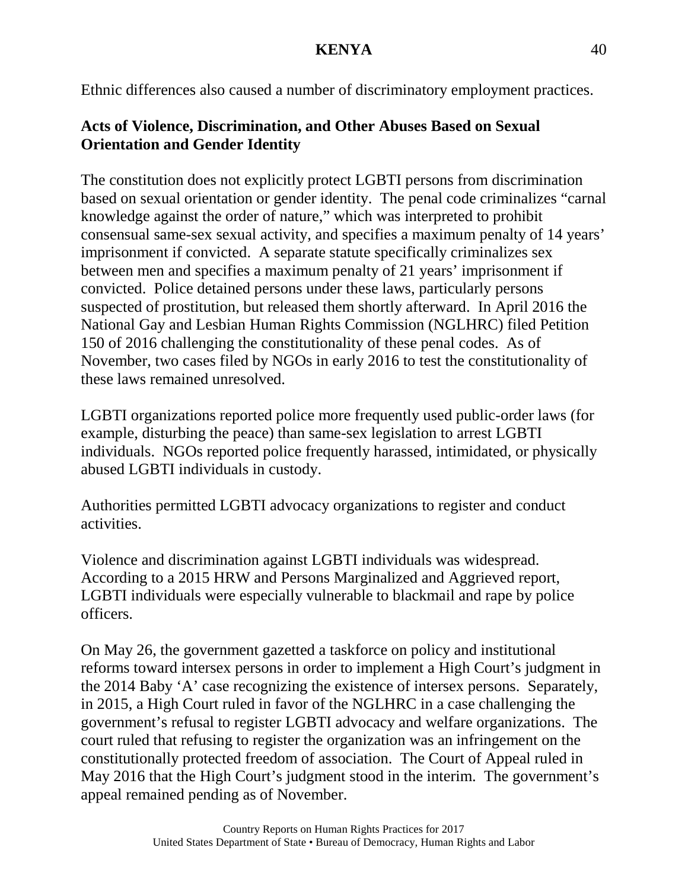Ethnic differences also caused a number of discriminatory employment practices.

**Acts of Violence, Discrimination, and Other Abuses Based on Sexual Orientation and Gender Identity**

The constitution does not explicitly protect LGBTI persons from discrimination based on sexual orientation or gender identity. The penal code criminalizes "carnal knowledge against the order of nature," which was interpreted to prohibit consensual same-sex sexual activity, and specifies a maximum penalty of 14 years' imprisonment if convicted. A separate statute specifically criminalizes sex between men and specifies a maximum penalty of 21 years' imprisonment if convicted. Police detained persons under these laws, particularly persons suspected of prostitution, but released them shortly afterward. In April 2016 the National Gay and Lesbian Human Rights Commission (NGLHRC) filed Petition 150 of 2016 challenging the constitutionality of these penal codes. As of November, two cases filed by NGOs in early 2016 to test the constitutionality of these laws remained unresolved.

LGBTI organizations reported police more frequently used public-order laws (for example, disturbing the peace) than same-sex legislation to arrest LGBTI individuals. NGOs reported police frequently harassed, intimidated, or physically abused LGBTI individuals in custody.

Authorities permitted LGBTI advocacy organizations to register and conduct activities.

Violence and discrimination against LGBTI individuals was widespread. According to a 2015 HRW and Persons Marginalized and Aggrieved report, LGBTI individuals were especially vulnerable to blackmail and rape by police officers.

On May 26, the government gazetted a taskforce on policy and institutional reforms toward intersex persons in order to implement a High Court's judgment in the 2014 Baby 'A' case recognizing the existence of intersex persons. Separately, in 2015, a High Court ruled in favor of the NGLHRC in a case challenging the government's refusal to register LGBTI advocacy and welfare organizations. The court ruled that refusing to register the organization was an infringement on the constitutionally protected freedom of association. The Court of Appeal ruled in May 2016 that the High Court's judgment stood in the interim. The government's appeal remained pending as of November.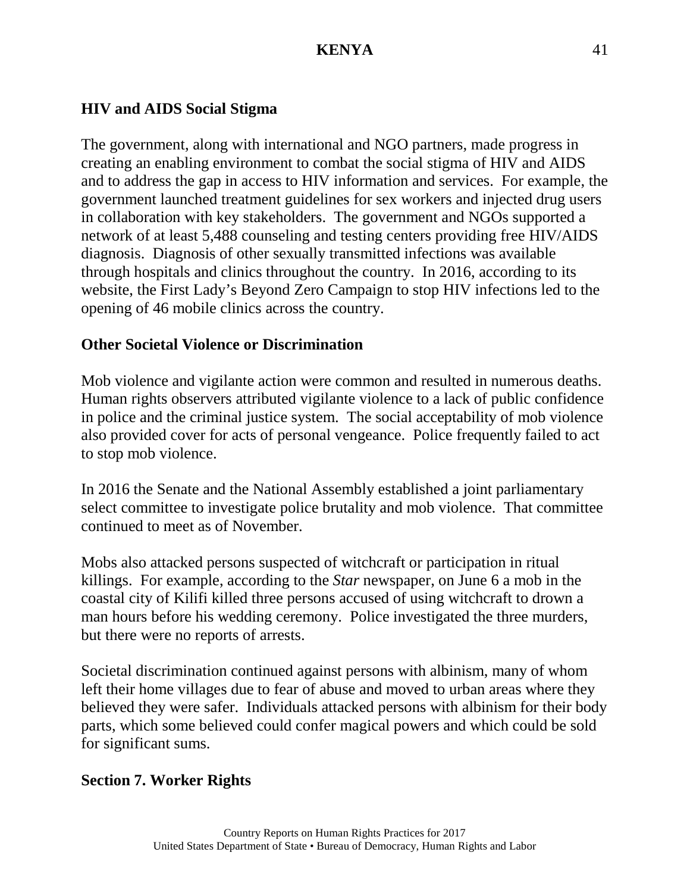### HIV and AIDS Social Stigma

The government, along with international and NGO partners, made progress in creating an enabling environment to combat the social stigma of HIV and AIDS and to address the gap in access to HIV information and services. For example, the government launched treatment guidelines for sex workers and injected drug users in collaboration with key stakeholders. The government and NGOs supported a network of at least 5,488 counseling and testing centers providing free HIV/AIDS diagnosis. Diagnosis of other sexually transmitted infections was available through hospitals and clinics throughout the country. In 2016, according to its website, the First Lady's Beyond Zero Campaign to stop HIV infections led to the opening of 46 mobile clinics across the country.

### Other Societal Violence or Discrimination

Mob violence and vigilante action were common and resulted in numerous deaths. Human rights observers attributed vigilante violence to a lack of public confidence in police and the criminal justice system. The social acceptability of mob violence also provided cover for acts of personal vengeance. Police frequently failed to act to stop mob violence.

In 2016 the Senate and the National Assembly established a joint parliamentary select committee to investigate police brutality and mob violence. That committee continued to meet as of November.

Mobs also attacked persons suspected of witchcraft or participation in ritual killings. For example, according to the *Star* newspaper, on June 6 a mob in the coastal city of Kilifi killed three persons accused of using witchcraft to drown a man hours before his wedding ceremony. Police investigated the three murders, but there were no reports of arrests.

Societal discrimination continued against persons with albinism, many of whom left their home villages due to fear of abuse and moved to urban areas where they believed they were safer. Individuals attacked persons with albinism for their body parts, which some believed could confer magical powers and which could be sold for significant sums.

## Section 7. Worker Rights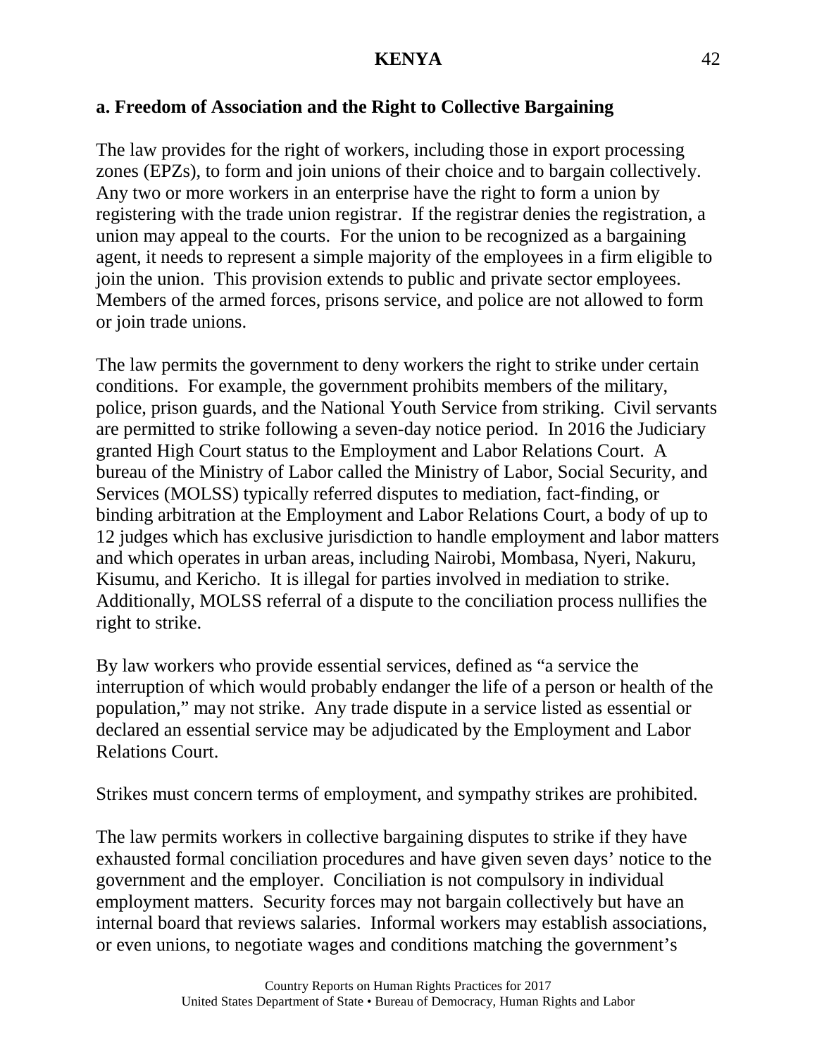## a. Freedom of Association and the Right to Collective Bargaining

The law provides for the right of workers, including those in export processing zones (EPZs), to form and join unions of their choice and to bargain collectively. Any two or more workers in an enterprise have the right to form a union by registering with the trade union registrar. If the registrar denies the registration, a union may appeal to the courts. For the union to be recognized as a bargaining agent, it needs to represent a simple majority of the employees in a firm eligible to join the union. This provision extends to public and private sector employees. Members of the armed forces, prisons service, and police are not allowed to form or join trade unions.

The law permits the government to deny workers the right to strike under certain conditions. For example, the government prohibits members of the military, police, prison guards, and the National Youth Service from striking. Civil servants are permitted to strike following a seven-day notice period. In 2016 the Judiciary granted High Court status to the Employment and Labor Relations Court. A bureau of the Ministry of Labor called the Ministry of Labor, Social Security, and Services (MOLSS) typically referred disputes to mediation, fact-finding, or binding arbitration at the Employment and Labor Relations Court, a body of up to 12 judges which has exclusive jurisdiction to handle employment and labor matters and which operates in urban areas, including Nairobi, Mombasa, Nyeri, Nakuru, Kisumu, and Kericho. It is illegal for parties involved in mediation to strike. Additionally, MOLSS referral of a dispute to the conciliation process nullifies the right to strike.

By law workers who provide essential services, defined as "a service the interruption of which would probably endanger the life of a person or health of the population," may not strike. Any trade dispute in a service listed as essential or declared an essential service may be adjudicated by the Employment and Labor Relations Court.

Strikes must concern terms of employment, and sympathy strikes are prohibited.

The law permits workers in collective bargaining disputes to strike if they have exhausted formal conciliation procedures and have given seven days' notice to the government and the employer. Conciliation is not compulsory in individual employment matters. Security forces may not bargain collectively but have an internal board that reviews salaries. Informal workers may establish associations, or even unions, to negotiate wages and conditions matching the government's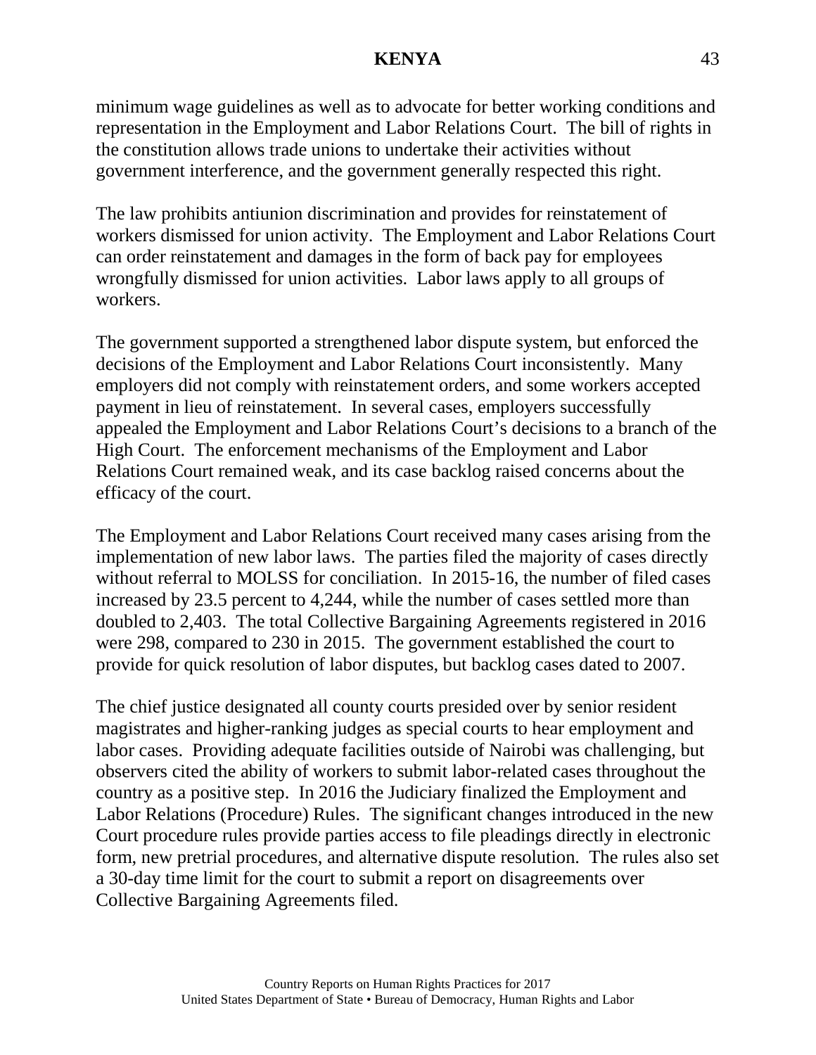minimum wage guidelines as well as to advocate for better working conditions and representation in the Employment and Labor Relations Court. The bill of rights in the constitution allows trade unions to undertake their activities without government interference, and the government generally respected this right.

The law prohibits antiunion discrimination and provides for reinstatement of workers dismissed for union activity. The Employment and Labor Relations Court can order reinstatement and damages in the form of back pay for employees wrongfully dismissed for union activities. Labor laws apply to all groups of workers.

The government supported a strengthened labor dispute system, but enforced the decisions of the Employment and Labor Relations Court inconsistently. Many employers did not comply with reinstatement orders, and some workers accepted payment in lieu of reinstatement. In several cases, employers successfully appealed the Employment and Labor Relations Court's decisions to a branch of the High Court. The enforcement mechanisms of the Employment and Labor Relations Court remained weak, and its case backlog raised concerns about the efficacy of the court.

The Employment and Labor Relations Court received many cases arising from the implementation of new labor laws. The parties filed the majority of cases directly without referral to MOLSS for conciliation. In 2015-16, the number of filed cases increased by 23.5 percent to 4,244, while the number of cases settled more than doubled to 2,403. The total Collective Bargaining Agreements registered in 2016 were 298, compared to 230 in 2015. The government established the court to provide for quick resolution of labor disputes, but backlog cases dated to 2007.

The chief justice designated all county courts presided over by senior resident magistrates and higher-ranking judges as special courts to hear employment and labor cases. Providing adequate facilities outside of Nairobi was challenging, but observers cited the ability of workers to submit labor-related cases throughout the country as a positive step. In 2016 the Judiciary finalized the Employment and Labor Relations (Procedure) Rules. The significant changes introduced in the new Court procedure rules provide parties access to file pleadings directly in electronic form, new pretrial procedures, and alternative dispute resolution. The rules also set a 30-day time limit for the court to submit a report on disagreements over Collective Bargaining Agreements filed.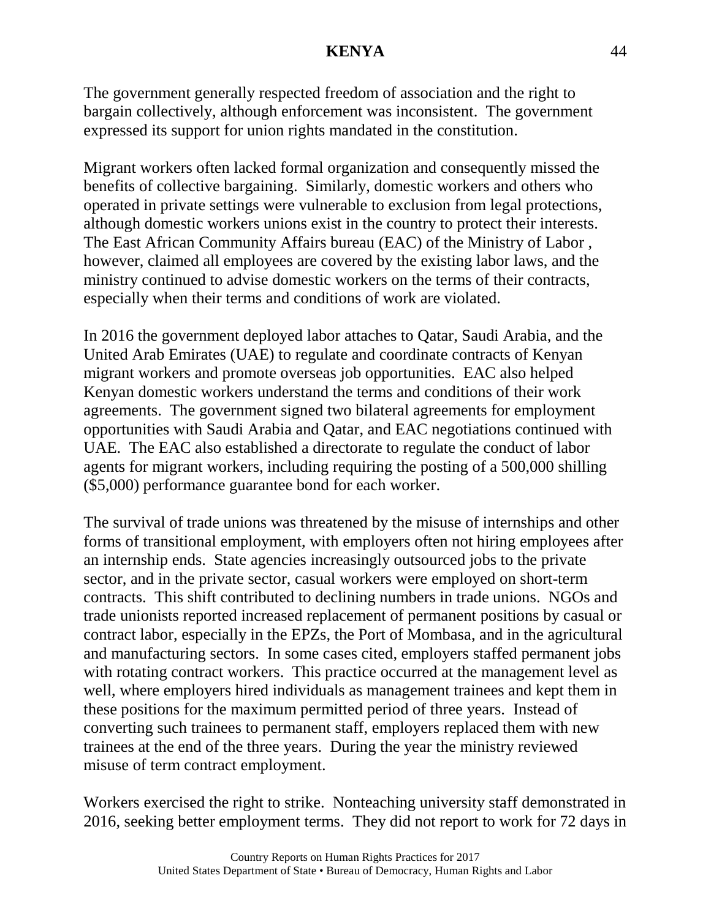The government generally respected freedom of association and the right to bargain collectively, although enforcement was inconsistent. The government expressed its support for union rights mandated in the constitution.

Migrant workers often lacked formal organization and consequently missed the benefits of collective bargaining. Similarly, domestic workers and others who operated in private settings were vulnerable to exclusion from legal protections, although domestic workers unions exist in the country to protect their interests. The East African Community Affairs bureau (EAC) of the Ministry of Labor , however, claimed all employees are covered by the existing labor laws, and the ministry continued to advise domestic workers on the terms of their contracts, especially when their terms and conditions of work are violated.

In 2016 the government deployed labor attaches to Qatar, Saudi Arabia, and the United Arab Emirates (UAE) to regulate and coordinate contracts of Kenyan migrant workers and promote overseas job opportunities. EAC also helped Kenyan domestic workers understand the terms and conditions of their work agreements. The government signed two bilateral agreements for employment opportunities with Saudi Arabia and Qatar, and EAC negotiations continued with UAE. The EAC also established a directorate to regulate the conduct of labor agents for migrant workers, including requiring the posting of a 500,000 shilling ($5,000) performance guarantee bond for each worker.

The survival of trade unions was threatened by the misuse of internships and other forms of transitional employment, with employers often not hiring employees after an internship ends. State agencies increasingly outsourced jobs to the private sector, and in the private sector, casual workers were employed on short-term contracts. This shift contributed to declining numbers in trade unions. NGOs and trade unionists reported increased replacement of permanent positions by casual or contract labor, especially in the EPZs, the Port of Mombasa, and in the agricultural and manufacturing sectors. In some cases cited, employers staffed permanent jobs with rotating contract workers. This practice occurred at the management level as well, where employers hired individuals as management trainees and kept them in these positions for the maximum permitted period of three years. Instead of converting such trainees to permanent staff, employers replaced them with new trainees at the end of the three years. During the year the ministry reviewed misuse of term contract employment.

Workers exercised the right to strike. Nonteaching university staff demonstrated in 2016, seeking better employment terms. They did not report to work for 72 days in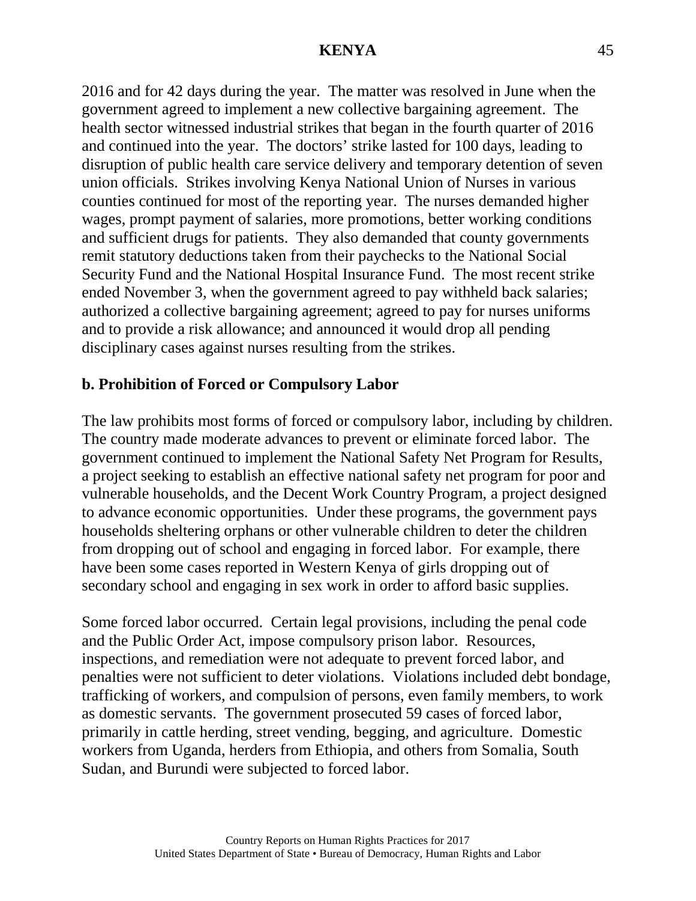2016 and for 42 days during the year. The matter was resolved in June when the government agreed to implement a new collective bargaining agreement. The health sector witnessed industrial strikes that began in the fourth quarter of 2016 and continued into the year. The doctors' strike lasted for 100 days, leading to disruption of public health care service delivery and temporary detention of seven union officials. Strikes involving Kenya National Union of Nurses in various counties continued for most of the reporting year. The nurses demanded higher wages, prompt payment of salaries, more promotions, better working conditions and sufficient drugs for patients. They also demanded that county governments remit statutory deductions taken from their paychecks to the National Social Security Fund and the National Hospital Insurance Fund. The most recent strike ended November 3, when the government agreed to pay withheld back salaries; authorized a collective bargaining agreement; agreed to pay for nurses uniforms and to provide a risk allowance; and announced it would drop all pending disciplinary cases against nurses resulting from the strikes.

## b. Prohibition of Forced or Compulsory Labor

The law prohibits most forms of forced or compulsory labor, including by children. The country made moderate advances to prevent or eliminate forced labor. The government continued to implement the National Safety Net Program for Results, a project seeking to establish an effective national safety net program for poor and vulnerable households, and the Decent Work Country Program, a project designed to advance economic opportunities. Under these programs, the government pays households sheltering orphans or other vulnerable children to deter the children from dropping out of school and engaging in forced labor. For example, there have been some cases reported in Western Kenya of girls dropping out of secondary school and engaging in sex work in order to afford basic supplies.

Some forced labor occurred. Certain legal provisions, including the penal code and the Public Order Act, impose compulsory prison labor. Resources, inspections, and remediation were not adequate to prevent forced labor, and penalties were not sufficient to deter violations. Violations included debt bondage, trafficking of workers, and compulsion of persons, even family members, to work as domestic servants. The government prosecuted 59 cases of forced labor, primarily in cattle herding, street vending, begging, and agriculture. Domestic workers from Uganda, herders from Ethiopia, and others from Somalia, South Sudan, and Burundi were subjected to forced labor.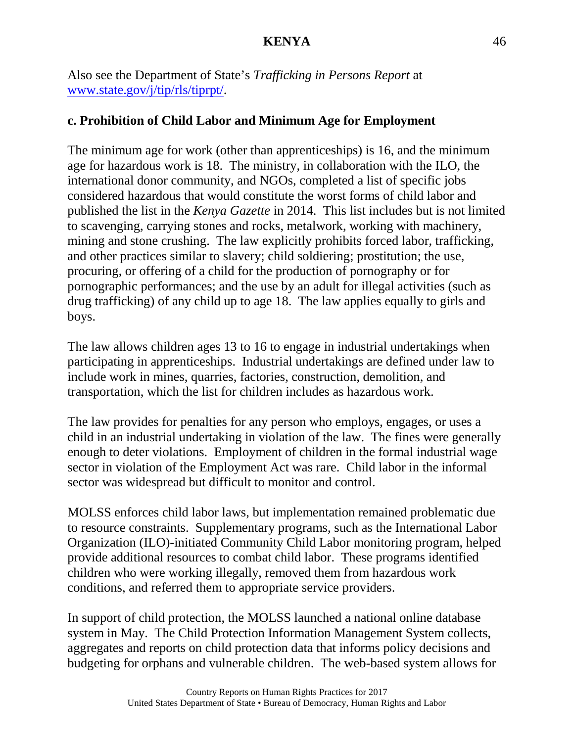Also see the Department of State's *Trafficking in Persons Report* at [www.state.gov/j/tip/rls/tiprpt/](www.state.gov/j/tip/rls/tiprpt/).

### c. Prohibition of Child Labor and Minimum Age for Employment

The minimum age for work (other than apprenticeships) is 16, and the minimum age for hazardous work is 18. The ministry, in collaboration with the ILO, the international donor community, and NGOs, completed a list of specific jobs considered hazardous that would constitute the worst forms of child labor and published the list in the *Kenya Gazette* in 2014. This list includes but is not limited to scavenging, carrying stones and rocks, metalwork, working with machinery, mining and stone crushing. The law explicitly prohibits forced labor, trafficking, and other practices similar to slavery; child soldiering; prostitution; the use, procuring, or offering of a child for the production of pornography or for pornographic performances; and the use by an adult for illegal activities (such as drug trafficking) of any child up to age 18. The law applies equally to girls and boys.

The law allows children ages 13 to 16 to engage in industrial undertakings when participating in apprenticeships. Industrial undertakings are defined under law to include work in mines, quarries, factories, construction, demolition, and transportation, which the list for children includes as hazardous work.

The law provides for penalties for any person who employs, engages, or uses a child in an industrial undertaking in violation of the law. The fines were generally enough to deter violations. Employment of children in the formal industrial wage sector in violation of the Employment Act was rare. Child labor in the informal sector was widespread but difficult to monitor and control.

MOLSS enforces child labor laws, but implementation remained problematic due to resource constraints. Supplementary programs, such as the International Labor Organization (ILO)-initiated Community Child Labor monitoring program, helped provide additional resources to combat child labor. These programs identified children who were working illegally, removed them from hazardous work conditions, and referred them to appropriate service providers.

In support of child protection, the MOLSS launched a national online database system in May. The Child Protection Information Management System collects, aggregates and reports on child protection data that informs policy decisions and budgeting for orphans and vulnerable children. The web-based system allows for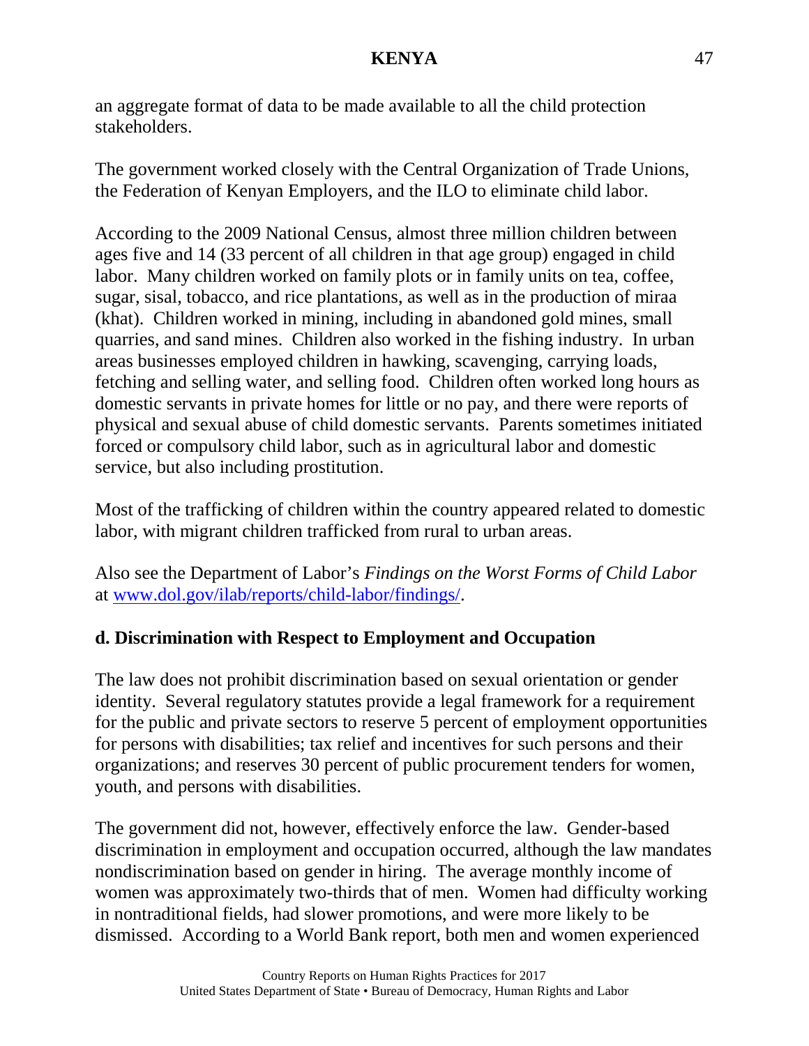an aggregate format of data to be made available to all the child protection stakeholders.

The government worked closely with the Central Organization of Trade Unions, the Federation of Kenyan Employers, and the ILO to eliminate child labor.

According to the 2009 National Census, almost three million children between ages five and 14 (33 percent of all children in that age group) engaged in child labor. Many children worked on family plots or in family units on tea, coffee, sugar, sisal, tobacco, and rice plantations, as well as in the production of miraa (khat). Children worked in mining, including in abandoned gold mines, small quarries, and sand mines. Children also worked in the fishing industry. In urban areas businesses employed children in hawking, scavenging, carrying loads, fetching and selling water, and selling food. Children often worked long hours as domestic servants in private homes for little or no pay, and there were reports of physical and sexual abuse of child domestic servants. Parents sometimes initiated forced or compulsory child labor, such as in agricultural labor and domestic service, but also including prostitution.

Most of the trafficking of children within the country appeared related to domestic labor, with migrant children trafficked from rural to urban areas.

Also see the Department of Labor's *Findings on the Worst Forms of Child Labor* at [www.dol.gov/ilab/reports/child-labor/findings/](http://www.dol.gov/ilab/reports/child-labor/findings/).

## d. Discrimination with Respect to Employment and Occupation

The law does not prohibit discrimination based on sexual orientation or gender identity. Several regulatory statutes provide a legal framework for a requirement for the public and private sectors to reserve 5 percent of employment opportunities for persons with disabilities; tax relief and incentives for such persons and their organizations; and reserves 30 percent of public procurement tenders for women, youth, and persons with disabilities.

The government did not, however, effectively enforce the law. Gender-based discrimination in employment and occupation occurred, although the law mandates nondiscrimination based on gender in hiring. The average monthly income of women was approximately two-thirds that of men. Women had difficulty working in nontraditional fields, had slower promotions, and were more likely to be dismissed. According to a World Bank report, both men and women experienced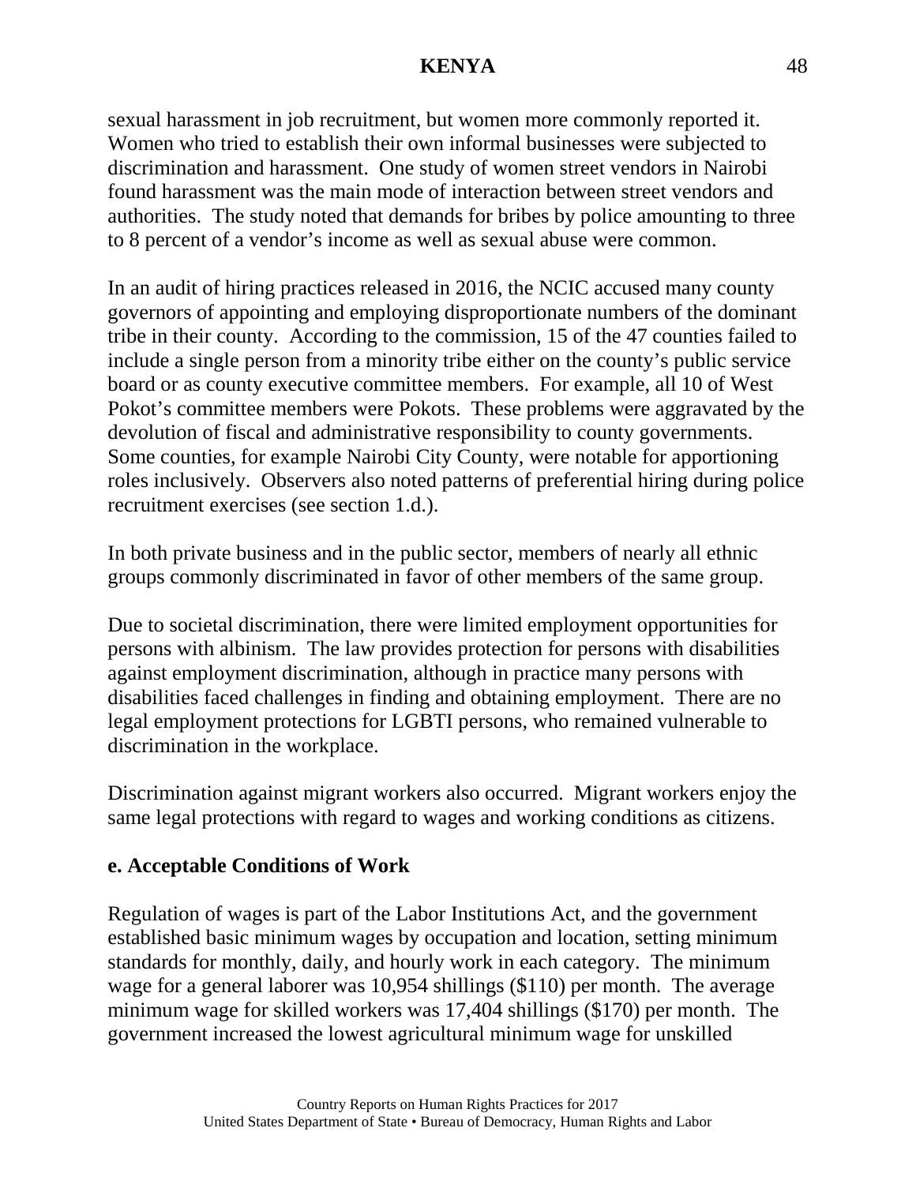sexual harassment in job recruitment, but women more commonly reported it. Women who tried to establish their own informal businesses were subjected to discrimination and harassment. One study of women street vendors in Nairobi found harassment was the main mode of interaction between street vendors and authorities. The study noted that demands for bribes by police amounting to three to 8 percent of a vendor's income as well as sexual abuse were common.

In an audit of hiring practices released in 2016, the NCIC accused many county governors of appointing and employing disproportionate numbers of the dominant tribe in their county. According to the commission, 15 of the 47 counties failed to include a single person from a minority tribe either on the county's public service board or as county executive committee members. For example, all 10 of West Pokot's committee members were Pokots. These problems were aggravated by the devolution of fiscal and administrative responsibility to county governments. Some counties, for example Nairobi City County, were notable for apportioning roles inclusively. Observers also noted patterns of preferential hiring during police recruitment exercises (see section 1.d.).

In both private business and in the public sector, members of nearly all ethnic groups commonly discriminated in favor of other members of the same group.

Due to societal discrimination, there were limited employment opportunities for persons with albinism. The law provides protection for persons with disabilities against employment discrimination, although in practice many persons with disabilities faced challenges in finding and obtaining employment. There are no legal employment protections for LGBTI persons, who remained vulnerable to discrimination in the workplace.

Discrimination against migrant workers also occurred. Migrant workers enjoy the same legal protections with regard to wages and working conditions as citizens.

## e. Acceptable Conditions of Work

Regulation of wages is part of the Labor Institutions Act, and the government established basic minimum wages by occupation and location, setting minimum standards for monthly, daily, and hourly work in each category. The minimum wage for a general laborer was 10,954 shillings ($110) per month. The average minimum wage for skilled workers was 17,404 shillings ($170) per month. The government increased the lowest agricultural minimum wage for unskilled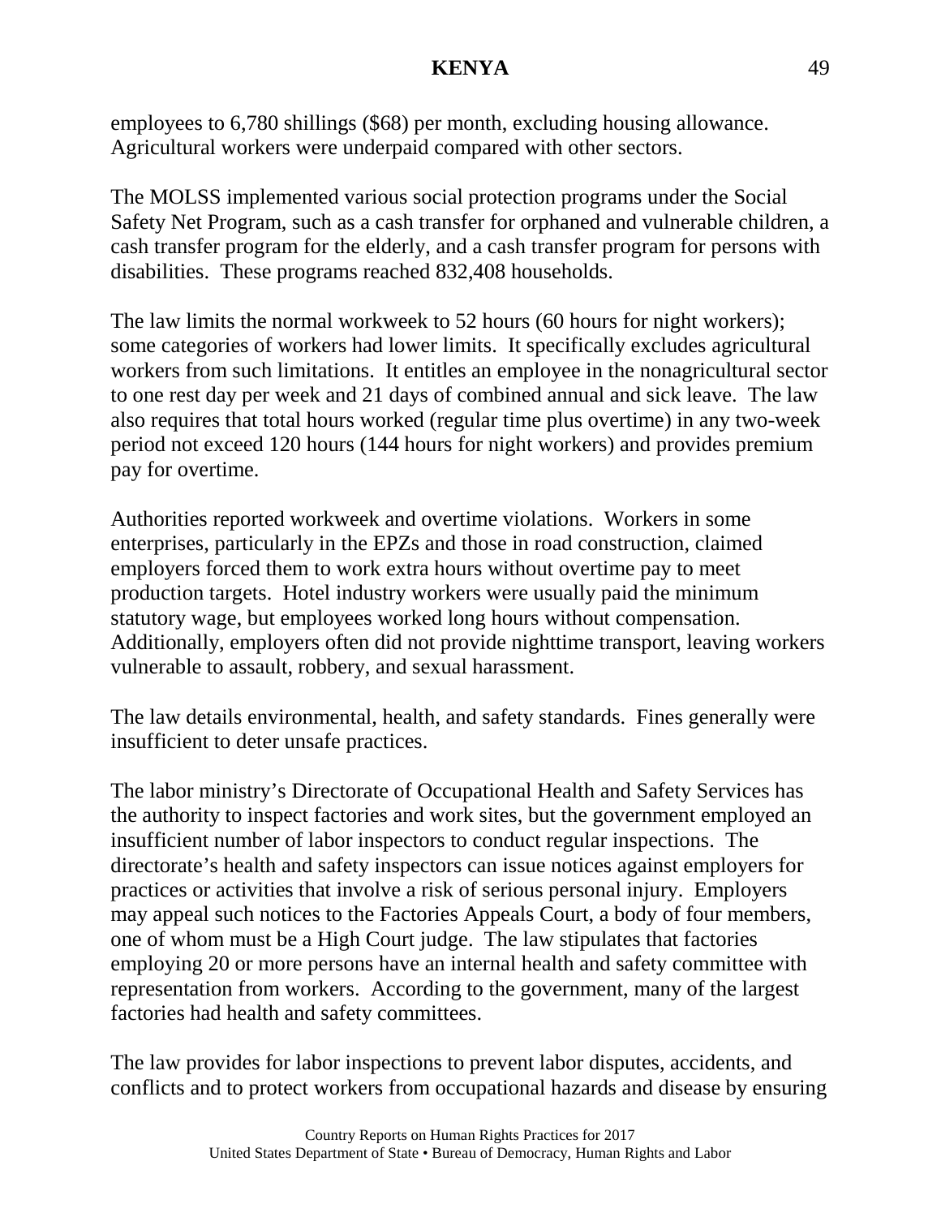employees to 6,780 shillings ($68) per month, excluding housing allowance. Agricultural workers were underpaid compared with other sectors.

The MOLSS implemented various social protection programs under the Social Safety Net Program, such as a cash transfer for orphaned and vulnerable children, a cash transfer program for the elderly, and a cash transfer program for persons with disabilities. These programs reached 832,408 households.

The law limits the normal workweek to 52 hours (60 hours for night workers); some categories of workers had lower limits. It specifically excludes agricultural workers from such limitations. It entitles an employee in the nonagricultural sector to one rest day per week and 21 days of combined annual and sick leave. The law also requires that total hours worked (regular time plus overtime) in any two-week period not exceed 120 hours (144 hours for night workers) and provides premium pay for overtime.

Authorities reported workweek and overtime violations. Workers in some enterprises, particularly in the EPZs and those in road construction, claimed employers forced them to work extra hours without overtime pay to meet production targets. Hotel industry workers were usually paid the minimum statutory wage, but employees worked long hours without compensation. Additionally, employers often did not provide nighttime transport, leaving workers vulnerable to assault, robbery, and sexual harassment.

The law details environmental, health, and safety standards. Fines generally were insufficient to deter unsafe practices.

The labor ministry's Directorate of Occupational Health and Safety Services has the authority to inspect factories and work sites, but the government employed an insufficient number of labor inspectors to conduct regular inspections. The directorate's health and safety inspectors can issue notices against employers for practices or activities that involve a risk of serious personal injury. Employers may appeal such notices to the Factories Appeals Court, a body of four members, one of whom must be a High Court judge. The law stipulates that factories employing 20 or more persons have an internal health and safety committee with representation from workers. According to the government, many of the largest factories had health and safety committees.

The law provides for labor inspections to prevent labor disputes, accidents, and conflicts and to protect workers from occupational hazards and disease by ensuring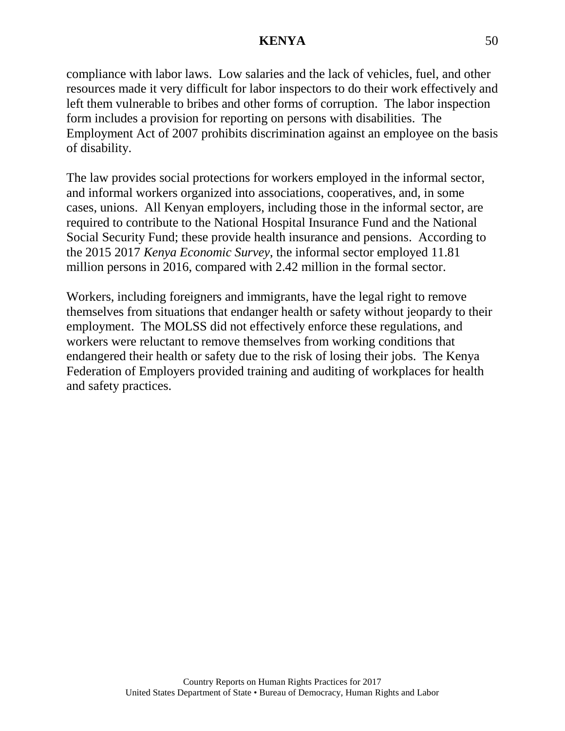compliance with labor laws. Low salaries and the lack of vehicles, fuel, and other resources made it very difficult for labor inspectors to do their work effectively and left them vulnerable to bribes and other forms of corruption. The labor inspection form includes a provision for reporting on persons with disabilities. The Employment Act of 2007 prohibits discrimination against an employee on the basis of disability.

The law provides social protections for workers employed in the informal sector, and informal workers organized into associations, cooperatives, and, in some cases, unions. All Kenyan employers, including those in the informal sector, are required to contribute to the National Hospital Insurance Fund and the National Social Security Fund; these provide health insurance and pensions. According to the 2015 2017 *Kenya Economic Survey*, the informal sector employed 11.81 million persons in 2016, compared with 2.42 million in the formal sector.

Workers, including foreigners and immigrants, have the legal right to remove themselves from situations that endanger health or safety without jeopardy to their employment. The MOLSS did not effectively enforce these regulations, and workers were reluctant to remove themselves from working conditions that endangered their health or safety due to the risk of losing their jobs. The Kenya Federation of Employers provided training and auditing of workplaces for health and safety practices.